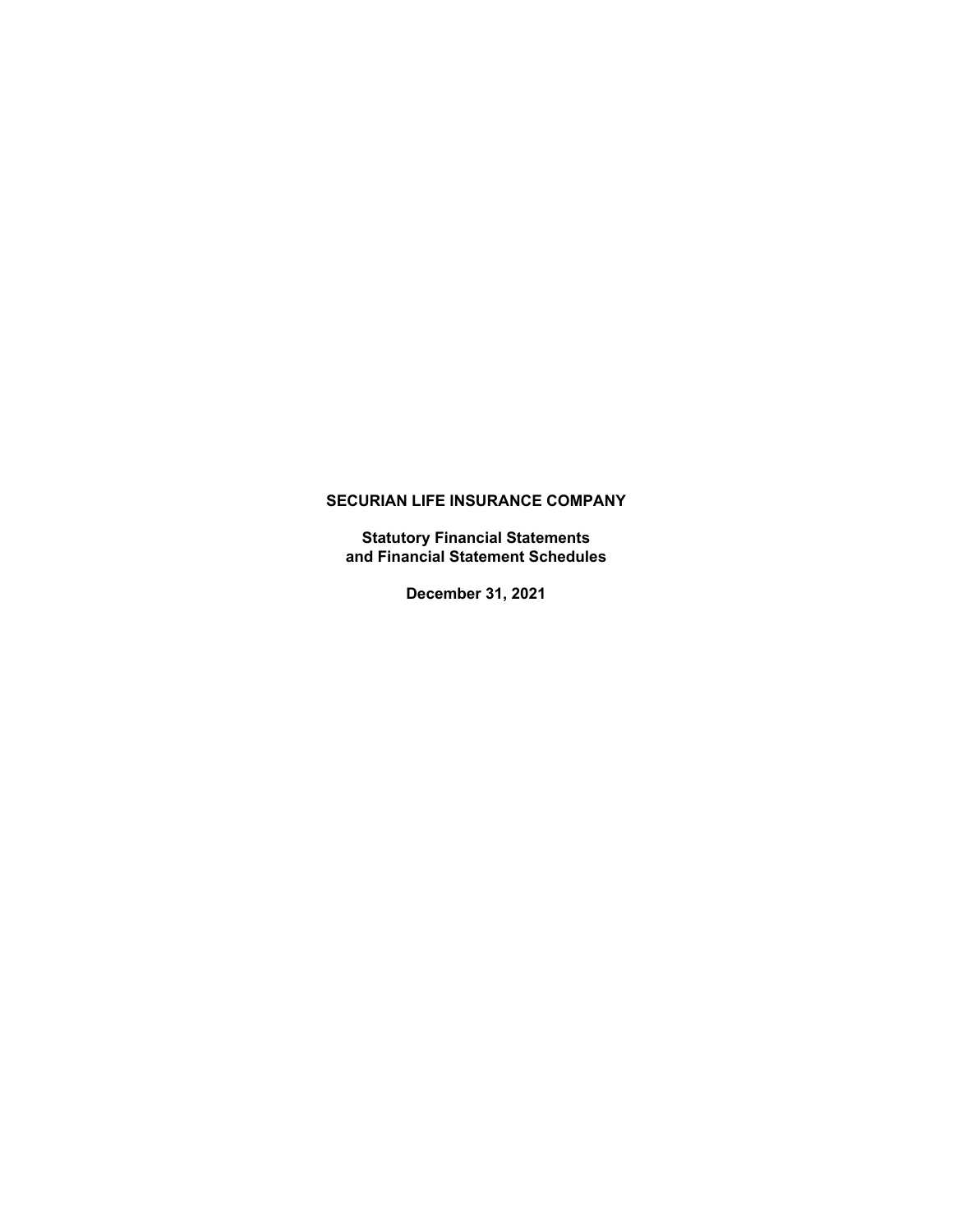# SECURIAN LIFE INSURANCE COMPANY

## Statutory Financial Statements
## and Financial Statement Schedules

### December 31, 2021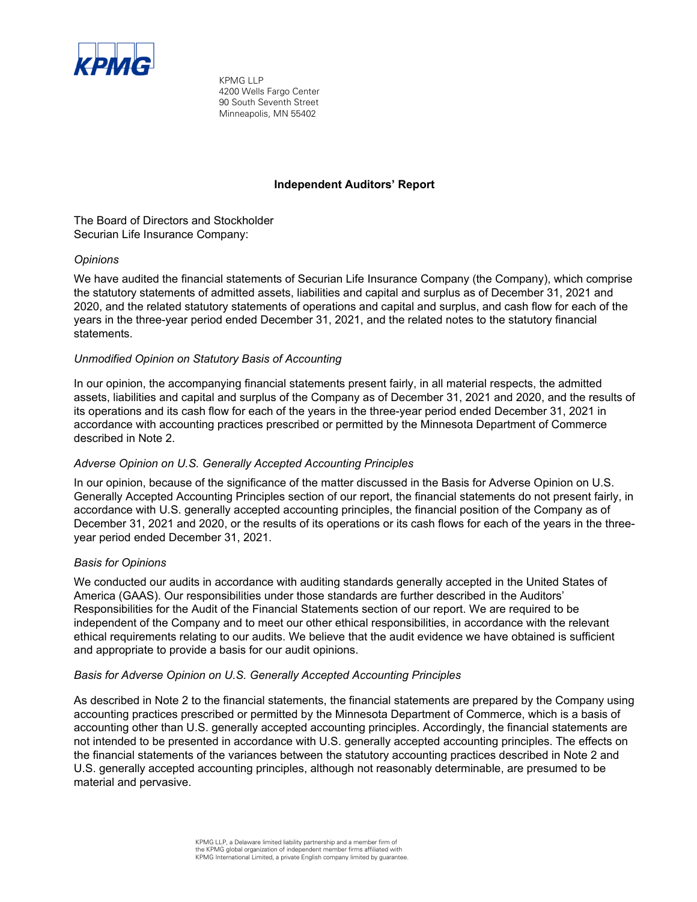KPMG LLP
4200 Wells Fargo Center
90 South Seventh Street
Minneapolis, MN 55402

# Independent Auditors' Report

The Board of Directors and Stockholder
Securian Life Insurance Company:

*Opinions*

We have audited the financial statements of Securian Life Insurance Company (the Company), which comprise the statutory statements of admitted assets, liabilities and capital and surplus as of December 31, 2021 and 2020, and the related statutory statements of operations and capital and surplus, and cash flow for each of the years in the three-year period ended December 31, 2021, and the related notes to the statutory financial statements.

*Unmodified Opinion on Statutory Basis of Accounting*

In our opinion, the accompanying financial statements present fairly, in all material respects, the admitted assets, liabilities and capital and surplus of the Company as of December 31, 2021 and 2020, and the results of its operations and its cash flow for each of the years in the three-year period ended December 31, 2021 in accordance with accounting practices prescribed or permitted by the Minnesota Department of Commerce described in Note 2.

*Adverse Opinion on U.S. Generally Accepted Accounting Principles*

In our opinion, because of the significance of the matter discussed in the Basis for Adverse Opinion on U.S. Generally Accepted Accounting Principles section of our report, the financial statements do not present fairly, in accordance with U.S. generally accepted accounting principles, the financial position of the Company as of December 31, 2021 and 2020, or the results of its operations or its cash flows for each of the years in the three-year period ended December 31, 2021.

*Basis for Opinions*

We conducted our audits in accordance with auditing standards generally accepted in the United States of America (GAAS). Our responsibilities under those standards are further described in the Auditors' Responsibilities for the Audit of the Financial Statements section of our report. We are required to be independent of the Company and to meet our other ethical responsibilities, in accordance with the relevant ethical requirements relating to our audits. We believe that the audit evidence we have obtained is sufficient and appropriate to provide a basis for our audit opinions.

*Basis for Adverse Opinion on U.S. Generally Accepted Accounting Principles*

As described in Note 2 to the financial statements, the financial statements are prepared by the Company using accounting practices prescribed or permitted by the Minnesota Department of Commerce, which is a basis of accounting other than U.S. generally accepted accounting principles. Accordingly, the financial statements are not intended to be presented in accordance with U.S. generally accepted accounting principles. The effects on the financial statements of the variances between the statutory accounting practices described in Note 2 and U.S. generally accepted accounting principles, although not reasonably determinable, are presumed to be material and pervasive.

KPMG LLP, a Delaware limited liability partnership and a member firm of the KPMG global organization of independent member firms affiliated with KPMG International Limited, a private English company limited by guarantee.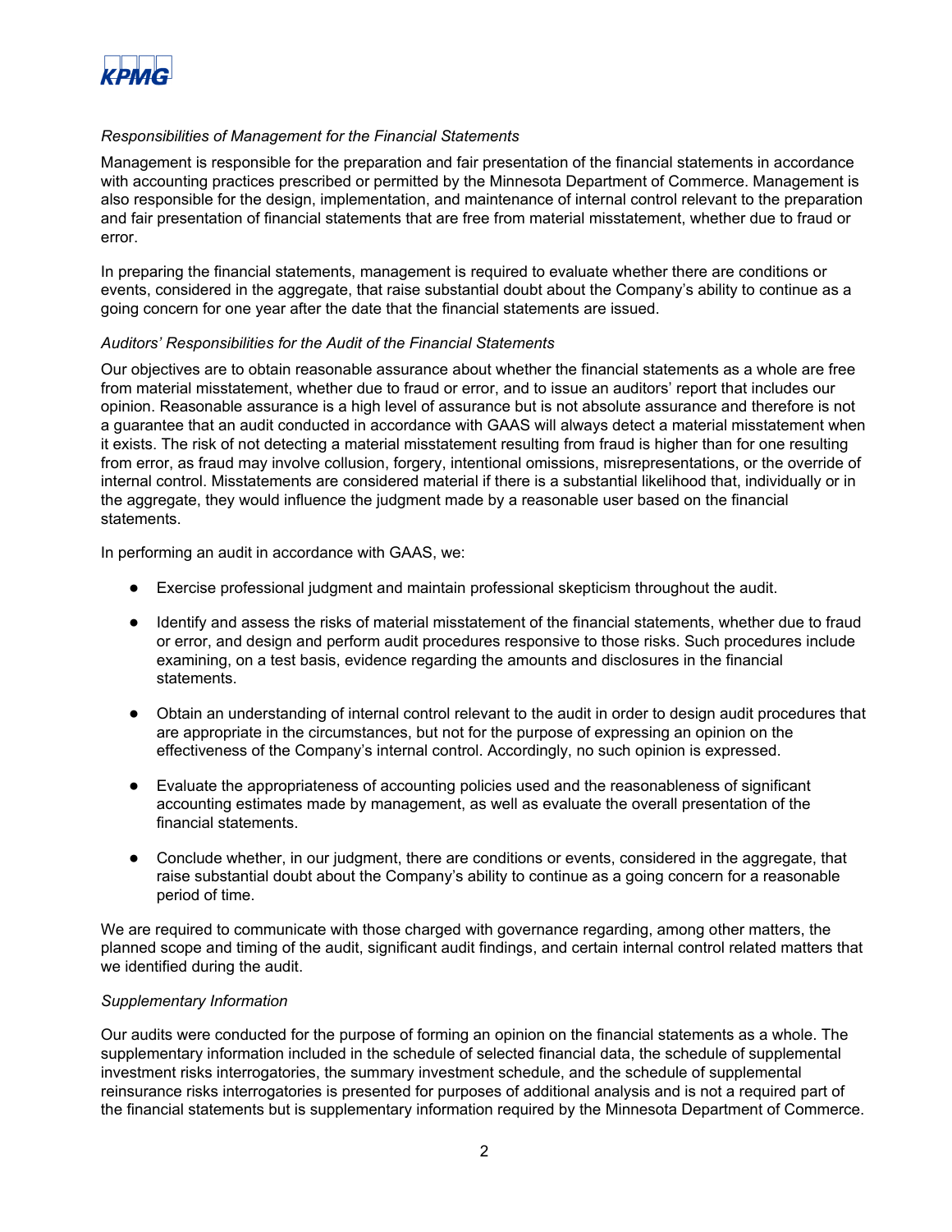*Responsibilities of Management for the Financial Statements*

Management is responsible for the preparation and fair presentation of the financial statements in accordance with accounting practices prescribed or permitted by the Minnesota Department of Commerce. Management is also responsible for the design, implementation, and maintenance of internal control relevant to the preparation and fair presentation of financial statements that are free from material misstatement, whether due to fraud or error.

In preparing the financial statements, management is required to evaluate whether there are conditions or events, considered in the aggregate, that raise substantial doubt about the Company's ability to continue as a going concern for one year after the date that the financial statements are issued.

*Auditors' Responsibilities for the Audit of the Financial Statements*

Our objectives are to obtain reasonable assurance about whether the financial statements as a whole are free from material misstatement, whether due to fraud or error, and to issue an auditors' report that includes our opinion. Reasonable assurance is a high level of assurance but is not absolute assurance and therefore is not a guarantee that an audit conducted in accordance with GAAS will always detect a material misstatement when it exists. The risk of not detecting a material misstatement resulting from fraud is higher than for one resulting from error, as fraud may involve collusion, forgery, intentional omissions, misrepresentations, or the override of internal control. Misstatements are considered material if there is a substantial likelihood that, individually or in the aggregate, they would influence the judgment made by a reasonable user based on the financial statements.

In performing an audit in accordance with GAAS, we:

- Exercise professional judgment and maintain professional skepticism throughout the audit.
- Identify and assess the risks of material misstatement of the financial statements, whether due to fraud or error, and design and perform audit procedures responsive to those risks. Such procedures include examining, on a test basis, evidence regarding the amounts and disclosures in the financial statements.
- Obtain an understanding of internal control relevant to the audit in order to design audit procedures that are appropriate in the circumstances, but not for the purpose of expressing an opinion on the effectiveness of the Company's internal control. Accordingly, no such opinion is expressed.
- Evaluate the appropriateness of accounting policies used and the reasonableness of significant accounting estimates made by management, as well as evaluate the overall presentation of the financial statements.
- Conclude whether, in our judgment, there are conditions or events, considered in the aggregate, that raise substantial doubt about the Company's ability to continue as a going concern for a reasonable period of time.

We are required to communicate with those charged with governance regarding, among other matters, the planned scope and timing of the audit, significant audit findings, and certain internal control related matters that we identified during the audit.

*Supplementary Information*

Our audits were conducted for the purpose of forming an opinion on the financial statements as a whole. The supplementary information included in the schedule of selected financial data, the schedule of supplemental investment risks interrogatories, the summary investment schedule, and the schedule of supplemental reinsurance risks interrogatories is presented for purposes of additional analysis and is not a required part of the financial statements but is supplementary information required by the Minnesota Department of Commerce.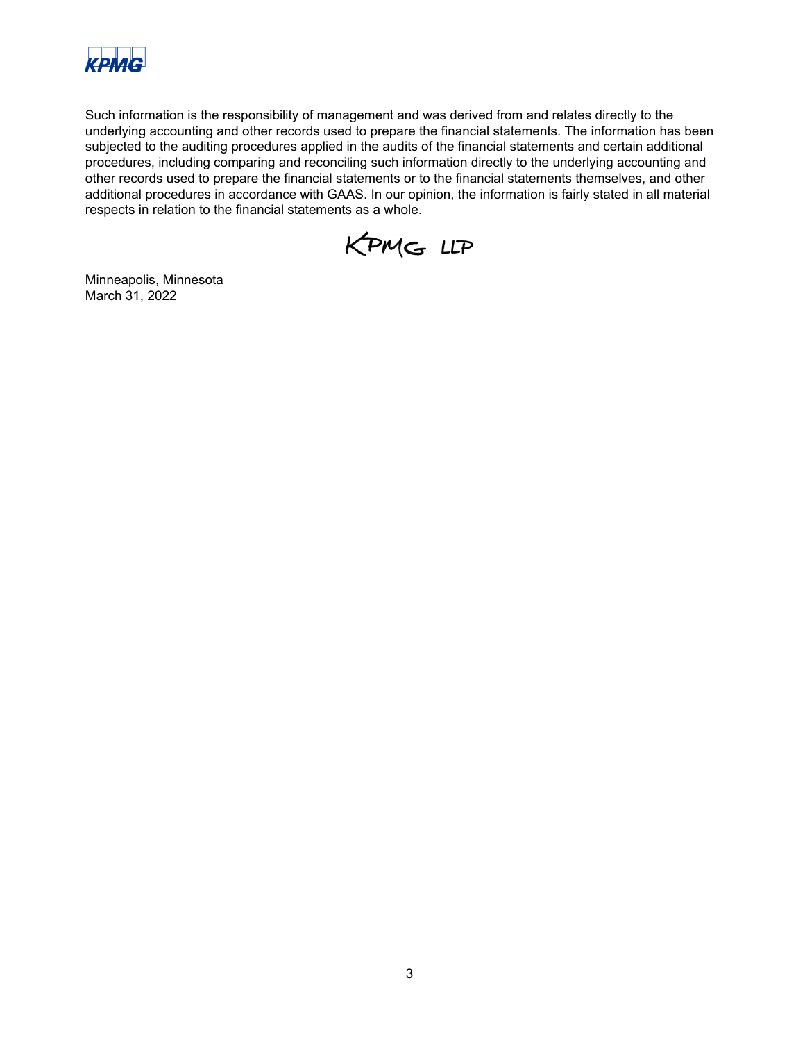Such information is the responsibility of management and was derived from and relates directly to the underlying accounting and other records used to prepare the financial statements. The information has been subjected to the auditing procedures applied in the audits of the financial statements and certain additional procedures, including comparing and reconciling such information directly to the underlying accounting and other records used to prepare the financial statements or to the financial statements themselves, and other additional procedures in accordance with GAAS. In our opinion, the information is fairly stated in all material respects in relation to the financial statements as a whole.

KPMG LLP

Minneapolis, Minnesota
March 31, 2022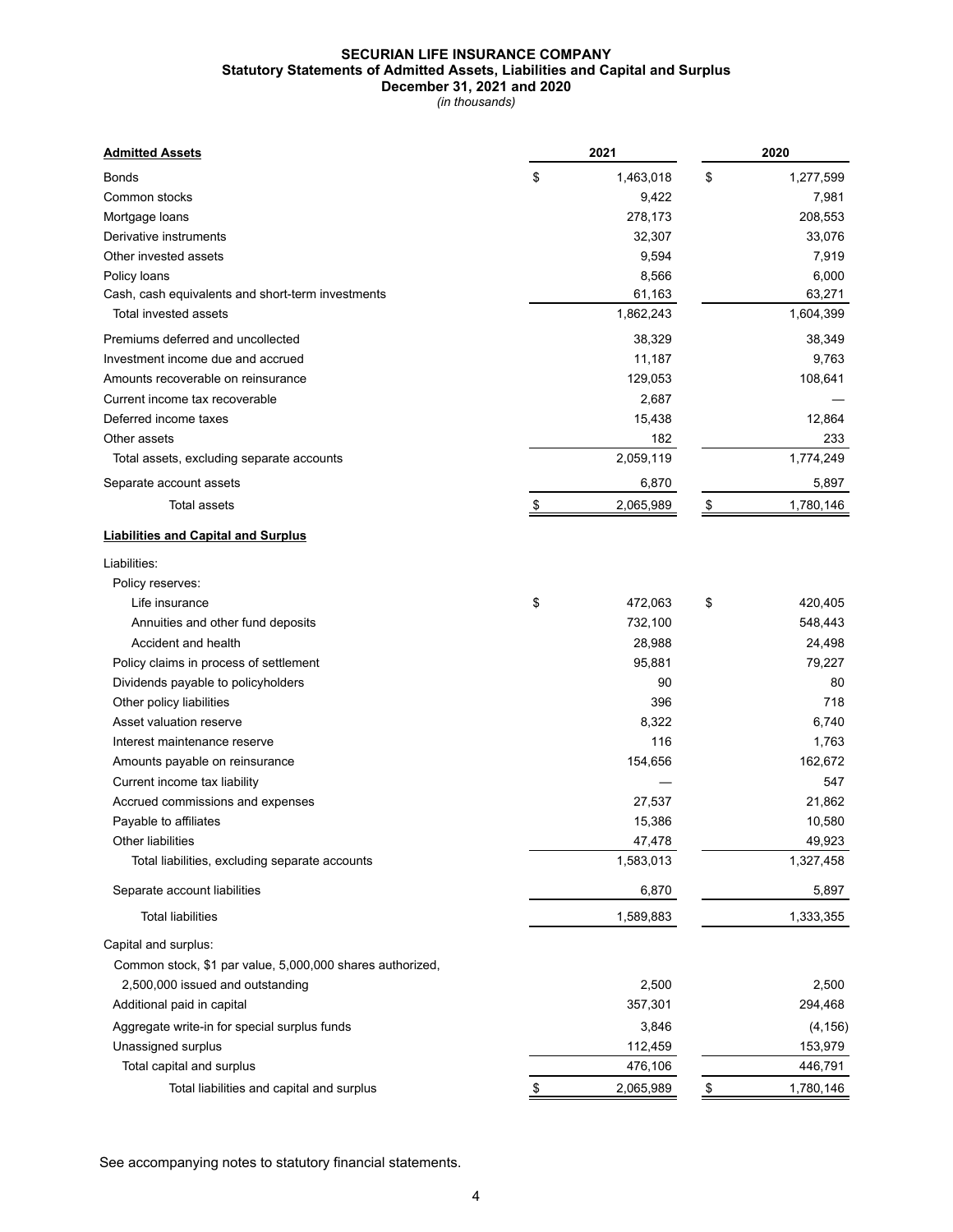**SECURIAN LIFE INSURANCE COMPANY**
**Statutory Statements of Admitted Assets, Liabilities and Capital and Surplus**
**December 31, 2021 and 2020**
*(in thousands)*

| **Admitted Assets** | 2021 | 2020 |
|---|---|---|
| Bonds | $ 1,463,018 | $ 1,277,599 |
| Common stocks | 9,422 | 7,981 |
| Mortgage loans | 278,173 | 208,553 |
| Derivative instruments | 32,307 | 33,076 |
| Other invested assets | 9,594 | 7,919 |
| Policy loans | 8,566 | 6,000 |
| Cash, cash equivalents and short-term investments | 61,163 | 63,271 |
| Total invested assets | 1,862,243 | 1,604,399 |
| Premiums deferred and uncollected | 38,329 | 38,349 |
| Investment income due and accrued | 11,187 | 9,763 |
| Amounts recoverable on reinsurance | 129,053 | 108,641 |
| Current income tax recoverable | 2,687 | — |
| Deferred income taxes | 15,438 | 12,864 |
| Other assets | 182 | 233 |
| Total assets, excluding separate accounts | 2,059,119 | 1,774,249 |
| Separate account assets | 6,870 | 5,897 |
| Total assets | $ 2,065,989 | $ 1,780,146 |
| **Liabilities and Capital and Surplus** | | |
| Liabilities: | | |
| Policy reserves: | | |
| Life insurance | $ 472,063 | $ 420,405 |
| Annuities and other fund deposits | 732,100 | 548,443 |
| Accident and health | 28,988 | 24,498 |
| Policy claims in process of settlement | 95,881 | 79,227 |
| Dividends payable to policyholders | 90 | 80 |
| Other policy liabilities | 396 | 718 |
| Asset valuation reserve | 8,322 | 6,740 |
| Interest maintenance reserve | 116 | 1,763 |
| Amounts payable on reinsurance | 154,656 | 162,672 |
| Current income tax liability | — | 547 |
| Accrued commissions and expenses | 27,537 | 21,862 |
| Payable to affiliates | 15,386 | 10,580 |
| Other liabilities | 47,478 | 49,923 |
| Total liabilities, excluding separate accounts | 1,583,013 | 1,327,458 |
| Separate account liabilities | 6,870 | 5,897 |
| Total liabilities | 1,589,883 | 1,333,355 |
| Capital and surplus: | | |
| Common stock, $1 par value, 5,000,000 shares authorized, 2,500,000 issued and outstanding | 2,500 | 2,500 |
| Additional paid in capital | 357,301 | 294,468 |
| Aggregate write-in for special surplus funds | 3,846 | (4,156) |
| Unassigned surplus | 112,459 | 153,979 |
| Total capital and surplus | 476,106 | 446,791 |
| Total liabilities and capital and surplus | $ 2,065,989 | $ 1,780,146 |

See accompanying notes to statutory financial statements.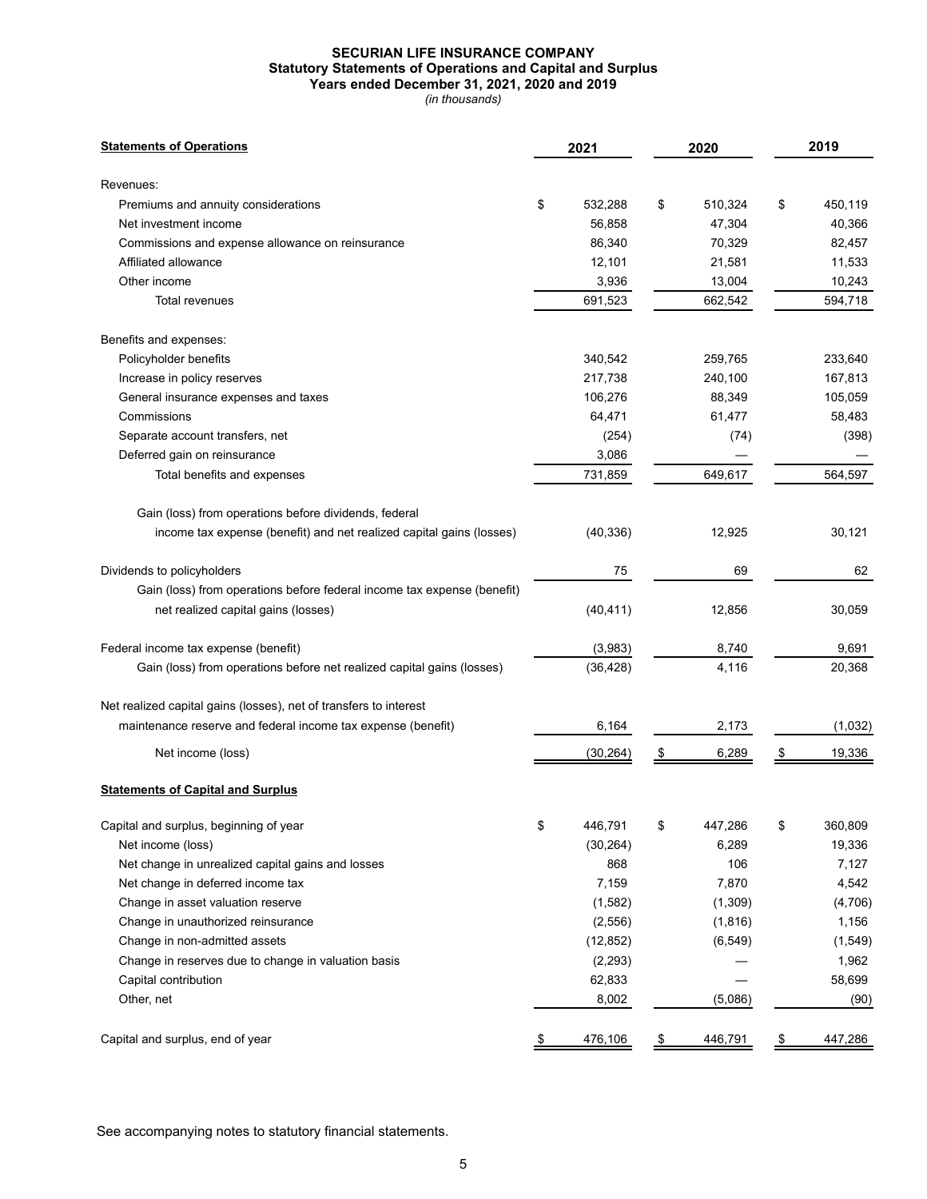# SECURIAN LIFE INSURANCE COMPANY
## Statutory Statements of Operations and Capital and Surplus
### Years ended December 31, 2021, 2020 and 2019
*(in thousands)*

| **Statements of Operations** | 2021 | 2020 | 2019 |
|---|---|---|---|
| Revenues: | | | |
| Premiums and annuity considerations | $ 532,288 | $ 510,324 | $ 450,119 |
| Net investment income | 56,858 | 47,304 | 40,366 |
| Commissions and expense allowance on reinsurance | 86,340 | 70,329 | 82,457 |
| Affiliated allowance | 12,101 | 21,581 | 11,533 |
| Other income | 3,936 | 13,004 | 10,243 |
| Total revenues | 691,523 | 662,542 | 594,718 |
| Benefits and expenses: | | | |
| Policyholder benefits | 340,542 | 259,765 | 233,640 |
| Increase in policy reserves | 217,738 | 240,100 | 167,813 |
| General insurance expenses and taxes | 106,276 | 88,349 | 105,059 |
| Commissions | 64,471 | 61,477 | 58,483 |
| Separate account transfers, net | (254) | (74) | (398) |
| Deferred gain on reinsurance | 3,086 | — | — |
| Total benefits and expenses | 731,859 | 649,617 | 564,597 |
| Gain (loss) from operations before dividends, federal income tax expense (benefit) and net realized capital gains (losses) | (40,336) | 12,925 | 30,121 |
| Dividends to policyholders | 75 | 69 | 62 |
| Gain (loss) from operations before federal income tax expense (benefit) net realized capital gains (losses) | (40,411) | 12,856 | 30,059 |
| Federal income tax expense (benefit) | (3,983) | 8,740 | 9,691 |
| Gain (loss) from operations before net realized capital gains (losses) | (36,428) | 4,116 | 20,368 |
| Net realized capital gains (losses), net of transfers to interest maintenance reserve and federal income tax expense (benefit) | 6,164 | 2,173 | (1,032) |
| Net income (loss) | (30,264) | $ 6,289 | $ 19,336 |

| **Statements of Capital and Surplus** | 2021 | 2020 | 2019 |
|---|---|---|---|
| Capital and surplus, beginning of year | $ 446,791 | $ 447,286 | $ 360,809 |
| Net income (loss) | (30,264) | 6,289 | 19,336 |
| Net change in unrealized capital gains and losses | 868 | 106 | 7,127 |
| Net change in deferred income tax | 7,159 | 7,870 | 4,542 |
| Change in asset valuation reserve | (1,582) | (1,309) | (4,706) |
| Change in unauthorized reinsurance | (2,556) | (1,816) | 1,156 |
| Change in non-admitted assets | (12,852) | (6,549) | (1,549) |
| Change in reserves due to change in valuation basis | (2,293) | — | 1,962 |
| Capital contribution | 62,833 | — | 58,699 |
| Other, net | 8,002 | (5,086) | (90) |
| Capital and surplus, end of year | $ 476,106 | $ 446,791 | $ 447,286 |

See accompanying notes to statutory financial statements.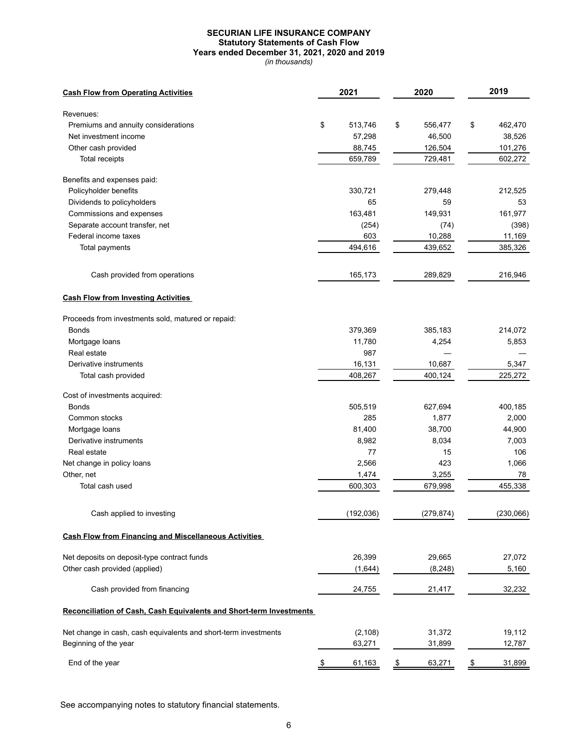**SECURIAN LIFE INSURANCE COMPANY**
**Statutory Statements of Cash Flow**
**Years ended December 31, 2021, 2020 and 2019**
*(in thousands)*

| **Cash Flow from Operating Activities** | 2021 | 2020 | 2019 |
|---|---|---|---|
| Revenues: | | | |
| Premiums and annuity considerations | $ 513,746 | $ 556,477 | $ 462,470 |
| Net investment income | 57,298 | 46,500 | 38,526 |
| Other cash provided | 88,745 | 126,504 | 101,276 |
| Total receipts | 659,789 | 729,481 | 602,272 |
| Benefits and expenses paid: | | | |
| Policyholder benefits | 330,721 | 279,448 | 212,525 |
| Dividends to policyholders | 65 | 59 | 53 |
| Commissions and expenses | 163,481 | 149,931 | 161,977 |
| Separate account transfer, net | (254) | (74) | (398) |
| Federal income taxes | 603 | 10,288 | 11,169 |
| Total payments | 494,616 | 439,652 | 385,326 |
| Cash provided from operations | 165,173 | 289,829 | 216,946 |
| **Cash Flow from Investing Activities** | | | |
| Proceeds from investments sold, matured or repaid: | | | |
| Bonds | 379,369 | 385,183 | 214,072 |
| Mortgage loans | 11,780 | 4,254 | 5,853 |
| Real estate | 987 | — | — |
| Derivative instruments | 16,131 | 10,687 | 5,347 |
| Total cash provided | 408,267 | 400,124 | 225,272 |
| Cost of investments acquired: | | | |
| Bonds | 505,519 | 627,694 | 400,185 |
| Common stocks | 285 | 1,877 | 2,000 |
| Mortgage loans | 81,400 | 38,700 | 44,900 |
| Derivative instruments | 8,982 | 8,034 | 7,003 |
| Real estate | 77 | 15 | 106 |
| Net change in policy loans | 2,566 | 423 | 1,066 |
| Other, net | 1,474 | 3,255 | 78 |
| Total cash used | 600,303 | 679,998 | 455,338 |
| Cash applied to investing | (192,036) | (279,874) | (230,066) |
| **Cash Flow from Financing and Miscellaneous Activities** | | | |
| Net deposits on deposit-type contract funds | 26,399 | 29,665 | 27,072 |
| Other cash provided (applied) | (1,644) | (8,248) | 5,160 |
| Cash provided from financing | 24,755 | 21,417 | 32,232 |
| **Reconciliation of Cash, Cash Equivalents and Short-term Investments** | | | |
| Net change in cash, cash equivalents and short-term investments | (2,108) | 31,372 | 19,112 |
| Beginning of the year | 63,271 | 31,899 | 12,787 |
| End of the year | $ 61,163 | $ 63,271 | $ 31,899 |

See accompanying notes to statutory financial statements.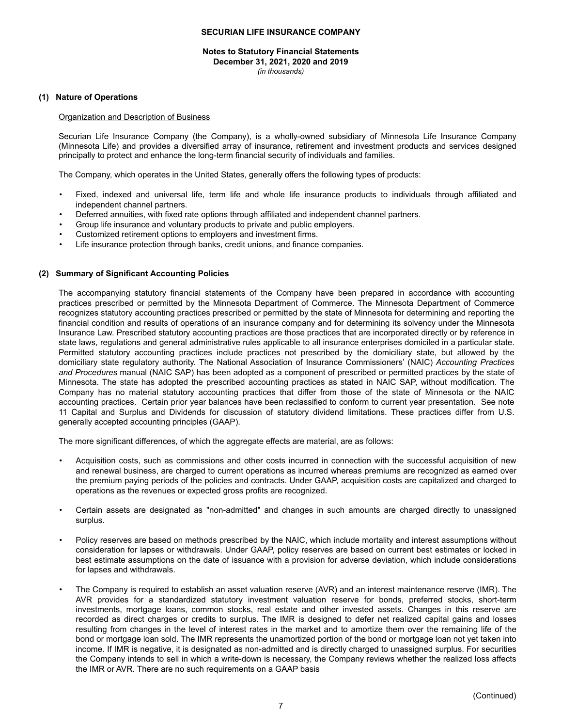# SECURIAN LIFE INSURANCE COMPANY

**Notes to Statutory Financial Statements**
**December 31, 2021, 2020 and 2019**
*(in thousands)*

## (1) Nature of Operations

Organization and Description of Business

Securian Life Insurance Company (the Company), is a wholly-owned subsidiary of Minnesota Life Insurance Company (Minnesota Life) and provides a diversified array of insurance, retirement and investment products and services designed principally to protect and enhance the long-term financial security of individuals and families.

The Company, which operates in the United States, generally offers the following types of products:

- Fixed, indexed and universal life, term life and whole life insurance products to individuals through affiliated and independent channel partners.
- Deferred annuities, with fixed rate options through affiliated and independent channel partners.
- Group life insurance and voluntary products to private and public employers.
- Customized retirement options to employers and investment firms.
- Life insurance protection through banks, credit unions, and finance companies.

## (2) Summary of Significant Accounting Policies

The accompanying statutory financial statements of the Company have been prepared in accordance with accounting practices prescribed or permitted by the Minnesota Department of Commerce. The Minnesota Department of Commerce recognizes statutory accounting practices prescribed or permitted by the state of Minnesota for determining and reporting the financial condition and results of operations of an insurance company and for determining its solvency under the Minnesota Insurance Law. Prescribed statutory accounting practices are those practices that are incorporated directly or by reference in state laws, regulations and general administrative rules applicable to all insurance enterprises domiciled in a particular state. Permitted statutory accounting practices include practices not prescribed by the domiciliary state, but allowed by the domiciliary state regulatory authority. The National Association of Insurance Commissioners' (NAIC) *Accounting Practices and Procedures* manual (NAIC SAP) has been adopted as a component of prescribed or permitted practices by the state of Minnesota. The state has adopted the prescribed accounting practices as stated in NAIC SAP, without modification. The Company has no material statutory accounting practices that differ from those of the state of Minnesota or the NAIC accounting practices. Certain prior year balances have been reclassified to conform to current year presentation. See note 11 Capital and Surplus and Dividends for discussion of statutory dividend limitations. These practices differ from U.S. generally accepted accounting principles (GAAP).

The more significant differences, of which the aggregate effects are material, are as follows:

- Acquisition costs, such as commissions and other costs incurred in connection with the successful acquisition of new and renewal business, are charged to current operations as incurred whereas premiums are recognized as earned over the premium paying periods of the policies and contracts. Under GAAP, acquisition costs are capitalized and charged to operations as the revenues or expected gross profits are recognized.

- Certain assets are designated as "non-admitted" and changes in such amounts are charged directly to unassigned surplus.

- Policy reserves are based on methods prescribed by the NAIC, which include mortality and interest assumptions without consideration for lapses or withdrawals. Under GAAP, policy reserves are based on current best estimates or locked in best estimate assumptions on the date of issuance with a provision for adverse deviation, which include considerations for lapses and withdrawals.

- The Company is required to establish an asset valuation reserve (AVR) and an interest maintenance reserve (IMR). The AVR provides for a standardized statutory investment valuation reserve for bonds, preferred stocks, short-term investments, mortgage loans, common stocks, real estate and other invested assets. Changes in this reserve are recorded as direct charges or credits to surplus. The IMR is designed to defer net realized capital gains and losses resulting from changes in the level of interest rates in the market and to amortize them over the remaining life of the bond or mortgage loan sold. The IMR represents the unamortized portion of the bond or mortgage loan not yet taken into income. If IMR is negative, it is designated as non-admitted and is directly charged to unassigned surplus. For securities the Company intends to sell in which a write-down is necessary, the Company reviews whether the realized loss affects the IMR or AVR. There are no such requirements on a GAAP basis

(Continued)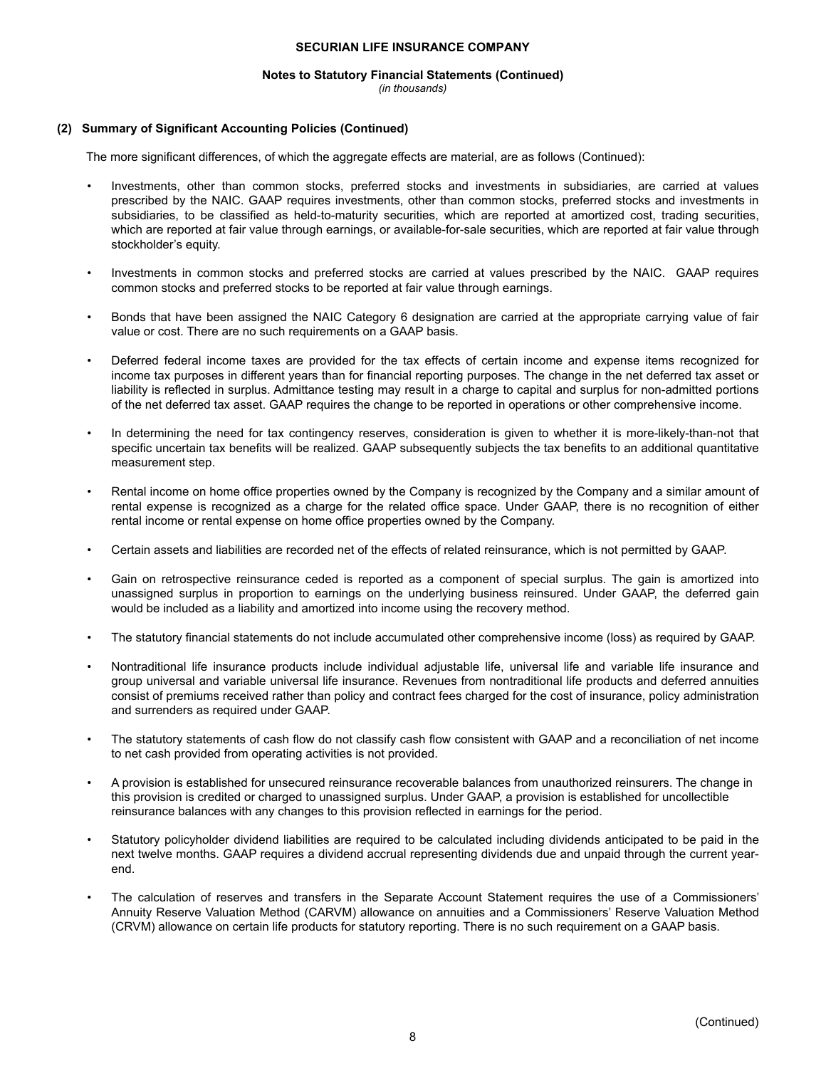## (2) Summary of Significant Accounting Policies (Continued)

The more significant differences, of which the aggregate effects are material, are as follows (Continued):

- Investments, other than common stocks, preferred stocks and investments in subsidiaries, are carried at values prescribed by the NAIC. GAAP requires investments, other than common stocks, preferred stocks and investments in subsidiaries, to be classified as held-to-maturity securities, which are reported at amortized cost, trading securities, which are reported at fair value through earnings, or available-for-sale securities, which are reported at fair value through stockholder's equity.

- Investments in common stocks and preferred stocks are carried at values prescribed by the NAIC. GAAP requires common stocks and preferred stocks to be reported at fair value through earnings.

- Bonds that have been assigned the NAIC Category 6 designation are carried at the appropriate carrying value of fair value or cost. There are no such requirements on a GAAP basis.

- Deferred federal income taxes are provided for the tax effects of certain income and expense items recognized for income tax purposes in different years than for financial reporting purposes. The change in the net deferred tax asset or liability is reflected in surplus. Admittance testing may result in a charge to capital and surplus for non-admitted portions of the net deferred tax asset. GAAP requires the change to be reported in operations or other comprehensive income.

- In determining the need for tax contingency reserves, consideration is given to whether it is more-likely-than-not that specific uncertain tax benefits will be realized. GAAP subsequently subjects the tax benefits to an additional quantitative measurement step.

- Rental income on home office properties owned by the Company is recognized by the Company and a similar amount of rental expense is recognized as a charge for the related office space. Under GAAP, there is no recognition of either rental income or rental expense on home office properties owned by the Company.

- Certain assets and liabilities are recorded net of the effects of related reinsurance, which is not permitted by GAAP.

- Gain on retrospective reinsurance ceded is reported as a component of special surplus. The gain is amortized into unassigned surplus in proportion to earnings on the underlying business reinsured. Under GAAP, the deferred gain would be included as a liability and amortized into income using the recovery method.

- The statutory financial statements do not include accumulated other comprehensive income (loss) as required by GAAP.

- Nontraditional life insurance products include individual adjustable life, universal life and variable life insurance and group universal and variable universal life insurance. Revenues from nontraditional life products and deferred annuities consist of premiums received rather than policy and contract fees charged for the cost of insurance, policy administration and surrenders as required under GAAP.

- The statutory statements of cash flow do not classify cash flow consistent with GAAP and a reconciliation of net income to net cash provided from operating activities is not provided.

- A provision is established for unsecured reinsurance recoverable balances from unauthorized reinsurers. The change in this provision is credited or charged to unassigned surplus. Under GAAP, a provision is established for uncollectible reinsurance balances with any changes to this provision reflected in earnings for the period.

- Statutory policyholder dividend liabilities are required to be calculated including dividends anticipated to be paid in the next twelve months. GAAP requires a dividend accrual representing dividends due and unpaid through the current year-end.

- The calculation of reserves and transfers in the Separate Account Statement requires the use of a Commissioners' Annuity Reserve Valuation Method (CARVM) allowance on annuities and a Commissioners' Reserve Valuation Method (CRVM) allowance on certain life products for statutory reporting. There is no such requirement on a GAAP basis.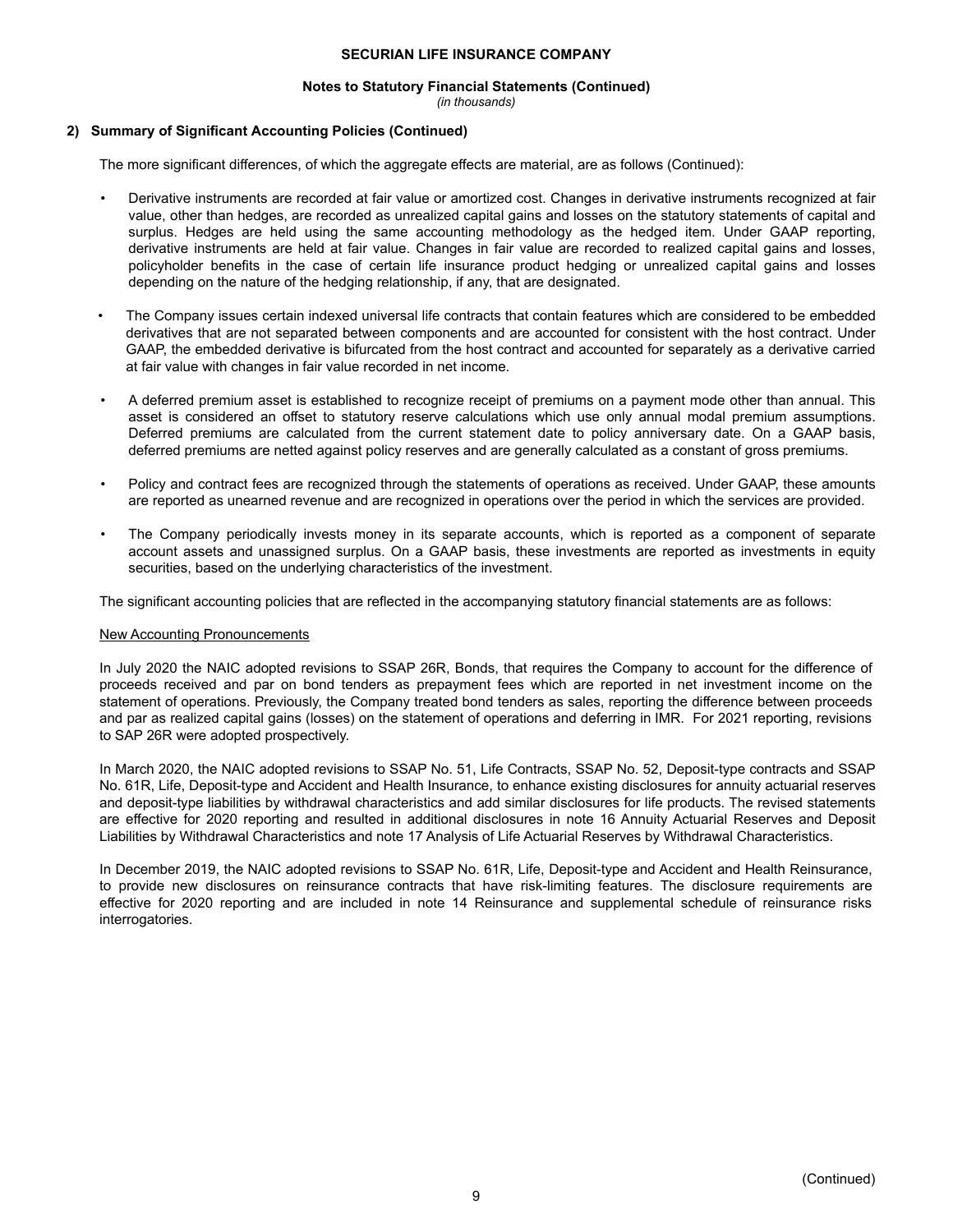## 2) Summary of Significant Accounting Policies (Continued)

The more significant differences, of which the aggregate effects are material, are as follows (Continued):

- Derivative instruments are recorded at fair value or amortized cost. Changes in derivative instruments recognized at fair value, other than hedges, are recorded as unrealized capital gains and losses on the statutory statements of capital and surplus. Hedges are held using the same accounting methodology as the hedged item. Under GAAP reporting, derivative instruments are held at fair value. Changes in fair value are recorded to realized capital gains and losses, policyholder benefits in the case of certain life insurance product hedging or unrealized capital gains and losses depending on the nature of the hedging relationship, if any, that are designated.

- The Company issues certain indexed universal life contracts that contain features which are considered to be embedded derivatives that are not separated between components and are accounted for consistent with the host contract. Under GAAP, the embedded derivative is bifurcated from the host contract and accounted for separately as a derivative carried at fair value with changes in fair value recorded in net income.

- A deferred premium asset is established to recognize receipt of premiums on a payment mode other than annual. This asset is considered an offset to statutory reserve calculations which use only annual modal premium assumptions. Deferred premiums are calculated from the current statement date to policy anniversary date. On a GAAP basis, deferred premiums are netted against policy reserves and are generally calculated as a constant of gross premiums.

- Policy and contract fees are recognized through the statements of operations as received. Under GAAP, these amounts are reported as unearned revenue and are recognized in operations over the period in which the services are provided.

- The Company periodically invests money in its separate accounts, which is reported as a component of separate account assets and unassigned surplus. On a GAAP basis, these investments are reported as investments in equity securities, based on the underlying characteristics of the investment.

The significant accounting policies that are reflected in the accompanying statutory financial statements are as follows:

New Accounting Pronouncements

In July 2020 the NAIC adopted revisions to SSAP 26R, Bonds, that requires the Company to account for the difference of proceeds received and par on bond tenders as prepayment fees which are reported in net investment income on the statement of operations. Previously, the Company treated bond tenders as sales, reporting the difference between proceeds and par as realized capital gains (losses) on the statement of operations and deferring in IMR. For 2021 reporting, revisions to SAP 26R were adopted prospectively.

In March 2020, the NAIC adopted revisions to SSAP No. 51, Life Contracts, SSAP No. 52, Deposit-type contracts and SSAP No. 61R, Life, Deposit-type and Accident and Health Insurance, to enhance existing disclosures for annuity actuarial reserves and deposit-type liabilities by withdrawal characteristics and add similar disclosures for life products. The revised statements are effective for 2020 reporting and resulted in additional disclosures in note 16 Annuity Actuarial Reserves and Deposit Liabilities by Withdrawal Characteristics and note 17 Analysis of Life Actuarial Reserves by Withdrawal Characteristics.

In December 2019, the NAIC adopted revisions to SSAP No. 61R, Life, Deposit-type and Accident and Health Reinsurance, to provide new disclosures on reinsurance contracts that have risk-limiting features. The disclosure requirements are effective for 2020 reporting and are included in note 14 Reinsurance and supplemental schedule of reinsurance risks interrogatories.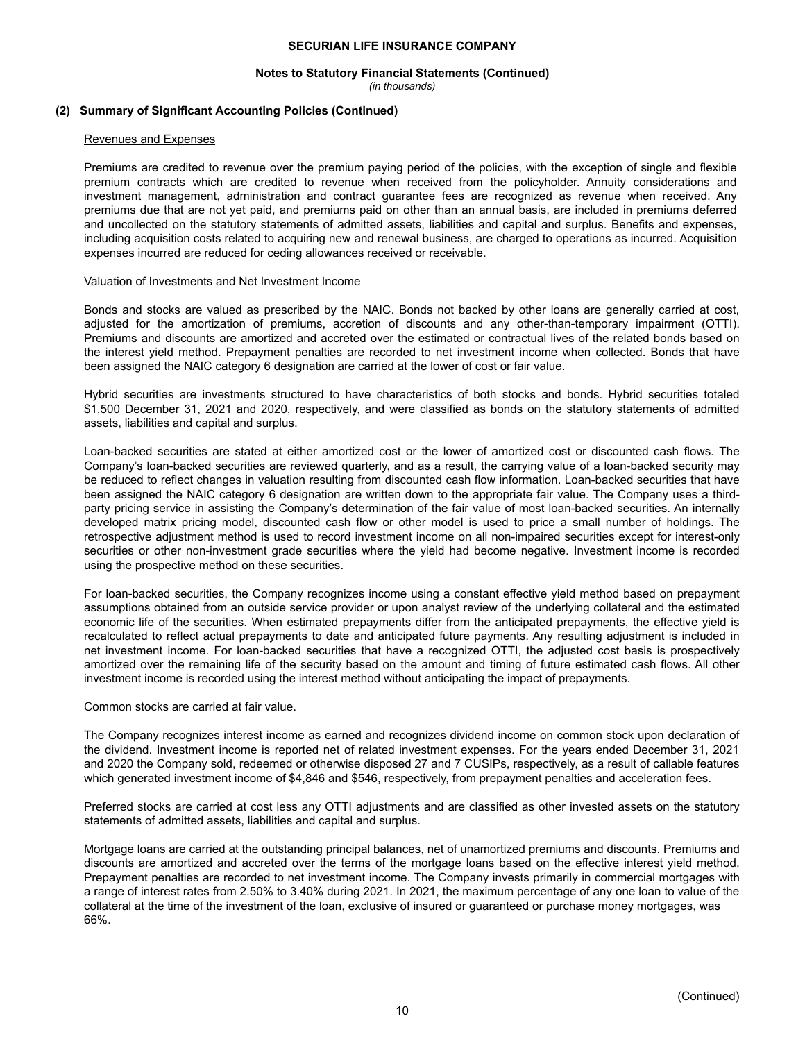## (2) Summary of Significant Accounting Policies (Continued)

### Revenues and Expenses

Premiums are credited to revenue over the premium paying period of the policies, with the exception of single and flexible premium contracts which are credited to revenue when received from the policyholder. Annuity considerations and investment management, administration and contract guarantee fees are recognized as revenue when received. Any premiums due that are not yet paid, and premiums paid on other than an annual basis, are included in premiums deferred and uncollected on the statutory statements of admitted assets, liabilities and capital and surplus. Benefits and expenses, including acquisition costs related to acquiring new and renewal business, are charged to operations as incurred. Acquisition expenses incurred are reduced for ceding allowances received or receivable.

### Valuation of Investments and Net Investment Income

Bonds and stocks are valued as prescribed by the NAIC. Bonds not backed by other loans are generally carried at cost, adjusted for the amortization of premiums, accretion of discounts and any other-than-temporary impairment (OTTI). Premiums and discounts are amortized and accreted over the estimated or contractual lives of the related bonds based on the interest yield method. Prepayment penalties are recorded to net investment income when collected. Bonds that have been assigned the NAIC category 6 designation are carried at the lower of cost or fair value.

Hybrid securities are investments structured to have characteristics of both stocks and bonds. Hybrid securities totaled $1,500 December 31, 2021 and 2020, respectively, and were classified as bonds on the statutory statements of admitted assets, liabilities and capital and surplus.

Loan-backed securities are stated at either amortized cost or the lower of amortized cost or discounted cash flows. The Company's loan-backed securities are reviewed quarterly, and as a result, the carrying value of a loan-backed security may be reduced to reflect changes in valuation resulting from discounted cash flow information. Loan-backed securities that have been assigned the NAIC category 6 designation are written down to the appropriate fair value. The Company uses a third-party pricing service in assisting the Company's determination of the fair value of most loan-backed securities. An internally developed matrix pricing model, discounted cash flow or other model is used to price a small number of holdings. The retrospective adjustment method is used to record investment income on all non-impaired securities except for interest-only securities or other non-investment grade securities where the yield had become negative. Investment income is recorded using the prospective method on these securities.

For loan-backed securities, the Company recognizes income using a constant effective yield method based on prepayment assumptions obtained from an outside service provider or upon analyst review of the underlying collateral and the estimated economic life of the securities. When estimated prepayments differ from the anticipated prepayments, the effective yield is recalculated to reflect actual prepayments to date and anticipated future payments. Any resulting adjustment is included in net investment income. For loan-backed securities that have a recognized OTTI, the adjusted cost basis is prospectively amortized over the remaining life of the security based on the amount and timing of future estimated cash flows. All other investment income is recorded using the interest method without anticipating the impact of prepayments.

Common stocks are carried at fair value.

The Company recognizes interest income as earned and recognizes dividend income on common stock upon declaration of the dividend. Investment income is reported net of related investment expenses. For the years ended December 31, 2021 and 2020 the Company sold, redeemed or otherwise disposed 27 and 7 CUSIPs, respectively, as a result of callable features which generated investment income of $4,846 and $546, respectively, from prepayment penalties and acceleration fees.

Preferred stocks are carried at cost less any OTTI adjustments and are classified as other invested assets on the statutory statements of admitted assets, liabilities and capital and surplus.

Mortgage loans are carried at the outstanding principal balances, net of unamortized premiums and discounts. Premiums and discounts are amortized and accreted over the terms of the mortgage loans based on the effective interest yield method. Prepayment penalties are recorded to net investment income. The Company invests primarily in commercial mortgages with a range of interest rates from 2.50% to 3.40% during 2021. In 2021, the maximum percentage of any one loan to value of the collateral at the time of the investment of the loan, exclusive of insured or guaranteed or purchase money mortgages, was 66%.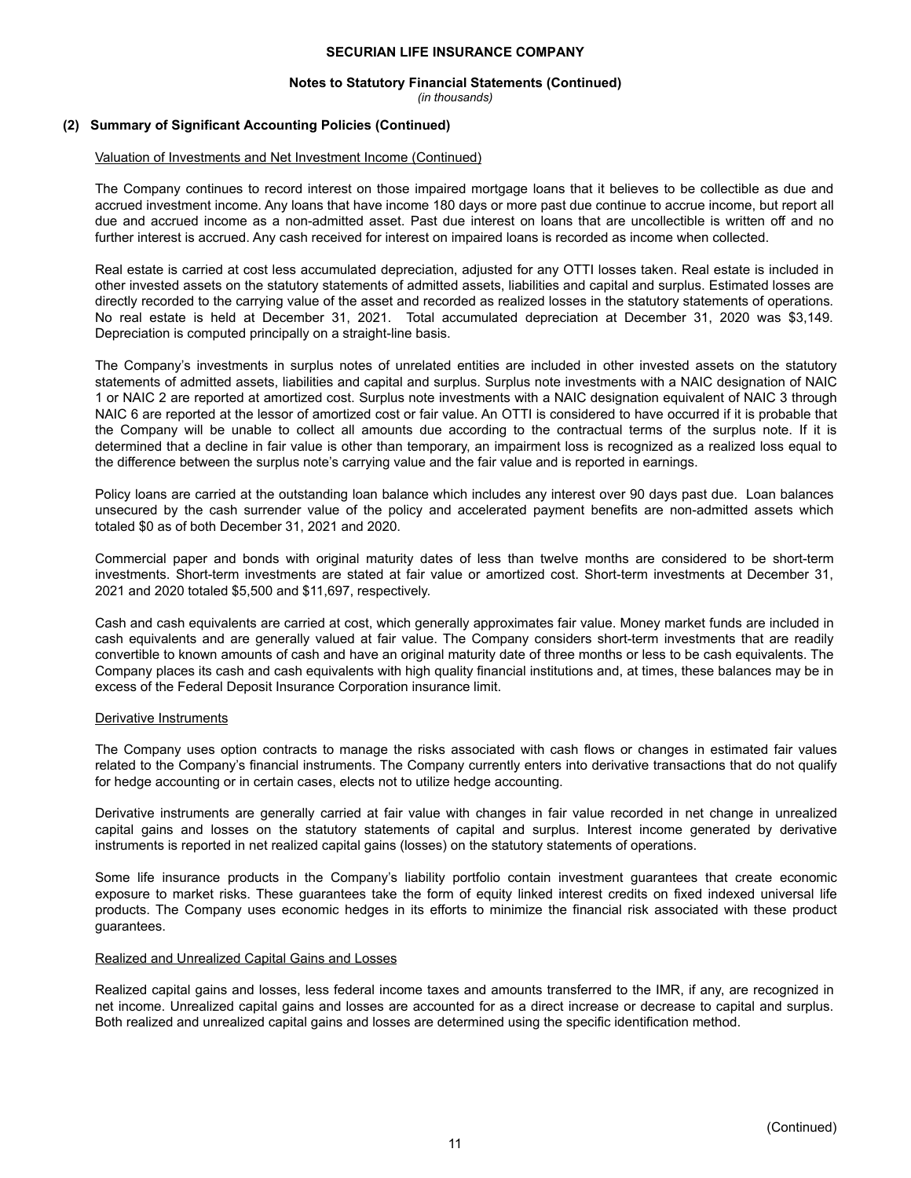## (2) Summary of Significant Accounting Policies (Continued)

Valuation of Investments and Net Investment Income (Continued)

The Company continues to record interest on those impaired mortgage loans that it believes to be collectible as due and accrued investment income. Any loans that have income 180 days or more past due continue to accrue income, but report all due and accrued income as a non-admitted asset. Past due interest on loans that are uncollectible is written off and no further interest is accrued. Any cash received for interest on impaired loans is recorded as income when collected.

Real estate is carried at cost less accumulated depreciation, adjusted for any OTTI losses taken. Real estate is included in other invested assets on the statutory statements of admitted assets, liabilities and capital and surplus. Estimated losses are directly recorded to the carrying value of the asset and recorded as realized losses in the statutory statements of operations. No real estate is held at December 31, 2021. Total accumulated depreciation at December 31, 2020 was $3,149. Depreciation is computed principally on a straight-line basis.

The Company's investments in surplus notes of unrelated entities are included in other invested assets on the statutory statements of admitted assets, liabilities and capital and surplus. Surplus note investments with a NAIC designation of NAIC 1 or NAIC 2 are reported at amortized cost. Surplus note investments with a NAIC designation equivalent of NAIC 3 through NAIC 6 are reported at the lessor of amortized cost or fair value. An OTTI is considered to have occurred if it is probable that the Company will be unable to collect all amounts due according to the contractual terms of the surplus note. If it is determined that a decline in fair value is other than temporary, an impairment loss is recognized as a realized loss equal to the difference between the surplus note's carrying value and the fair value and is reported in earnings.

Policy loans are carried at the outstanding loan balance which includes any interest over 90 days past due. Loan balances unsecured by the cash surrender value of the policy and accelerated payment benefits are non-admitted assets which totaled $0 as of both December 31, 2021 and 2020.

Commercial paper and bonds with original maturity dates of less than twelve months are considered to be short-term investments. Short-term investments are stated at fair value or amortized cost. Short-term investments at December 31, 2021 and 2020 totaled $5,500 and $11,697, respectively.

Cash and cash equivalents are carried at cost, which generally approximates fair value. Money market funds are included in cash equivalents and are generally valued at fair value. The Company considers short-term investments that are readily convertible to known amounts of cash and have an original maturity date of three months or less to be cash equivalents. The Company places its cash and cash equivalents with high quality financial institutions and, at times, these balances may be in excess of the Federal Deposit Insurance Corporation insurance limit.

Derivative Instruments

The Company uses option contracts to manage the risks associated with cash flows or changes in estimated fair values related to the Company's financial instruments. The Company currently enters into derivative transactions that do not qualify for hedge accounting or in certain cases, elects not to utilize hedge accounting.

Derivative instruments are generally carried at fair value with changes in fair value recorded in net change in unrealized capital gains and losses on the statutory statements of capital and surplus. Interest income generated by derivative instruments is reported in net realized capital gains (losses) on the statutory statements of operations.

Some life insurance products in the Company's liability portfolio contain investment guarantees that create economic exposure to market risks. These guarantees take the form of equity linked interest credits on fixed indexed universal life products. The Company uses economic hedges in its efforts to minimize the financial risk associated with these product guarantees.

Realized and Unrealized Capital Gains and Losses

Realized capital gains and losses, less federal income taxes and amounts transferred to the IMR, if any, are recognized in net income. Unrealized capital gains and losses are accounted for as a direct increase or decrease to capital and surplus. Both realized and unrealized capital gains and losses are determined using the specific identification method.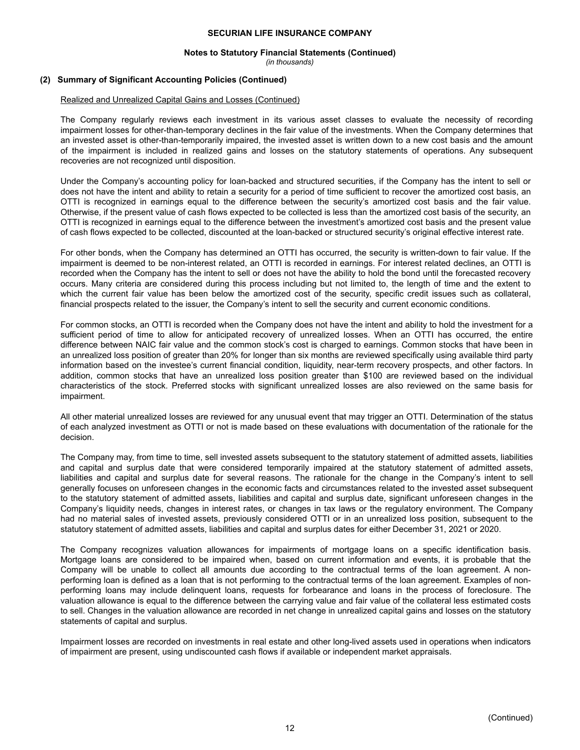## (2) Summary of Significant Accounting Policies (Continued)

Realized and Unrealized Capital Gains and Losses (Continued)

The Company regularly reviews each investment in its various asset classes to evaluate the necessity of recording impairment losses for other-than-temporary declines in the fair value of the investments. When the Company determines that an invested asset is other-than-temporarily impaired, the invested asset is written down to a new cost basis and the amount of the impairment is included in realized gains and losses on the statutory statements of operations. Any subsequent recoveries are not recognized until disposition.

Under the Company's accounting policy for loan-backed and structured securities, if the Company has the intent to sell or does not have the intent and ability to retain a security for a period of time sufficient to recover the amortized cost basis, an OTTI is recognized in earnings equal to the difference between the security's amortized cost basis and the fair value. Otherwise, if the present value of cash flows expected to be collected is less than the amortized cost basis of the security, an OTTI is recognized in earnings equal to the difference between the investment's amortized cost basis and the present value of cash flows expected to be collected, discounted at the loan-backed or structured security's original effective interest rate.

For other bonds, when the Company has determined an OTTI has occurred, the security is written-down to fair value. If the impairment is deemed to be non-interest related, an OTTI is recorded in earnings. For interest related declines, an OTTI is recorded when the Company has the intent to sell or does not have the ability to hold the bond until the forecasted recovery occurs. Many criteria are considered during this process including but not limited to, the length of time and the extent to which the current fair value has been below the amortized cost of the security, specific credit issues such as collateral, financial prospects related to the issuer, the Company's intent to sell the security and current economic conditions.

For common stocks, an OTTI is recorded when the Company does not have the intent and ability to hold the investment for a sufficient period of time to allow for anticipated recovery of unrealized losses. When an OTTI has occurred, the entire difference between NAIC fair value and the common stock's cost is charged to earnings. Common stocks that have been in an unrealized loss position of greater than 20% for longer than six months are reviewed specifically using available third party information based on the investee's current financial condition, liquidity, near-term recovery prospects, and other factors. In addition, common stocks that have an unrealized loss position greater than $100 are reviewed based on the individual characteristics of the stock. Preferred stocks with significant unrealized losses are also reviewed on the same basis for impairment.

All other material unrealized losses are reviewed for any unusual event that may trigger an OTTI. Determination of the status of each analyzed investment as OTTI or not is made based on these evaluations with documentation of the rationale for the decision.

The Company may, from time to time, sell invested assets subsequent to the statutory statement of admitted assets, liabilities and capital and surplus date that were considered temporarily impaired at the statutory statement of admitted assets, liabilities and capital and surplus date for several reasons. The rationale for the change in the Company's intent to sell generally focuses on unforeseen changes in the economic facts and circumstances related to the invested asset subsequent to the statutory statement of admitted assets, liabilities and capital and surplus date, significant unforeseen changes in the Company's liquidity needs, changes in interest rates, or changes in tax laws or the regulatory environment. The Company had no material sales of invested assets, previously considered OTTI or in an unrealized loss position, subsequent to the statutory statement of admitted assets, liabilities and capital and surplus dates for either December 31, 2021 or 2020.

The Company recognizes valuation allowances for impairments of mortgage loans on a specific identification basis. Mortgage loans are considered to be impaired when, based on current information and events, it is probable that the Company will be unable to collect all amounts due according to the contractual terms of the loan agreement. A non-performing loan is defined as a loan that is not performing to the contractual terms of the loan agreement. Examples of non-performing loans may include delinquent loans, requests for forbearance and loans in the process of foreclosure. The valuation allowance is equal to the difference between the carrying value and fair value of the collateral less estimated costs to sell. Changes in the valuation allowance are recorded in net change in unrealized capital gains and losses on the statutory statements of capital and surplus.

Impairment losses are recorded on investments in real estate and other long-lived assets used in operations when indicators of impairment are present, using undiscounted cash flows if available or independent market appraisals.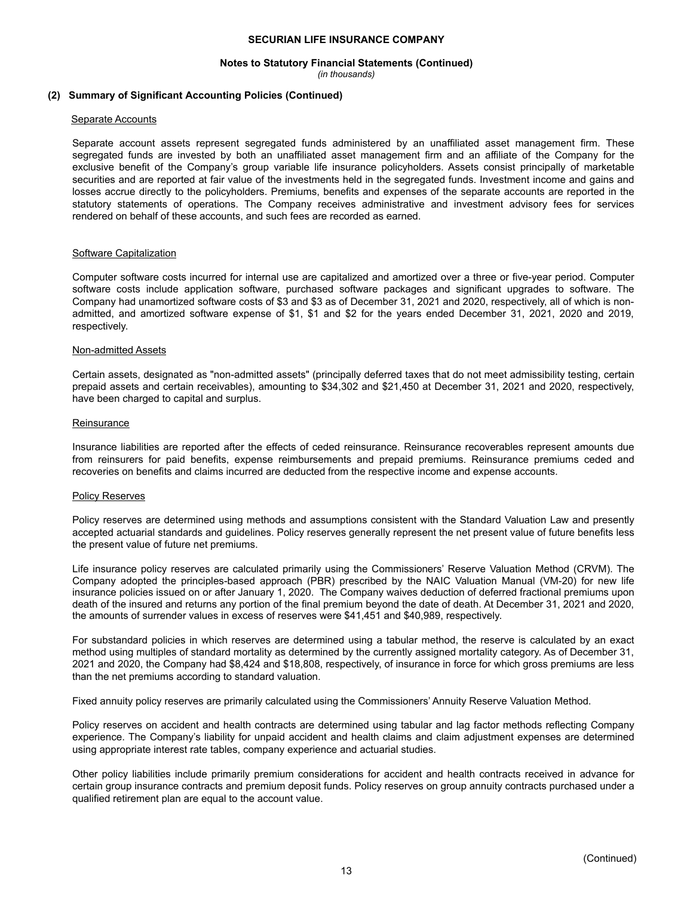## (2) Summary of Significant Accounting Policies (Continued)

### Separate Accounts

Separate account assets represent segregated funds administered by an unaffiliated asset management firm. These segregated funds are invested by both an unaffiliated asset management firm and an affiliate of the Company for the exclusive benefit of the Company's group variable life insurance policyholders. Assets consist principally of marketable securities and are reported at fair value of the investments held in the segregated funds. Investment income and gains and losses accrue directly to the policyholders. Premiums, benefits and expenses of the separate accounts are reported in the statutory statements of operations. The Company receives administrative and investment advisory fees for services rendered on behalf of these accounts, and such fees are recorded as earned.

### Software Capitalization

Computer software costs incurred for internal use are capitalized and amortized over a three or five-year period. Computer software costs include application software, purchased software packages and significant upgrades to software. The Company had unamortized software costs of $3 and $3 as of December 31, 2021 and 2020, respectively, all of which is non-admitted, and amortized software expense of $1, $1 and $2 for the years ended December 31, 2021, 2020 and 2019, respectively.

### Non-admitted Assets

Certain assets, designated as "non-admitted assets" (principally deferred taxes that do not meet admissibility testing, certain prepaid assets and certain receivables), amounting to $34,302 and $21,450 at December 31, 2021 and 2020, respectively, have been charged to capital and surplus.

### Reinsurance

Insurance liabilities are reported after the effects of ceded reinsurance. Reinsurance recoverables represent amounts due from reinsurers for paid benefits, expense reimbursements and prepaid premiums. Reinsurance premiums ceded and recoveries on benefits and claims incurred are deducted from the respective income and expense accounts.

### Policy Reserves

Policy reserves are determined using methods and assumptions consistent with the Standard Valuation Law and presently accepted actuarial standards and guidelines. Policy reserves generally represent the net present value of future benefits less the present value of future net premiums.

Life insurance policy reserves are calculated primarily using the Commissioners' Reserve Valuation Method (CRVM). The Company adopted the principles-based approach (PBR) prescribed by the NAIC Valuation Manual (VM-20) for new life insurance policies issued on or after January 1, 2020. The Company waives deduction of deferred fractional premiums upon death of the insured and returns any portion of the final premium beyond the date of death. At December 31, 2021 and 2020, the amounts of surrender values in excess of reserves were $41,451 and $40,989, respectively.

For substandard policies in which reserves are determined using a tabular method, the reserve is calculated by an exact method using multiples of standard mortality as determined by the currently assigned mortality category. As of December 31, 2021 and 2020, the Company had $8,424 and $18,808, respectively, of insurance in force for which gross premiums are less than the net premiums according to standard valuation.

Fixed annuity policy reserves are primarily calculated using the Commissioners' Annuity Reserve Valuation Method.

Policy reserves on accident and health contracts are determined using tabular and lag factor methods reflecting Company experience. The Company's liability for unpaid accident and health claims and claim adjustment expenses are determined using appropriate interest rate tables, company experience and actuarial studies.

Other policy liabilities include primarily premium considerations for accident and health contracts received in advance for certain group insurance contracts and premium deposit funds. Policy reserves on group annuity contracts purchased under a qualified retirement plan are equal to the account value.

(Continued)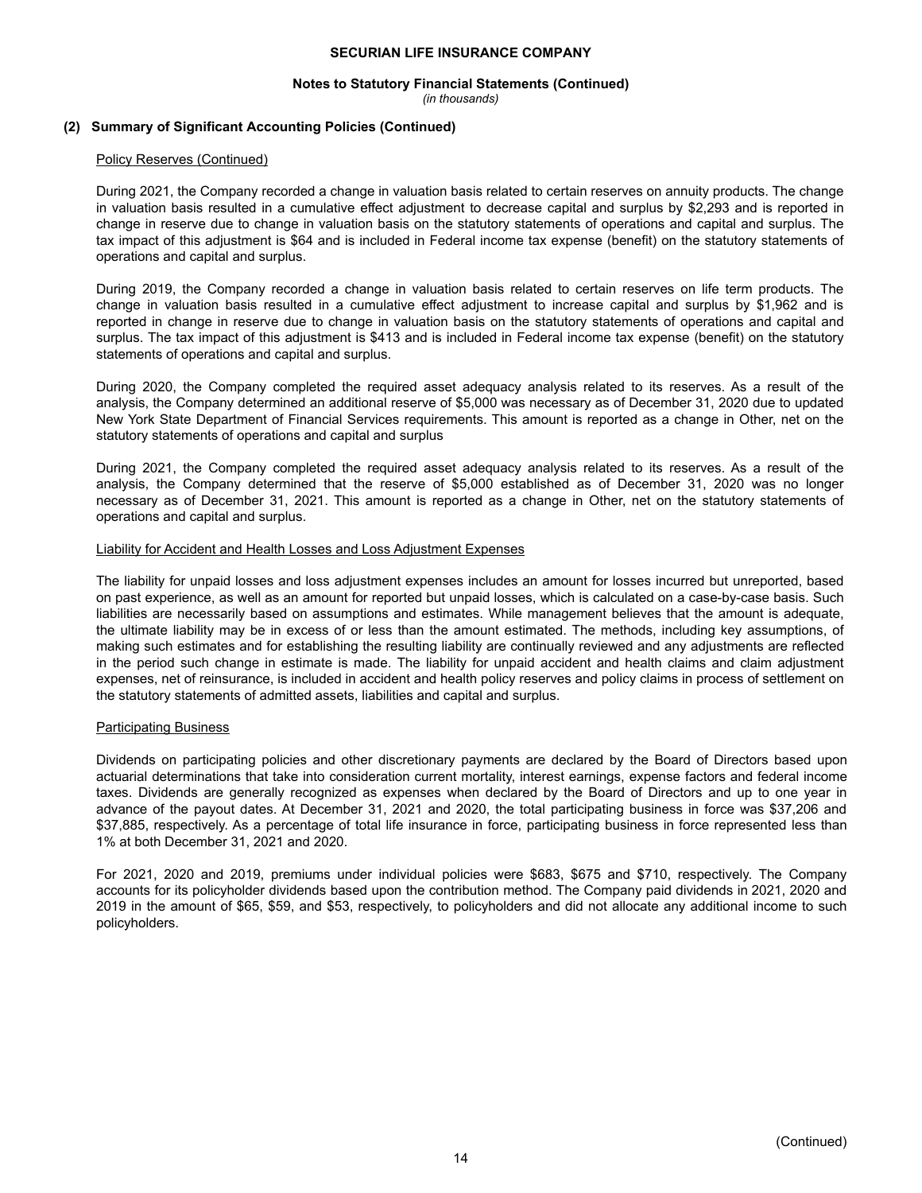## (2) Summary of Significant Accounting Policies (Continued)

Policy Reserves (Continued)

During 2021, the Company recorded a change in valuation basis related to certain reserves on annuity products. The change in valuation basis resulted in a cumulative effect adjustment to decrease capital and surplus by $2,293 and is reported in change in reserve due to change in valuation basis on the statutory statements of operations and capital and surplus. The tax impact of this adjustment is $64 and is included in Federal income tax expense (benefit) on the statutory statements of operations and capital and surplus.

During 2019, the Company recorded a change in valuation basis related to certain reserves on life term products. The change in valuation basis resulted in a cumulative effect adjustment to increase capital and surplus by $1,962 and is reported in change in reserve due to change in valuation basis on the statutory statements of operations and capital and surplus. The tax impact of this adjustment is $413 and is included in Federal income tax expense (benefit) on the statutory statements of operations and capital and surplus.

During 2020, the Company completed the required asset adequacy analysis related to its reserves. As a result of the analysis, the Company determined an additional reserve of $5,000 was necessary as of December 31, 2020 due to updated New York State Department of Financial Services requirements. This amount is reported as a change in Other, net on the statutory statements of operations and capital and surplus

During 2021, the Company completed the required asset adequacy analysis related to its reserves. As a result of the analysis, the Company determined that the reserve of $5,000 established as of December 31, 2020 was no longer necessary as of December 31, 2021. This amount is reported as a change in Other, net on the statutory statements of operations and capital and surplus.

Liability for Accident and Health Losses and Loss Adjustment Expenses

The liability for unpaid losses and loss adjustment expenses includes an amount for losses incurred but unreported, based on past experience, as well as an amount for reported but unpaid losses, which is calculated on a case-by-case basis. Such liabilities are necessarily based on assumptions and estimates. While management believes that the amount is adequate, the ultimate liability may be in excess of or less than the amount estimated. The methods, including key assumptions, of making such estimates and for establishing the resulting liability are continually reviewed and any adjustments are reflected in the period such change in estimate is made. The liability for unpaid accident and health claims and claim adjustment expenses, net of reinsurance, is included in accident and health policy reserves and policy claims in process of settlement on the statutory statements of admitted assets, liabilities and capital and surplus.

Participating Business

Dividends on participating policies and other discretionary payments are declared by the Board of Directors based upon actuarial determinations that take into consideration current mortality, interest earnings, expense factors and federal income taxes. Dividends are generally recognized as expenses when declared by the Board of Directors and up to one year in advance of the payout dates. At December 31, 2021 and 2020, the total participating business in force was $37,206 and $37,885, respectively. As a percentage of total life insurance in force, participating business in force represented less than 1% at both December 31, 2021 and 2020.

For 2021, 2020 and 2019, premiums under individual policies were $683, $675 and $710, respectively. The Company accounts for its policyholder dividends based upon the contribution method. The Company paid dividends in 2021, 2020 and 2019 in the amount of $65, $59, and $53, respectively, to policyholders and did not allocate any additional income to such policyholders.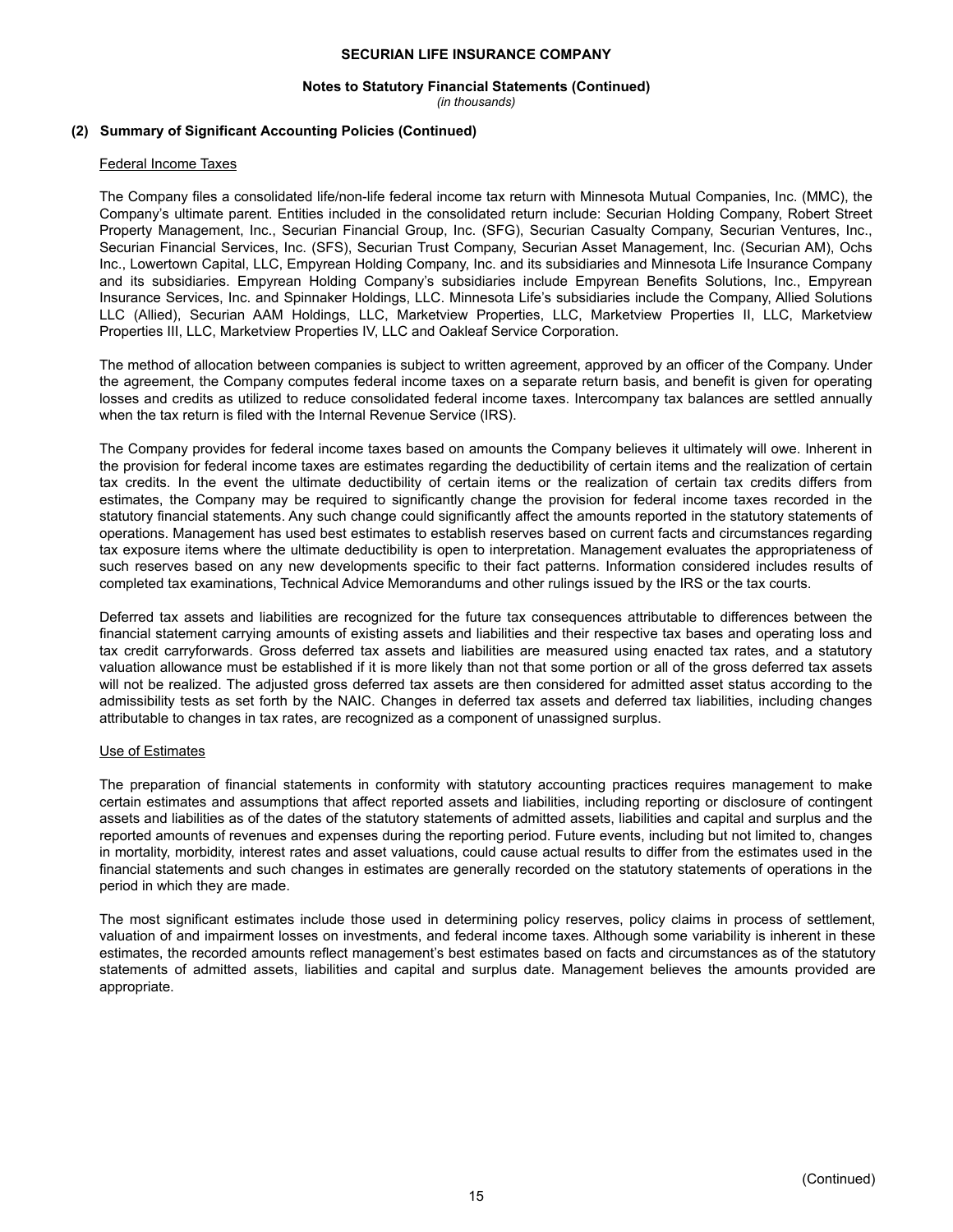**(2) Summary of Significant Accounting Policies (Continued)**

Federal Income Taxes

The Company files a consolidated life/non-life federal income tax return with Minnesota Mutual Companies, Inc. (MMC), the Company's ultimate parent. Entities included in the consolidated return include: Securian Holding Company, Robert Street Property Management, Inc., Securian Financial Group, Inc. (SFG), Securian Casualty Company, Securian Ventures, Inc., Securian Financial Services, Inc. (SFS), Securian Trust Company, Securian Asset Management, Inc. (Securian AM), Ochs Inc., Lowertown Capital, LLC, Empyrean Holding Company, Inc. and its subsidiaries and Minnesota Life Insurance Company and its subsidiaries. Empyrean Holding Company's subsidiaries include Empyrean Benefits Solutions, Inc., Empyrean Insurance Services, Inc. and Spinnaker Holdings, LLC. Minnesota Life's subsidiaries include the Company, Allied Solutions LLC (Allied), Securian AAM Holdings, LLC, Marketview Properties, LLC, Marketview Properties II, LLC, Marketview Properties III, LLC, Marketview Properties IV, LLC and Oakleaf Service Corporation.

The method of allocation between companies is subject to written agreement, approved by an officer of the Company. Under the agreement, the Company computes federal income taxes on a separate return basis, and benefit is given for operating losses and credits as utilized to reduce consolidated federal income taxes. Intercompany tax balances are settled annually when the tax return is filed with the Internal Revenue Service (IRS).

The Company provides for federal income taxes based on amounts the Company believes it ultimately will owe. Inherent in the provision for federal income taxes are estimates regarding the deductibility of certain items and the realization of certain tax credits. In the event the ultimate deductibility of certain items or the realization of certain tax credits differs from estimates, the Company may be required to significantly change the provision for federal income taxes recorded in the statutory financial statements. Any such change could significantly affect the amounts reported in the statutory statements of operations. Management has used best estimates to establish reserves based on current facts and circumstances regarding tax exposure items where the ultimate deductibility is open to interpretation. Management evaluates the appropriateness of such reserves based on any new developments specific to their fact patterns. Information considered includes results of completed tax examinations, Technical Advice Memorandums and other rulings issued by the IRS or the tax courts.

Deferred tax assets and liabilities are recognized for the future tax consequences attributable to differences between the financial statement carrying amounts of existing assets and liabilities and their respective tax bases and operating loss and tax credit carryforwards. Gross deferred tax assets and liabilities are measured using enacted tax rates, and a statutory valuation allowance must be established if it is more likely than not that some portion or all of the gross deferred tax assets will not be realized. The adjusted gross deferred tax assets are then considered for admitted asset status according to the admissibility tests as set forth by the NAIC. Changes in deferred tax assets and deferred tax liabilities, including changes attributable to changes in tax rates, are recognized as a component of unassigned surplus.

Use of Estimates

The preparation of financial statements in conformity with statutory accounting practices requires management to make certain estimates and assumptions that affect reported assets and liabilities, including reporting or disclosure of contingent assets and liabilities as of the dates of the statutory statements of admitted assets, liabilities and capital and surplus and the reported amounts of revenues and expenses during the reporting period. Future events, including but not limited to, changes in mortality, morbidity, interest rates and asset valuations, could cause actual results to differ from the estimates used in the financial statements and such changes in estimates are generally recorded on the statutory statements of operations in the period in which they are made.

The most significant estimates include those used in determining policy reserves, policy claims in process of settlement, valuation of and impairment losses on investments, and federal income taxes. Although some variability is inherent in these estimates, the recorded amounts reflect management's best estimates based on facts and circumstances as of the statutory statements of admitted assets, liabilities and capital and surplus date. Management believes the amounts provided are appropriate.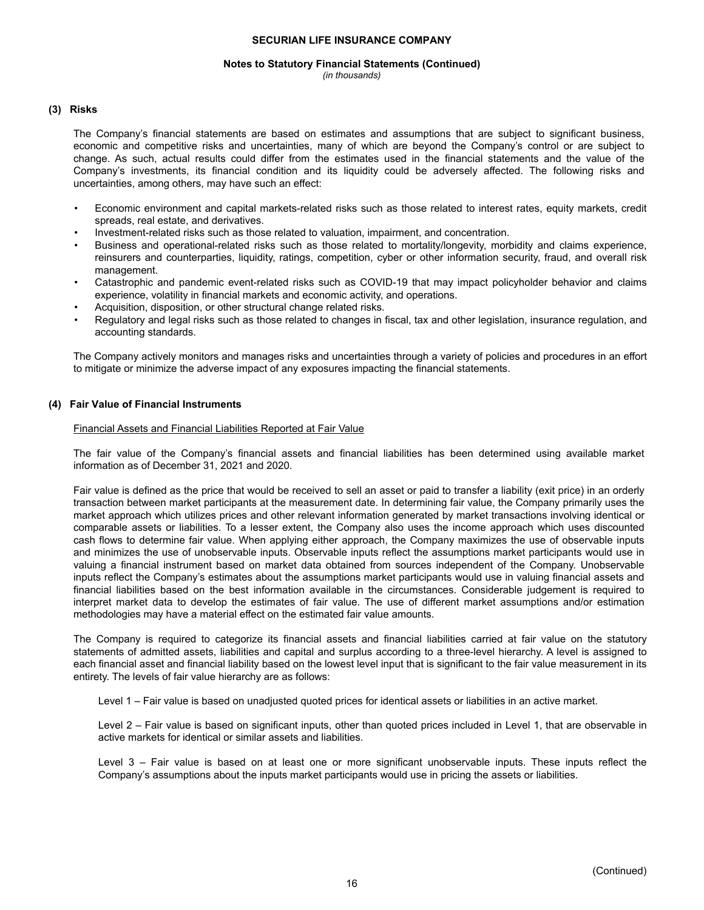## (3) Risks

The Company's financial statements are based on estimates and assumptions that are subject to significant business, economic and competitive risks and uncertainties, many of which are beyond the Company's control or are subject to change. As such, actual results could differ from the estimates used in the financial statements and the value of the Company's investments, its financial condition and its liquidity could be adversely affected. The following risks and uncertainties, among others, may have such an effect:

- Economic environment and capital markets-related risks such as those related to interest rates, equity markets, credit spreads, real estate, and derivatives.
- Investment-related risks such as those related to valuation, impairment, and concentration.
- Business and operational-related risks such as those related to mortality/longevity, morbidity and claims experience, reinsurers and counterparties, liquidity, ratings, competition, cyber or other information security, fraud, and overall risk management.
- Catastrophic and pandemic event-related risks such as COVID-19 that may impact policyholder behavior and claims experience, volatility in financial markets and economic activity, and operations.
- Acquisition, disposition, or other structural change related risks.
- Regulatory and legal risks such as those related to changes in fiscal, tax and other legislation, insurance regulation, and accounting standards.

The Company actively monitors and manages risks and uncertainties through a variety of policies and procedures in an effort to mitigate or minimize the adverse impact of any exposures impacting the financial statements.

## (4) Fair Value of Financial Instruments

Financial Assets and Financial Liabilities Reported at Fair Value

The fair value of the Company's financial assets and financial liabilities has been determined using available market information as of December 31, 2021 and 2020.

Fair value is defined as the price that would be received to sell an asset or paid to transfer a liability (exit price) in an orderly transaction between market participants at the measurement date. In determining fair value, the Company primarily uses the market approach which utilizes prices and other relevant information generated by market transactions involving identical or comparable assets or liabilities. To a lesser extent, the Company also uses the income approach which uses discounted cash flows to determine fair value. When applying either approach, the Company maximizes the use of observable inputs and minimizes the use of unobservable inputs. Observable inputs reflect the assumptions market participants would use in valuing a financial instrument based on market data obtained from sources independent of the Company. Unobservable inputs reflect the Company's estimates about the assumptions market participants would use in valuing financial assets and financial liabilities based on the best information available in the circumstances. Considerable judgement is required to interpret market data to develop the estimates of fair value. The use of different market assumptions and/or estimation methodologies may have a material effect on the estimated fair value amounts.

The Company is required to categorize its financial assets and financial liabilities carried at fair value on the statutory statements of admitted assets, liabilities and capital and surplus according to a three-level hierarchy. A level is assigned to each financial asset and financial liability based on the lowest level input that is significant to the fair value measurement in its entirety. The levels of fair value hierarchy are as follows:

Level 1 – Fair value is based on unadjusted quoted prices for identical assets or liabilities in an active market.

Level 2 – Fair value is based on significant inputs, other than quoted prices included in Level 1, that are observable in active markets for identical or similar assets and liabilities.

Level 3 – Fair value is based on at least one or more significant unobservable inputs. These inputs reflect the Company's assumptions about the inputs market participants would use in pricing the assets or liabilities.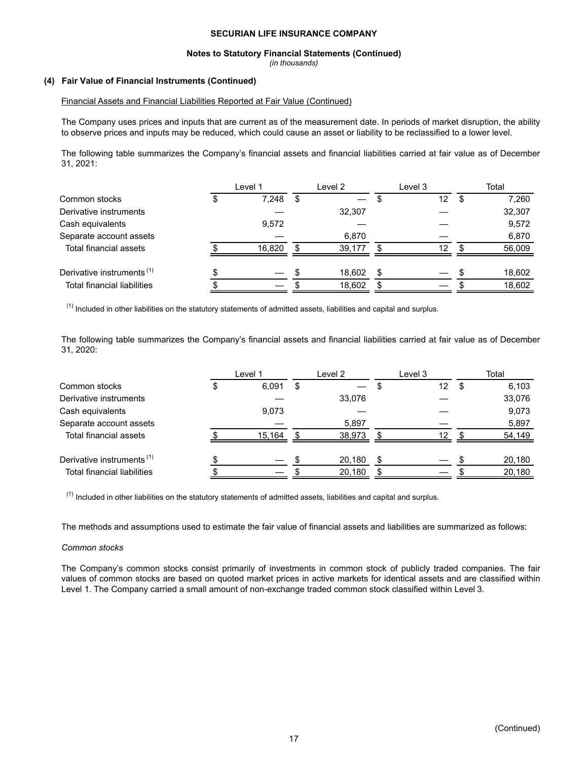**(4) Fair Value of Financial Instruments (Continued)**

Financial Assets and Financial Liabilities Reported at Fair Value (Continued)

The Company uses prices and inputs that are current as of the measurement date. In periods of market disruption, the ability to observe prices and inputs may be reduced, which could cause an asset or liability to be reclassified to a lower level.

The following table summarizes the Company's financial assets and financial liabilities carried at fair value as of December 31, 2021:

| | Level 1 | Level 2 | Level 3 | Total |
|---|---|---|---|---|
| Common stocks | $ 7,248 | $ — | $ 12 | $ 7,260 |
| Derivative instruments | — | 32,307 | — | 32,307 |
| Cash equivalents | 9,572 | — | — | 9,572 |
| Separate account assets | — | 6,870 | — | 6,870 |
| Total financial assets | $ 16,820 | $ 39,177 | $ 12 | $ 56,009 |
| | | | | |
| Derivative instruments [1] | $ — | $ 18,602 | $ — | $ 18,602 |
| Total financial liabilities | $ — | $ 18,602 | $ — | $ 18,602 |

[1] Included in other liabilities on the statutory statements of admitted assets, liabilities and capital and surplus.

The following table summarizes the Company's financial assets and financial liabilities carried at fair value as of December 31, 2020:

| | Level 1 | Level 2 | Level 3 | Total |
|---|---|---|---|---|
| Common stocks | $ 6,091 | $ — | $ 12 | $ 6,103 |
| Derivative instruments | — | 33,076 | — | 33,076 |
| Cash equivalents | 9,073 | — | — | 9,073 |
| Separate account assets | — | 5,897 | — | 5,897 |
| Total financial assets | $ 15,164 | $ 38,973 | $ 12 | $ 54,149 |
| | | | | |
| Derivative instruments [1] | $ — | $ 20,180 | $ — | $ 20,180 |
| Total financial liabilities | $ — | $ 20,180 | $ — | $ 20,180 |

[1] Included in other liabilities on the statutory statements of admitted assets, liabilities and capital and surplus.

The methods and assumptions used to estimate the fair value of financial assets and liabilities are summarized as follows:

*Common stocks*

The Company's common stocks consist primarily of investments in common stock of publicly traded companies. The fair values of common stocks are based on quoted market prices in active markets for identical assets and are classified within Level 1. The Company carried a small amount of non-exchange traded common stock classified within Level 3.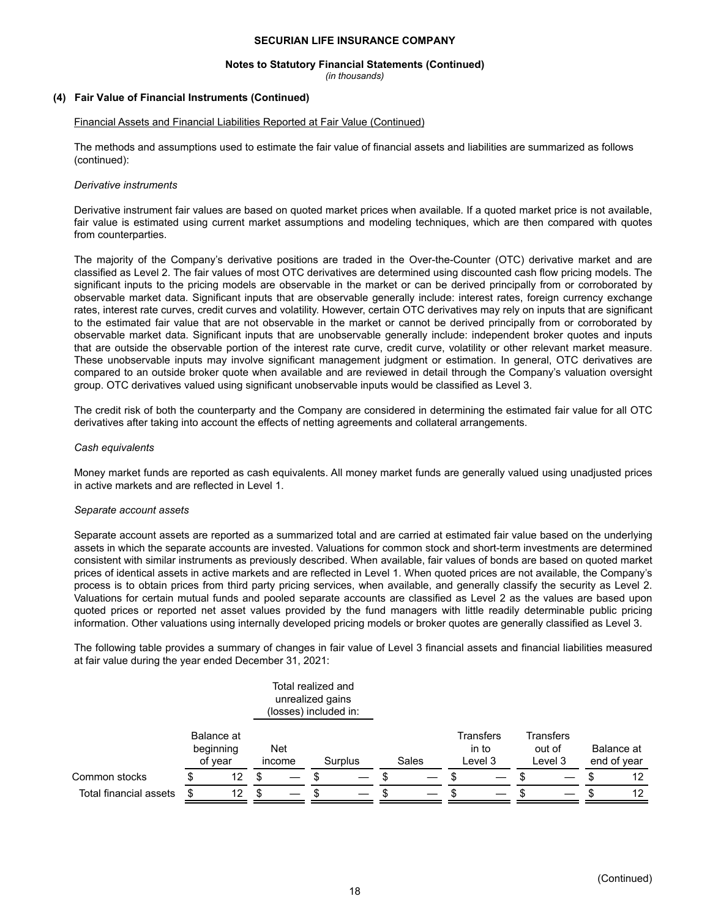**SECURIAN LIFE INSURANCE COMPANY**

**Notes to Statutory Financial Statements (Continued)**
*(in thousands)*

### (4) Fair Value of Financial Instruments (Continued)

Financial Assets and Financial Liabilities Reported at Fair Value (Continued)

The methods and assumptions used to estimate the fair value of financial assets and liabilities are summarized as follows (continued):

*Derivative instruments*

Derivative instrument fair values are based on quoted market prices when available. If a quoted market price is not available, fair value is estimated using current market assumptions and modeling techniques, which are then compared with quotes from counterparties.

The majority of the Company's derivative positions are traded in the Over-the-Counter (OTC) derivative market and are classified as Level 2. The fair values of most OTC derivatives are determined using discounted cash flow pricing models. The significant inputs to the pricing models are observable in the market or can be derived principally from or corroborated by observable market data. Significant inputs that are observable generally include: interest rates, foreign currency exchange rates, interest rate curves, credit curves and volatility. However, certain OTC derivatives may rely on inputs that are significant to the estimated fair value that are not observable in the market or cannot be derived principally from or corroborated by observable market data. Significant inputs that are unobservable generally include: independent broker quotes and inputs that are outside the observable portion of the interest rate curve, credit curve, volatility or other relevant market measure. These unobservable inputs may involve significant management judgment or estimation. In general, OTC derivatives are compared to an outside broker quote when available and are reviewed in detail through the Company's valuation oversight group. OTC derivatives valued using significant unobservable inputs would be classified as Level 3.

The credit risk of both the counterparty and the Company are considered in determining the estimated fair value for all OTC derivatives after taking into account the effects of netting agreements and collateral arrangements.

*Cash equivalents*

Money market funds are reported as cash equivalents. All money market funds are generally valued using unadjusted prices in active markets and are reflected in Level 1.

*Separate account assets*

Separate account assets are reported as a summarized total and are carried at estimated fair value based on the underlying assets in which the separate accounts are invested. Valuations for common stock and short-term investments are determined consistent with similar instruments as previously described. When available, fair values of bonds are based on quoted market prices of identical assets in active markets and are reflected in Level 1. When quoted prices are not available, the Company's process is to obtain prices from third party pricing services, when available, and generally classify the security as Level 2. Valuations for certain mutual funds and pooled separate accounts are classified as Level 2 as the values are based upon quoted prices or reported net asset values provided by the fund managers with little readily determinable public pricing information. Other valuations using internally developed pricing models or broker quotes are generally classified as Level 3.

The following table provides a summary of changes in fair value of Level 3 financial assets and financial liabilities measured at fair value during the year ended December 31, 2021:

| | | Total realized and unrealized gains (losses) included in: | | | | | |
|---|---|---|---|---|---|---|---|
| | Balance at beginning of year | Net income | Surplus | Sales | Transfers in to Level 3 | Transfers out of Level 3 | Balance at end of year |
| Common stocks | $ 12 | $ — | $ — | $ — | $ — | $ — | $ 12 |
| Total financial assets | $ 12 | $ — | $ — | $ — | $ — | $ — | $ 12 |

(Continued)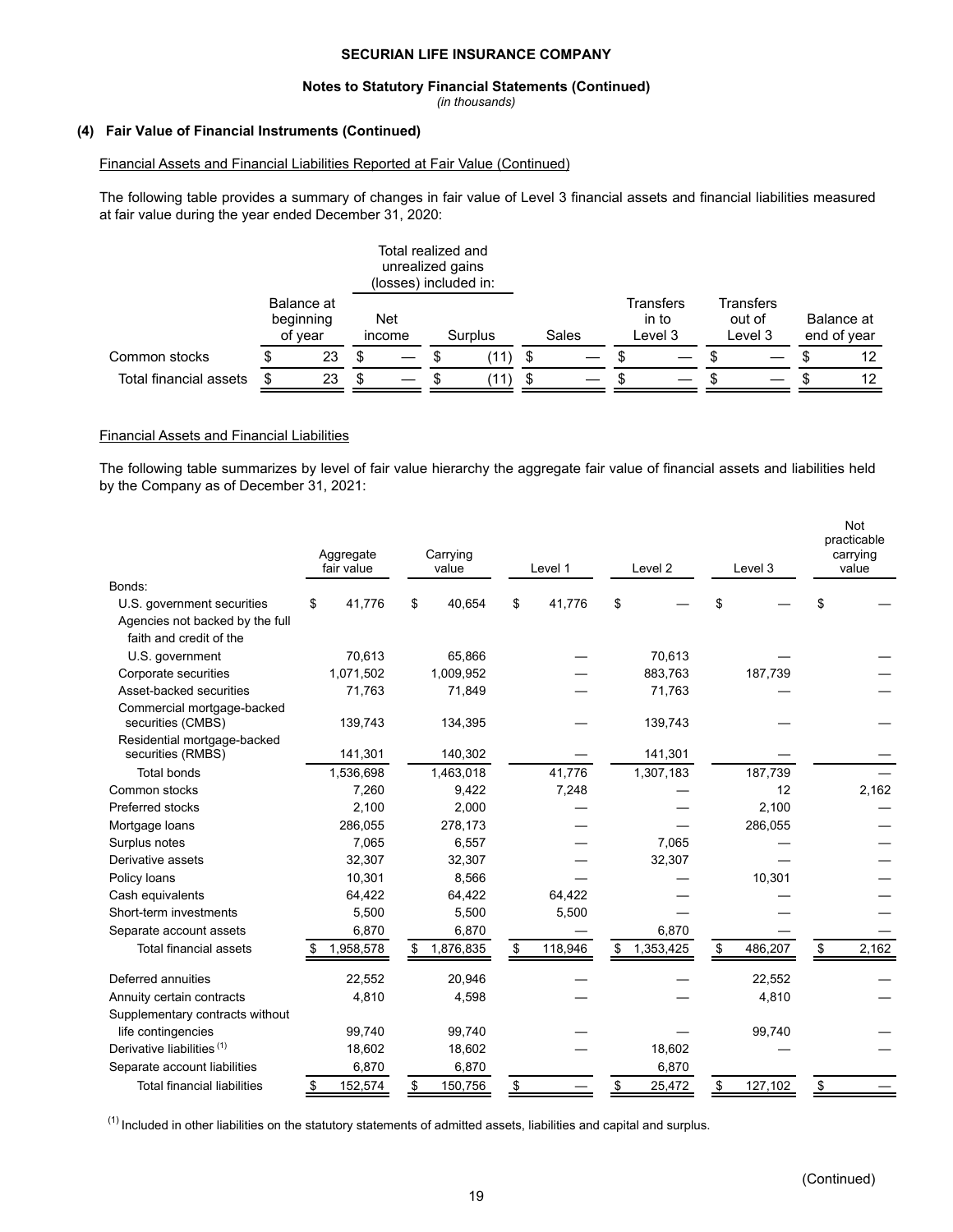**SECURIAN LIFE INSURANCE COMPANY**

**Notes to Statutory Financial Statements (Continued)**

*(in thousands)*

**(4) Fair Value of Financial Instruments (Continued)**

Financial Assets and Financial Liabilities Reported at Fair Value (Continued)

The following table provides a summary of changes in fair value of Level 3 financial assets and financial liabilities measured at fair value during the year ended December 31, 2020:

| | Balance at beginning of year | Total realized and unrealized gains (losses) included in: Net income | Surplus | Sales | Transfers in to Level 3 | Transfers out of Level 3 | Balance at end of year |
|---|---|---|---|---|---|---|---|
| Common stocks | $ 23 | $ — | $ (11) | $ — | $ — | $ — | $ 12 |
| Total financial assets | $ 23 | $ — | $ (11) | $ — | $ — | $ — | $ 12 |

Financial Assets and Financial Liabilities

The following table summarizes by level of fair value hierarchy the aggregate fair value of financial assets and liabilities held by the Company as of December 31, 2021:

| | Aggregate fair value | Carrying value | Level 1 | Level 2 | Level 3 | Not practicable carrying value |
|---|---|---|---|---|---|---|
| Bonds: | | | | | | |
| U.S. government securities | $ 41,776 | $ 40,654 | $ 41,776 | $ — | $ — | $ — |
| Agencies not backed by the full faith and credit of the U.S. government | 70,613 | 65,866 | — | 70,613 | — | — |
| Corporate securities | 1,071,502 | 1,009,952 | — | 883,763 | 187,739 | — |
| Asset-backed securities | 71,763 | 71,849 | — | 71,763 | — | — |
| Commercial mortgage-backed securities (CMBS) | 139,743 | 134,395 | — | 139,743 | — | — |
| Residential mortgage-backed securities (RMBS) | 141,301 | 140,302 | — | 141,301 | — | — |
| Total bonds | 1,536,698 | 1,463,018 | 41,776 | 1,307,183 | 187,739 | — |
| Common stocks | 7,260 | 9,422 | 7,248 | — | 12 | 2,162 |
| Preferred stocks | 2,100 | 2,000 | — | — | 2,100 | — |
| Mortgage loans | 286,055 | 278,173 | — | — | 286,055 | — |
| Surplus notes | 7,065 | 6,557 | — | 7,065 | — | — |
| Derivative assets | 32,307 | 32,307 | — | 32,307 | — | — |
| Policy loans | 10,301 | 8,566 | — | — | 10,301 | — |
| Cash equivalents | 64,422 | 64,422 | 64,422 | — | — | — |
| Short-term investments | 5,500 | 5,500 | 5,500 | — | — | — |
| Separate account assets | 6,870 | 6,870 | — | 6,870 | — | — |
| Total financial assets | $ 1,958,578 | $ 1,876,835 | $ 118,946 | $ 1,353,425 | $ 486,207 | $ 2,162 |
| Deferred annuities | 22,552 | 20,946 | — | — | 22,552 | — |
| Annuity certain contracts | 4,810 | 4,598 | — | — | 4,810 | — |
| Supplementary contracts without life contingencies | 99,740 | 99,740 | — | — | 99,740 | — |
| Derivative liabilities [1] | 18,602 | 18,602 | — | 18,602 | — | — |
| Separate account liabilities | 6,870 | 6,870 | | 6,870 | | |
| Total financial liabilities | $ 152,574 | $ 150,756 | $ — | $ 25,472 | $ 127,102 | $ — |

[1] Included in other liabilities on the statutory statements of admitted assets, liabilities and capital and surplus.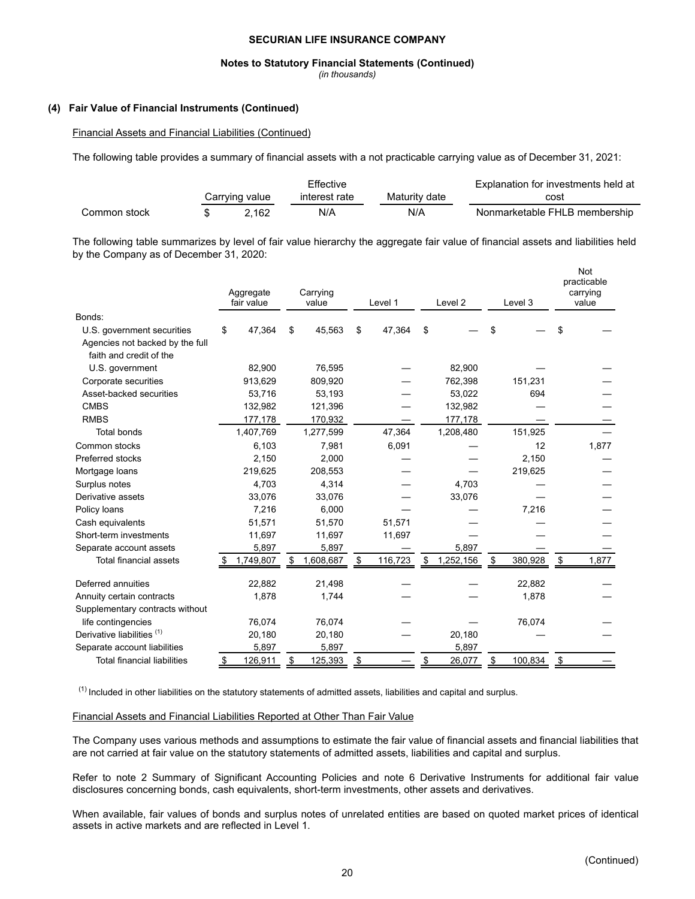**SECURIAN LIFE INSURANCE COMPANY**

**Notes to Statutory Financial Statements (Continued)**
*(in thousands)*

## (4) Fair Value of Financial Instruments (Continued)

Financial Assets and Financial Liabilities (Continued)

The following table provides a summary of financial assets with a not practicable carrying value as of December 31, 2021:

| | Carrying value | Effective interest rate | Maturity date | Explanation for investments held at cost |
|---|---|---|---|---|
| Common stock | $ 2,162 | N/A | N/A | Nonmarketable FHLB membership |

The following table summarizes by level of fair value hierarchy the aggregate fair value of financial assets and liabilities held by the Company as of December 31, 2020:

| | Aggregate fair value | Carrying value | Level 1 | Level 2 | Level 3 | Not practicable carrying value |
|---|---|---|---|---|---|---|
| Bonds: | | | | | | |
| U.S. government securities | $ 47,364 | $ 45,563 | $ 47,364 | $ — | $ — | $ — |
| Agencies not backed by the full faith and credit of the U.S. government | 82,900 | 76,595 | — | 82,900 | — | — |
| Corporate securities | 913,629 | 809,920 | — | 762,398 | 151,231 | — |
| Asset-backed securities | 53,716 | 53,193 | — | 53,022 | 694 | — |
| CMBS | 132,982 | 121,396 | — | 132,982 | — | — |
| RMBS | 177,178 | 170,932 | — | 177,178 | — | — |
| Total bonds | 1,407,769 | 1,277,599 | 47,364 | 1,208,480 | 151,925 | — |
| Common stocks | 6,103 | 7,981 | 6,091 | — | 12 | 1,877 |
| Preferred stocks | 2,150 | 2,000 | — | — | 2,150 | — |
| Mortgage loans | 219,625 | 208,553 | — | — | 219,625 | — |
| Surplus notes | 4,703 | 4,314 | — | 4,703 | — | — |
| Derivative assets | 33,076 | 33,076 | — | 33,076 | — | — |
| Policy loans | 7,216 | 6,000 | — | — | 7,216 | — |
| Cash equivalents | 51,571 | 51,570 | 51,571 | — | — | — |
| Short-term investments | 11,697 | 11,697 | 11,697 | — | — | — |
| Separate account assets | 5,897 | 5,897 | — | 5,897 | — | — |
| Total financial assets | $ 1,749,807 | $ 1,608,687 | $ 116,723 | $ 1,252,156 | $ 380,928 | $ 1,877 |
| Deferred annuities | 22,882 | 21,498 | — | — | 22,882 | — |
| Annuity certain contracts | 1,878 | 1,744 | — | — | 1,878 | — |
| Supplementary contracts without life contingencies | 76,074 | 76,074 | — | — | 76,074 | — |
| Derivative liabilities [1] | 20,180 | 20,180 | — | 20,180 | — | — |
| Separate account liabilities | 5,897 | 5,897 | | 5,897 | | |
| Total financial liabilities | $ 126,911 | $ 125,393 | $ — | $ 26,077 | $ 100,834 | $ — |

[1] Included in other liabilities on the statutory statements of admitted assets, liabilities and capital and surplus.

Financial Assets and Financial Liabilities Reported at Other Than Fair Value

The Company uses various methods and assumptions to estimate the fair value of financial assets and financial liabilities that are not carried at fair value on the statutory statements of admitted assets, liabilities and capital and surplus.

Refer to note 2 Summary of Significant Accounting Policies and note 6 Derivative Instruments for additional fair value disclosures concerning bonds, cash equivalents, short-term investments, other assets and derivatives.

When available, fair values of bonds and surplus notes of unrelated entities are based on quoted market prices of identical assets in active markets and are reflected in Level 1.

(Continued)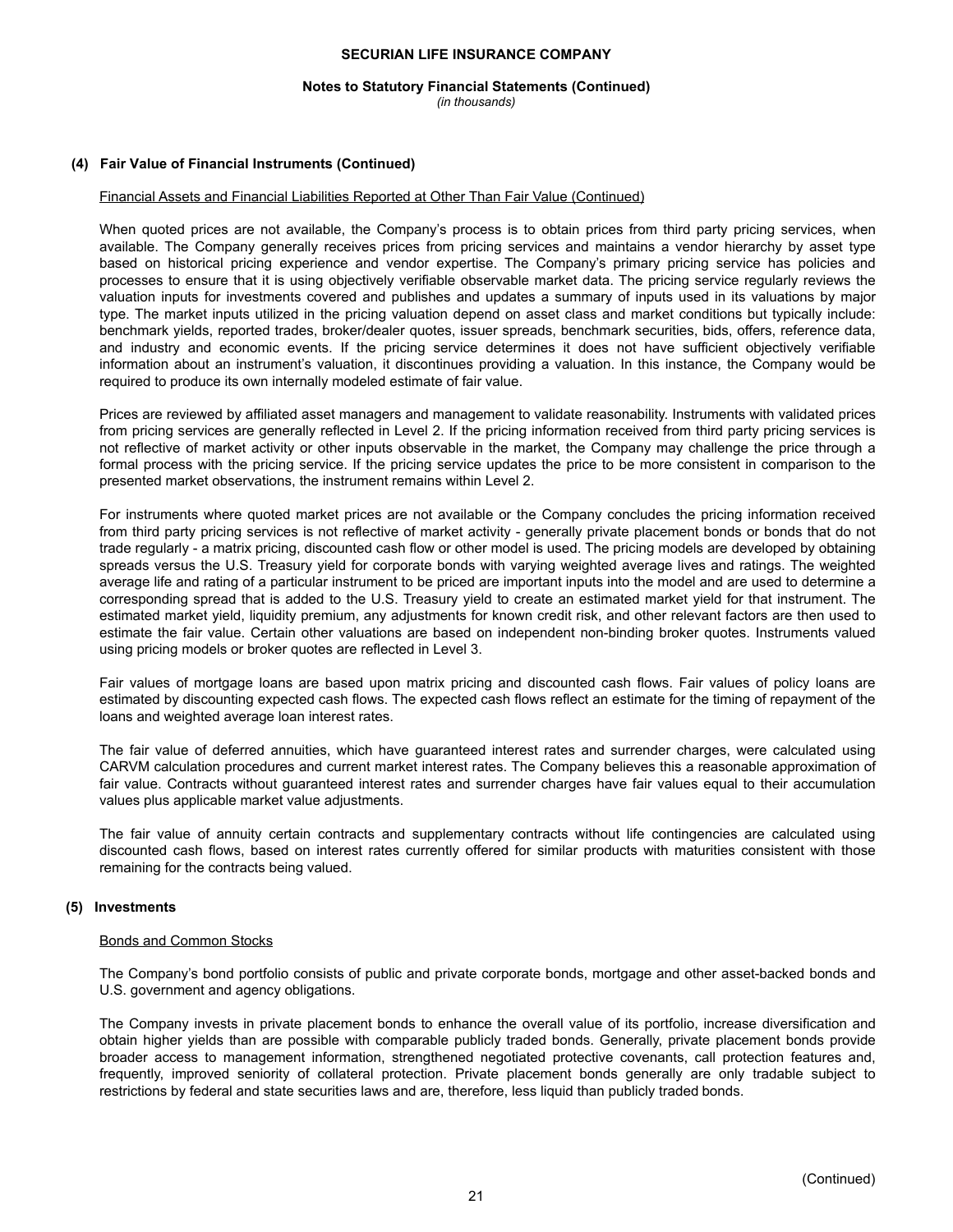## (4) Fair Value of Financial Instruments (Continued)

Financial Assets and Financial Liabilities Reported at Other Than Fair Value (Continued)

When quoted prices are not available, the Company's process is to obtain prices from third party pricing services, when available. The Company generally receives prices from pricing services and maintains a vendor hierarchy by asset type based on historical pricing experience and vendor expertise. The Company's primary pricing service has policies and processes to ensure that it is using objectively verifiable observable market data. The pricing service regularly reviews the valuation inputs for investments covered and publishes and updates a summary of inputs used in its valuations by major type. The market inputs utilized in the pricing valuation depend on asset class and market conditions but typically include: benchmark yields, reported trades, broker/dealer quotes, issuer spreads, benchmark securities, bids, offers, reference data, and industry and economic events. If the pricing service determines it does not have sufficient objectively verifiable information about an instrument's valuation, it discontinues providing a valuation. In this instance, the Company would be required to produce its own internally modeled estimate of fair value.

Prices are reviewed by affiliated asset managers and management to validate reasonability. Instruments with validated prices from pricing services are generally reflected in Level 2. If the pricing information received from third party pricing services is not reflective of market activity or other inputs observable in the market, the Company may challenge the price through a formal process with the pricing service. If the pricing service updates the price to be more consistent in comparison to the presented market observations, the instrument remains within Level 2.

For instruments where quoted market prices are not available or the Company concludes the pricing information received from third party pricing services is not reflective of market activity - generally private placement bonds or bonds that do not trade regularly - a matrix pricing, discounted cash flow or other model is used. The pricing models are developed by obtaining spreads versus the U.S. Treasury yield for corporate bonds with varying weighted average lives and ratings. The weighted average life and rating of a particular instrument to be priced are important inputs into the model and are used to determine a corresponding spread that is added to the U.S. Treasury yield to create an estimated market yield for that instrument. The estimated market yield, liquidity premium, any adjustments for known credit risk, and other relevant factors are then used to estimate the fair value. Certain other valuations are based on independent non-binding broker quotes. Instruments valued using pricing models or broker quotes are reflected in Level 3.

Fair values of mortgage loans are based upon matrix pricing and discounted cash flows. Fair values of policy loans are estimated by discounting expected cash flows. The expected cash flows reflect an estimate for the timing of repayment of the loans and weighted average loan interest rates.

The fair value of deferred annuities, which have guaranteed interest rates and surrender charges, were calculated using CARVM calculation procedures and current market interest rates. The Company believes this a reasonable approximation of fair value. Contracts without guaranteed interest rates and surrender charges have fair values equal to their accumulation values plus applicable market value adjustments.

The fair value of annuity certain contracts and supplementary contracts without life contingencies are calculated using discounted cash flows, based on interest rates currently offered for similar products with maturities consistent with those remaining for the contracts being valued.

## (5) Investments

Bonds and Common Stocks

The Company's bond portfolio consists of public and private corporate bonds, mortgage and other asset-backed bonds and U.S. government and agency obligations.

The Company invests in private placement bonds to enhance the overall value of its portfolio, increase diversification and obtain higher yields than are possible with comparable publicly traded bonds. Generally, private placement bonds provide broader access to management information, strengthened negotiated protective covenants, call protection features and, frequently, improved seniority of collateral protection. Private placement bonds generally are only tradable subject to restrictions by federal and state securities laws and are, therefore, less liquid than publicly traded bonds.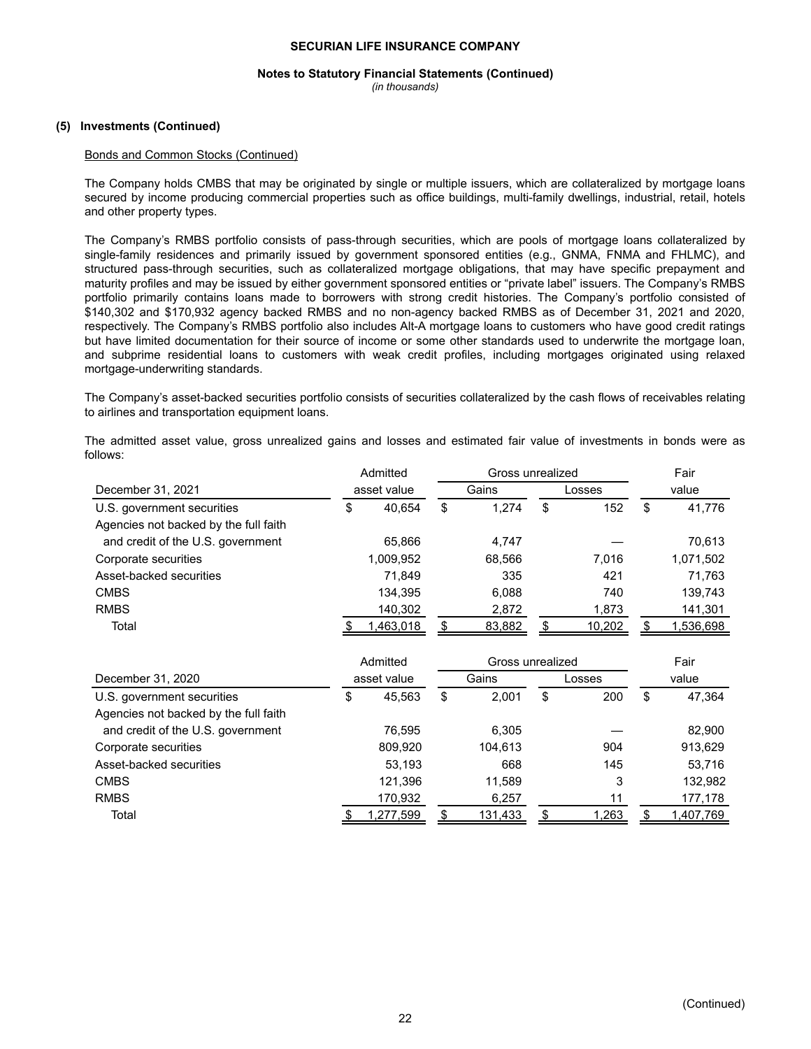### (5) Investments (Continued)

Bonds and Common Stocks (Continued)

The Company holds CMBS that may be originated by single or multiple issuers, which are collateralized by mortgage loans secured by income producing commercial properties such as office buildings, multi-family dwellings, industrial, retail, hotels and other property types.

The Company's RMBS portfolio consists of pass-through securities, which are pools of mortgage loans collateralized by single-family residences and primarily issued by government sponsored entities (e.g., GNMA, FNMA and FHLMC), and structured pass-through securities, such as collateralized mortgage obligations, that may have specific prepayment and maturity profiles and may be issued by either government sponsored entities or "private label" issuers. The Company's RMBS portfolio primarily contains loans made to borrowers with strong credit histories. The Company's portfolio consisted of $140,302 and $170,932 agency backed RMBS and no non-agency backed RMBS as of December 31, 2021 and 2020, respectively. The Company's RMBS portfolio also includes Alt-A mortgage loans to customers who have good credit ratings but have limited documentation for their source of income or some other standards used to underwrite the mortgage loan, and subprime residential loans to customers with weak credit profiles, including mortgages originated using relaxed mortgage-underwriting standards.

The Company's asset-backed securities portfolio consists of securities collateralized by the cash flows of receivables relating to airlines and transportation equipment loans.

The admitted asset value, gross unrealized gains and losses and estimated fair value of investments in bonds were as follows:

| December 31, 2021 | Admitted asset value | Gross unrealized Gains | Gross unrealized Losses | Fair value |
|---|---|---|---|---|
| U.S. government securities | $ 40,654 | $ 1,274 | $ 152 | $ 41,776 |
| Agencies not backed by the full faith and credit of the U.S. government | 65,866 | 4,747 | — | 70,613 |
| Corporate securities | 1,009,952 | 68,566 | 7,016 | 1,071,502 |
| Asset-backed securities | 71,849 | 335 | 421 | 71,763 |
| CMBS | 134,395 | 6,088 | 740 | 139,743 |
| RMBS | 140,302 | 2,872 | 1,873 | 141,301 |
| Total | $ 1,463,018 | $ 83,882 | $ 10,202 | $ 1,536,698 |

| December 31, 2020 | Admitted asset value | Gross unrealized Gains | Gross unrealized Losses | Fair value |
|---|---|---|---|---|
| U.S. government securities | $ 45,563 | $ 2,001 | $ 200 | $ 47,364 |
| Agencies not backed by the full faith and credit of the U.S. government | 76,595 | 6,305 | — | 82,900 |
| Corporate securities | 809,920 | 104,613 | 904 | 913,629 |
| Asset-backed securities | 53,193 | 668 | 145 | 53,716 |
| CMBS | 121,396 | 11,589 | 3 | 132,982 |
| RMBS | 170,932 | 6,257 | 11 | 177,178 |
| Total | $ 1,277,599 | $ 131,433 | $ 1,263 | $ 1,407,769 |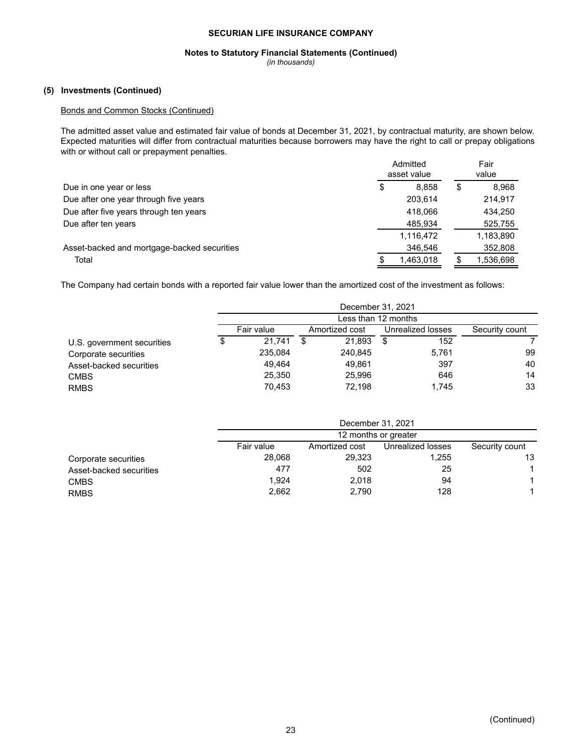### (5) Investments (Continued)

Bonds and Common Stocks (Continued)

The admitted asset value and estimated fair value of bonds at December 31, 2021, by contractual maturity, are shown below. Expected maturities will differ from contractual maturities because borrowers may have the right to call or prepay obligations with or without call or prepayment penalties.

| | Admitted asset value | Fair value |
|---|---|---|
| Due in one year or less | $ 8,858 | $ 8,968 |
| Due after one year through five years | 203,614 | 214,917 |
| Due after five years through ten years | 418,066 | 434,250 |
| Due after ten years | 485,934 | 525,755 |
| | 1,116,472 | 1,183,890 |
| Asset-backed and mortgage-backed securities | 346,546 | 352,808 |
| Total | $ 1,463,018 | $ 1,536,698 |

The Company had certain bonds with a reported fair value lower than the amortized cost of the investment as follows:

| | December 31, 2021 | | | |
|---|---|---|---|---|
| | Less than 12 months | | | |
| | Fair value | Amortized cost | Unrealized losses | Security count |
| U.S. government securities | $ 21,741 | $ 21,893 | $ 152 | 7 |
| Corporate securities | 235,084 | 240,845 | 5,761 | 99 |
| Asset-backed securities | 49,464 | 49,861 | 397 | 40 |
| CMBS | 25,350 | 25,996 | 646 | 14 |
| RMBS | 70,453 | 72,198 | 1,745 | 33 |

| | December 31, 2021 | | | |
|---|---|---|---|---|
| | 12 months or greater | | | |
| | Fair value | Amortized cost | Unrealized losses | Security count |
| Corporate securities | 28,068 | 29,323 | 1,255 | 13 |
| Asset-backed securities | 477 | 502 | 25 | 1 |
| CMBS | 1,924 | 2,018 | 94 | 1 |
| RMBS | 2,662 | 2,790 | 128 | 1 |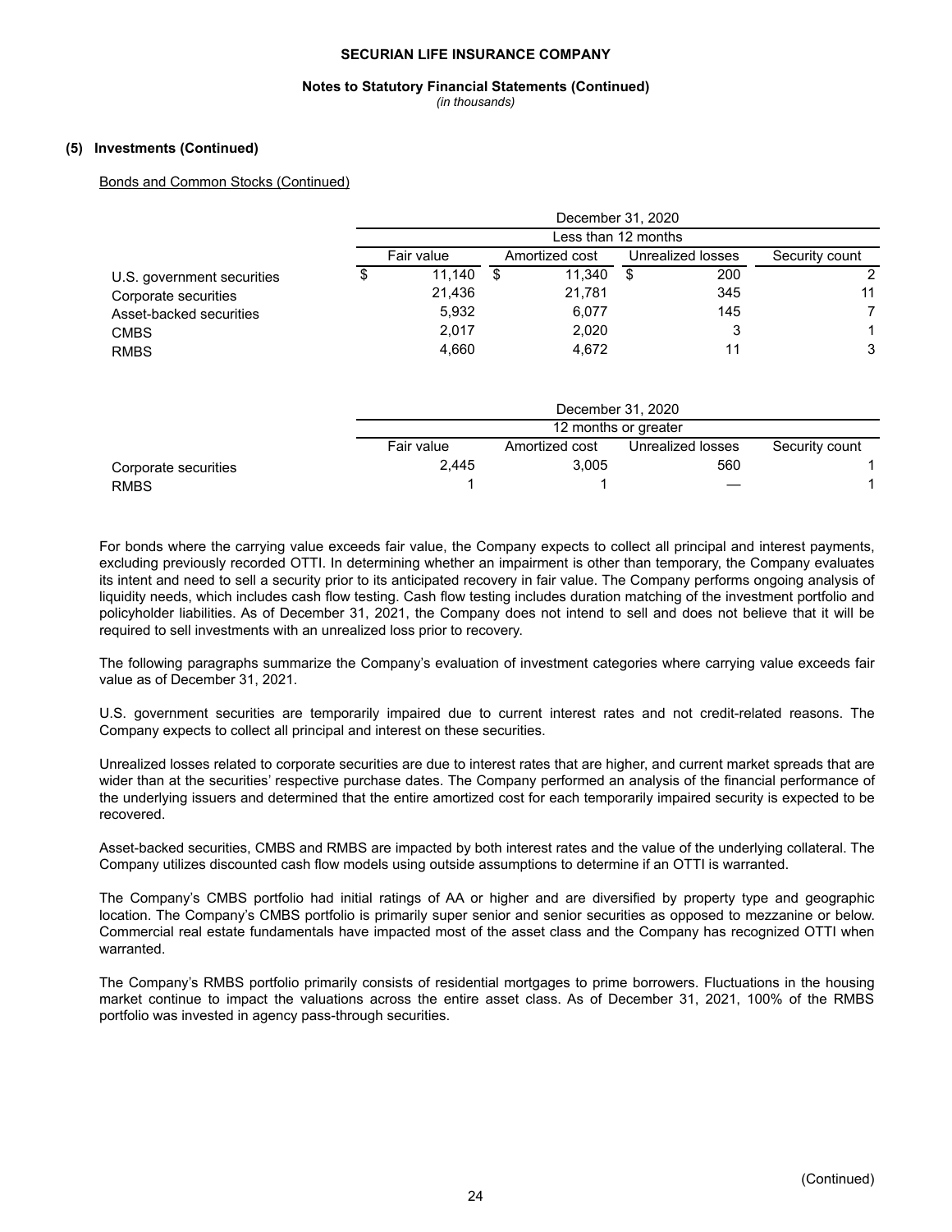**(5) Investments (Continued)**

Bonds and Common Stocks (Continued)

| | December 31, 2020 | | | |
|---|---|---|---|---|
| | Less than 12 months | | | |
| | Fair value | Amortized cost | Unrealized losses | Security count |
| U.S. government securities | $ 11,140 | $ 11,340 | $ 200 | 2 |
| Corporate securities | 21,436 | 21,781 | 345 | 11 |
| Asset-backed securities | 5,932 | 6,077 | 145 | 7 |
| CMBS | 2,017 | 2,020 | 3 | 1 |
| RMBS | 4,660 | 4,672 | 11 | 3 |

| | December 31, 2020 | | | |
|---|---|---|---|---|
| | 12 months or greater | | | |
| | Fair value | Amortized cost | Unrealized losses | Security count |
| Corporate securities | 2,445 | 3,005 | 560 | 1 |
| RMBS | 1 | 1 | — | 1 |

For bonds where the carrying value exceeds fair value, the Company expects to collect all principal and interest payments, excluding previously recorded OTTI. In determining whether an impairment is other than temporary, the Company evaluates its intent and need to sell a security prior to its anticipated recovery in fair value. The Company performs ongoing analysis of liquidity needs, which includes cash flow testing. Cash flow testing includes duration matching of the investment portfolio and policyholder liabilities. As of December 31, 2021, the Company does not intend to sell and does not believe that it will be required to sell investments with an unrealized loss prior to recovery.

The following paragraphs summarize the Company's evaluation of investment categories where carrying value exceeds fair value as of December 31, 2021.

U.S. government securities are temporarily impaired due to current interest rates and not credit-related reasons. The Company expects to collect all principal and interest on these securities.

Unrealized losses related to corporate securities are due to interest rates that are higher, and current market spreads that are wider than at the securities' respective purchase dates. The Company performed an analysis of the financial performance of the underlying issuers and determined that the entire amortized cost for each temporarily impaired security is expected to be recovered.

Asset-backed securities, CMBS and RMBS are impacted by both interest rates and the value of the underlying collateral. The Company utilizes discounted cash flow models using outside assumptions to determine if an OTTI is warranted.

The Company's CMBS portfolio had initial ratings of AA or higher and are diversified by property type and geographic location. The Company's CMBS portfolio is primarily super senior and senior securities as opposed to mezzanine or below. Commercial real estate fundamentals have impacted most of the asset class and the Company has recognized OTTI when warranted.

The Company's RMBS portfolio primarily consists of residential mortgages to prime borrowers. Fluctuations in the housing market continue to impact the valuations across the entire asset class. As of December 31, 2021, 100% of the RMBS portfolio was invested in agency pass-through securities.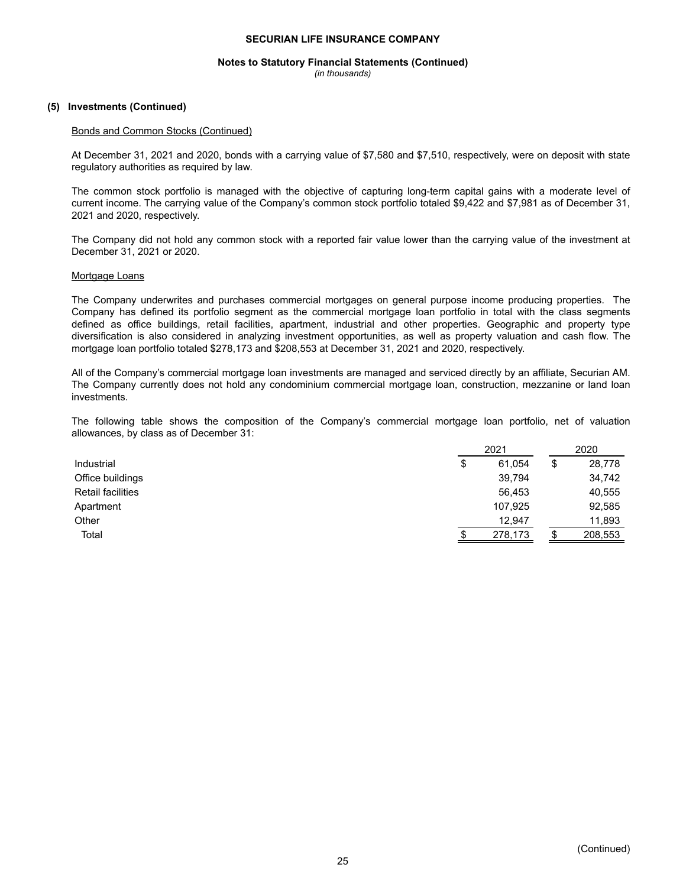### (5) Investments (Continued)

Bonds and Common Stocks (Continued)

At December 31, 2021 and 2020, bonds with a carrying value of $7,580 and $7,510, respectively, were on deposit with state regulatory authorities as required by law.

The common stock portfolio is managed with the objective of capturing long-term capital gains with a moderate level of current income. The carrying value of the Company's common stock portfolio totaled $9,422 and $7,981 as of December 31, 2021 and 2020, respectively.

The Company did not hold any common stock with a reported fair value lower than the carrying value of the investment at December 31, 2021 or 2020.

Mortgage Loans

The Company underwrites and purchases commercial mortgages on general purpose income producing properties. The Company has defined its portfolio segment as the commercial mortgage loan portfolio in total with the class segments defined as office buildings, retail facilities, apartment, industrial and other properties. Geographic and property type diversification is also considered in analyzing investment opportunities, as well as property valuation and cash flow. The mortgage loan portfolio totaled $278,173 and $208,553 at December 31, 2021 and 2020, respectively.

All of the Company's commercial mortgage loan investments are managed and serviced directly by an affiliate, Securian AM. The Company currently does not hold any condominium commercial mortgage loan, construction, mezzanine or land loan investments.

The following table shows the composition of the Company's commercial mortgage loan portfolio, net of valuation allowances, by class as of December 31:

| | 2021 | 2020 |
|---|---|---|
| Industrial | $ 61,054 | $ 28,778 |
| Office buildings | 39,794 | 34,742 |
| Retail facilities | 56,453 | 40,555 |
| Apartment | 107,925 | 92,585 |
| Other | 12,947 | 11,893 |
| Total | $ 278,173 | $ 208,553 |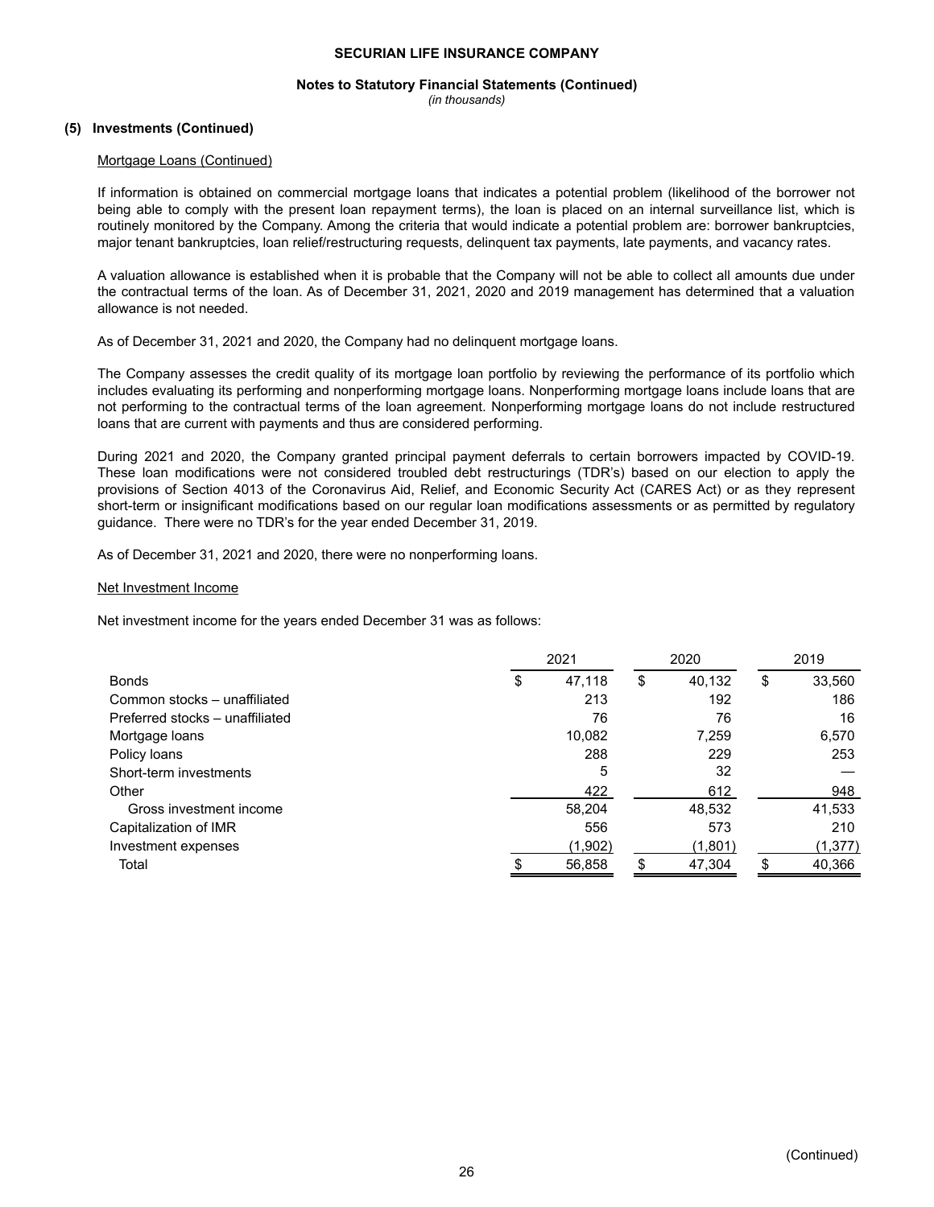### (5) Investments (Continued)

Mortgage Loans (Continued)

If information is obtained on commercial mortgage loans that indicates a potential problem (likelihood of the borrower not being able to comply with the present loan repayment terms), the loan is placed on an internal surveillance list, which is routinely monitored by the Company. Among the criteria that would indicate a potential problem are: borrower bankruptcies, major tenant bankruptcies, loan relief/restructuring requests, delinquent tax payments, late payments, and vacancy rates.

A valuation allowance is established when it is probable that the Company will not be able to collect all amounts due under the contractual terms of the loan. As of December 31, 2021, 2020 and 2019 management has determined that a valuation allowance is not needed.

As of December 31, 2021 and 2020, the Company had no delinquent mortgage loans.

The Company assesses the credit quality of its mortgage loan portfolio by reviewing the performance of its portfolio which includes evaluating its performing and nonperforming mortgage loans. Nonperforming mortgage loans include loans that are not performing to the contractual terms of the loan agreement. Nonperforming mortgage loans do not include restructured loans that are current with payments and thus are considered performing.

During 2021 and 2020, the Company granted principal payment deferrals to certain borrowers impacted by COVID-19. These loan modifications were not considered troubled debt restructurings (TDR's) based on our election to apply the provisions of Section 4013 of the Coronavirus Aid, Relief, and Economic Security Act (CARES Act) or as they represent short-term or insignificant modifications based on our regular loan modifications assessments or as permitted by regulatory guidance. There were no TDR's for the year ended December 31, 2019.

As of December 31, 2021 and 2020, there were no nonperforming loans.

Net Investment Income

Net investment income for the years ended December 31 was as follows:

| | 2021 | 2020 | 2019 |
|---|---|---|---|
| Bonds | $ 47,118 | $ 40,132 | $ 33,560 |
| Common stocks – unaffiliated | 213 | 192 | 186 |
| Preferred stocks – unaffiliated | 76 | 76 | 16 |
| Mortgage loans | 10,082 | 7,259 | 6,570 |
| Policy loans | 288 | 229 | 253 |
| Short-term investments | 5 | 32 | — |
| Other | 422 | 612 | 948 |
| Gross investment income | 58,204 | 48,532 | 41,533 |
| Capitalization of IMR | 556 | 573 | 210 |
| Investment expenses | (1,902) | (1,801) | (1,377) |
| Total | $ 56,858 | $ 47,304 | $ 40,366 |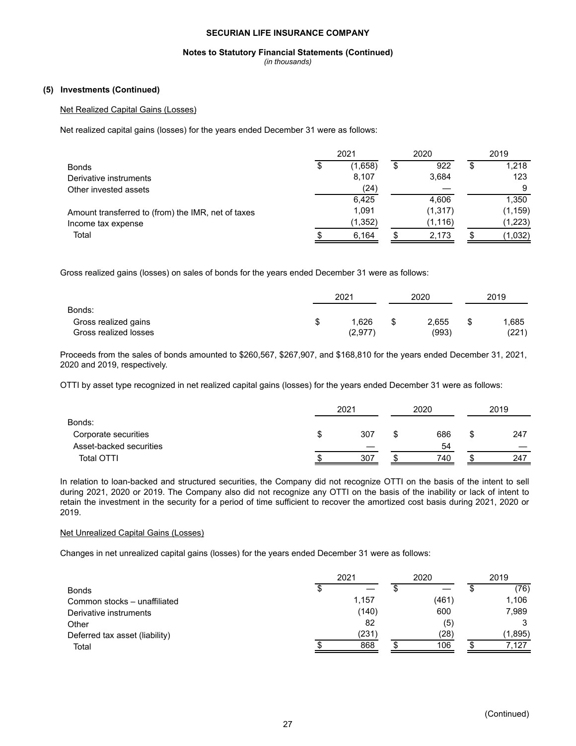**SECURIAN LIFE INSURANCE COMPANY**

**Notes to Statutory Financial Statements (Continued)**

*(in thousands)*

**(5) Investments (Continued)**

Net Realized Capital Gains (Losses)

Net realized capital gains (losses) for the years ended December 31 were as follows:

| | 2021 | 2020 | 2019 |
|---|---|---|---|
| Bonds | $ (1,658) | $ 922 | $ 1,218 |
| Derivative instruments | 8,107 | 3,684 | 123 |
| Other invested assets | (24) | — | 9 |
| | 6,425 | 4,606 | 1,350 |
| Amount transferred to (from) the IMR, net of taxes | 1,091 | (1,317) | (1,159) |
| Income tax expense | (1,352) | (1,116) | (1,223) |
| Total | $ 6,164 | $ 2,173 | $ (1,032) |

Gross realized gains (losses) on sales of bonds for the years ended December 31 were as follows:

| | 2021 | 2020 | 2019 |
|---|---|---|---|
| Bonds: | | | |
| Gross realized gains | $ 1,626 | $ 2,655 | $ 1,685 |
| Gross realized losses | (2,977) | (993) | (221) |

Proceeds from the sales of bonds amounted to $260,567, $267,907, and $168,810 for the years ended December 31, 2021, 2020 and 2019, respectively.

OTTI by asset type recognized in net realized capital gains (losses) for the years ended December 31 were as follows:

| | 2021 | 2020 | 2019 |
|---|---|---|---|
| Bonds: | | | |
| Corporate securities | $ 307 | $ 686 | $ 247 |
| Asset-backed securities | — | 54 | — |
| Total OTTI | $ 307 | $ 740 | $ 247 |

In relation to loan-backed and structured securities, the Company did not recognize OTTI on the basis of the intent to sell during 2021, 2020 or 2019. The Company also did not recognize any OTTI on the basis of the inability or lack of intent to retain the investment in the security for a period of time sufficient to recover the amortized cost basis during 2021, 2020 or 2019.

Net Unrealized Capital Gains (Losses)

Changes in net unrealized capital gains (losses) for the years ended December 31 were as follows:

| | 2021 | 2020 | 2019 |
|---|---|---|---|
| Bonds | $ — | $ — | $ (76) |
| Common stocks – unaffiliated | 1,157 | (461) | 1,106 |
| Derivative instruments | (140) | 600 | 7,989 |
| Other | 82 | (5) | 3 |
| Deferred tax asset (liability) | (231) | (28) | (1,895) |
| Total | $ 868 | $ 106 | $ 7,127 |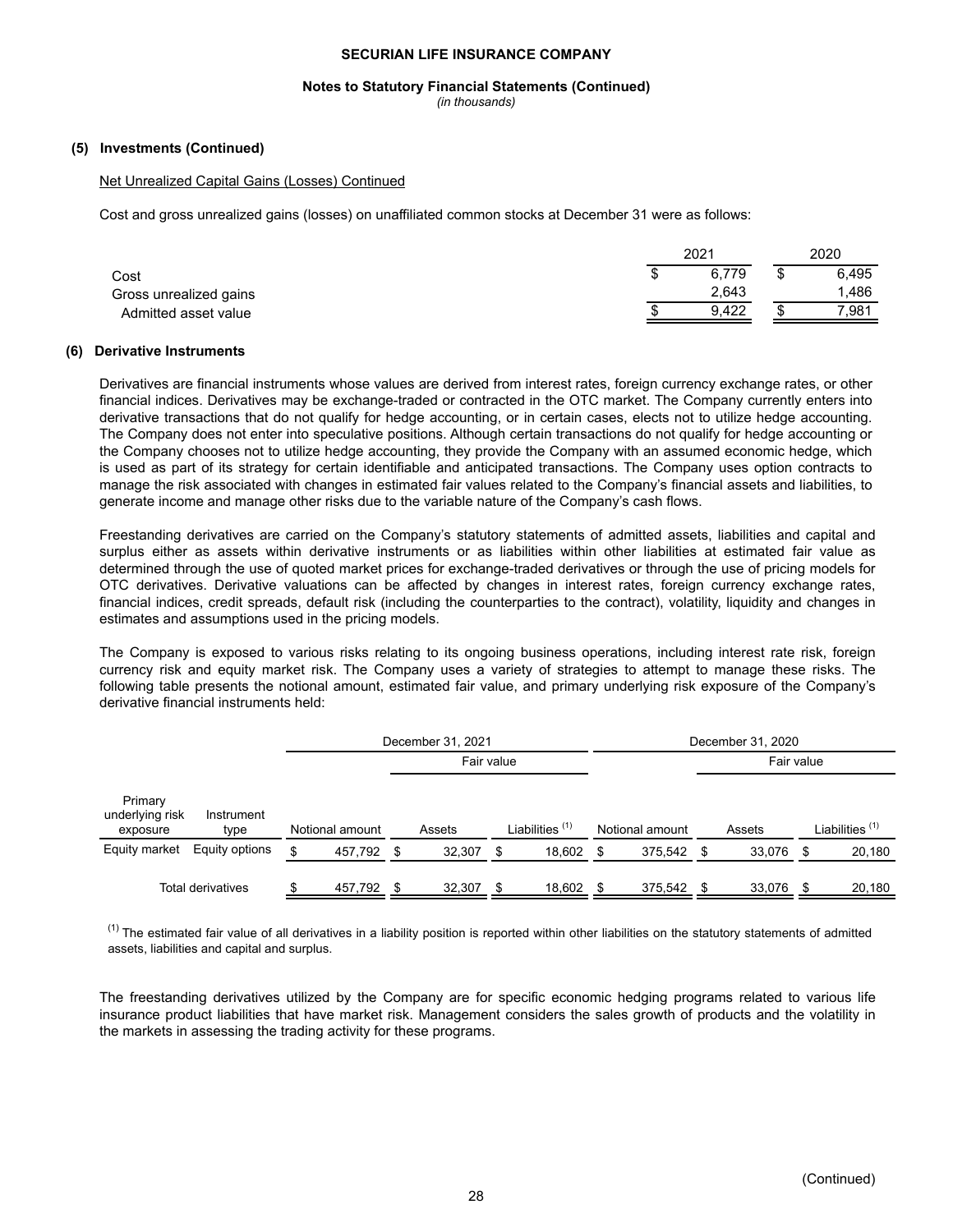### (5) Investments (Continued)

Net Unrealized Capital Gains (Losses) Continued

Cost and gross unrealized gains (losses) on unaffiliated common stocks at December 31 were as follows:

| | 2021 | 2020 |
|---|---|---|
| Cost | $ 6,779 | $ 6,495 |
| Gross unrealized gains | 2,643 | 1,486 |
| Admitted asset value | $ 9,422 | $ 7,981 |

### (6) Derivative Instruments

Derivatives are financial instruments whose values are derived from interest rates, foreign currency exchange rates, or other financial indices. Derivatives may be exchange-traded or contracted in the OTC market. The Company currently enters into derivative transactions that do not qualify for hedge accounting, or in certain cases, elects not to utilize hedge accounting. The Company does not enter into speculative positions. Although certain transactions do not qualify for hedge accounting or the Company chooses not to utilize hedge accounting, they provide the Company with an assumed economic hedge, which is used as part of its strategy for certain identifiable and anticipated transactions. The Company uses option contracts to manage the risk associated with changes in estimated fair values related to the Company's financial assets and liabilities, to generate income and manage other risks due to the variable nature of the Company's cash flows.

Freestanding derivatives are carried on the Company's statutory statements of admitted assets, liabilities and capital and surplus either as assets within derivative instruments or as liabilities within other liabilities at estimated fair value as determined through the use of quoted market prices for exchange-traded derivatives or through the use of pricing models for OTC derivatives. Derivative valuations can be affected by changes in interest rates, foreign currency exchange rates, financial indices, credit spreads, default risk (including the counterparties to the contract), volatility, liquidity and changes in estimates and assumptions used in the pricing models.

The Company is exposed to various risks relating to its ongoing business operations, including interest rate risk, foreign currency risk and equity market risk. The Company uses a variety of strategies to attempt to manage these risks. The following table presents the notional amount, estimated fair value, and primary underlying risk exposure of the Company's derivative financial instruments held:

| | | December 31, 2021 | | | December 31, 2020 | | |
|---|---|---|---|---|---|---|---|
| | | | Fair value | | | Fair value | |
| Primary underlying risk exposure | Instrument type | Notional amount | Assets | Liabilities [1] | Notional amount | Assets | Liabilities [1] |
| Equity market | Equity options | $ 457,792 | $ 32,307 | $ 18,602 | $ 375,542 | $ 33,076 | $ 20,180 |
| | Total derivatives | $ 457,792 | $ 32,307 | $ 18,602 | $ 375,542 | $ 33,076 | $ 20,180 |

[1] The estimated fair value of all derivatives in a liability position is reported within other liabilities on the statutory statements of admitted assets, liabilities and capital and surplus.

The freestanding derivatives utilized by the Company are for specific economic hedging programs related to various life insurance product liabilities that have market risk. Management considers the sales growth of products and the volatility in the markets in assessing the trading activity for these programs.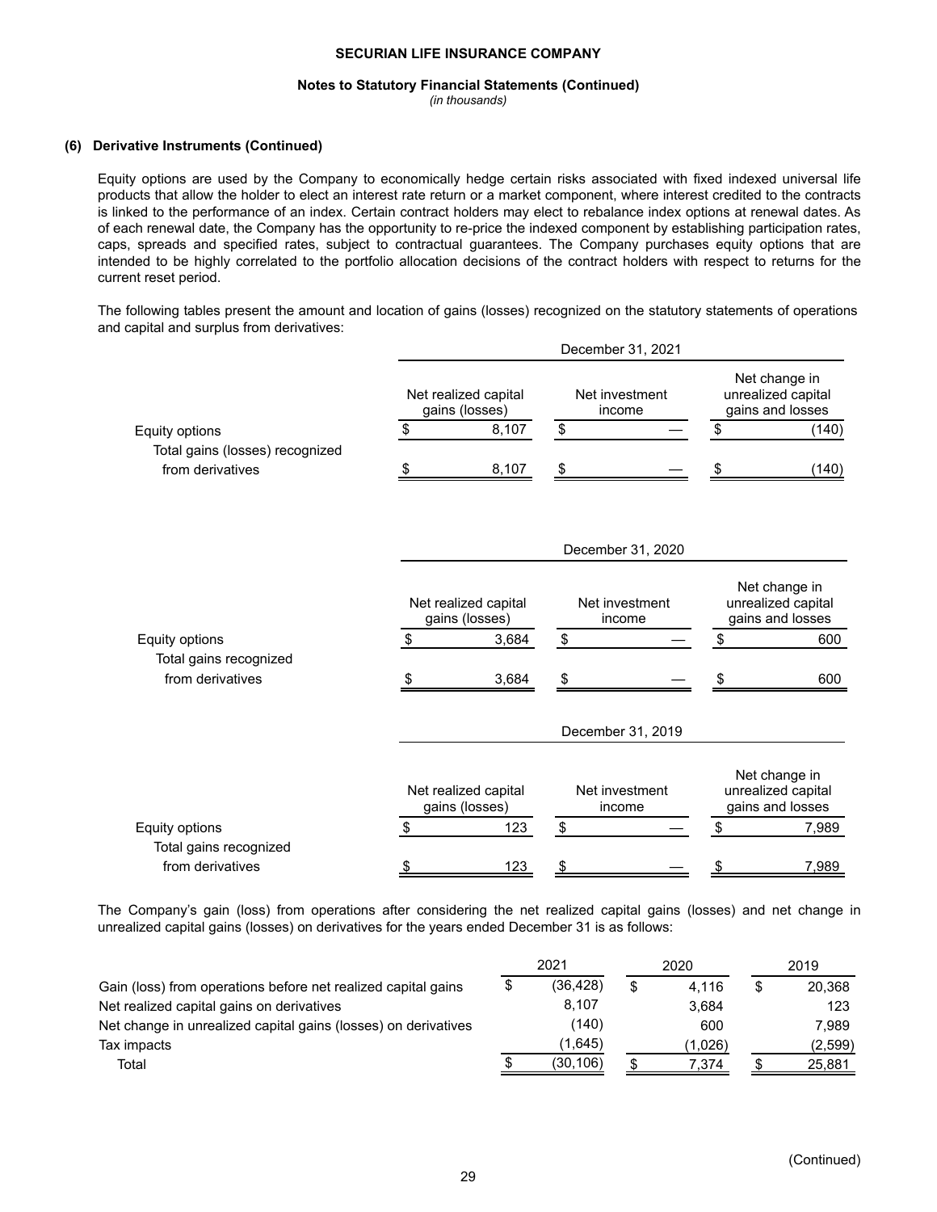SECURIAN LIFE INSURANCE COMPANY

Notes to Statutory Financial Statements (Continued)

*(in thousands)*

### (6) Derivative Instruments (Continued)

Equity options are used by the Company to economically hedge certain risks associated with fixed indexed universal life products that allow the holder to elect an interest rate return or a market component, where interest credited to the contracts is linked to the performance of an index. Certain contract holders may elect to rebalance index options at renewal dates. As of each renewal date, the Company has the opportunity to re-price the indexed component by establishing participation rates, caps, spreads and specified rates, subject to contractual guarantees. The Company purchases equity options that are intended to be highly correlated to the portfolio allocation decisions of the contract holders with respect to returns for the current reset period.

The following tables present the amount and location of gains (losses) recognized on the statutory statements of operations and capital and surplus from derivatives:

| | December 31, 2021 | | |
|---|---|---|---|
| | Net realized capital gains (losses) | Net investment income | Net change in unrealized capital gains and losses |
| Equity options | $ 8,107 | $ — | $ (140) |
| Total gains (losses) recognized from derivatives | $ 8,107 | $ — | $ (140) |

| | December 31, 2020 | | |
|---|---|---|---|
| | Net realized capital gains (losses) | Net investment income | Net change in unrealized capital gains and losses |
| Equity options | $ 3,684 | $ — | $ 600 |
| Total gains recognized from derivatives | $ 3,684 | $ — | $ 600 |

| | December 31, 2019 | | |
|---|---|---|---|
| | Net realized capital gains (losses) | Net investment income | Net change in unrealized capital gains and losses |
| Equity options | $ 123 | $ — | $ 7,989 |
| Total gains recognized from derivatives | $ 123 | $ — | $ 7,989 |

The Company's gain (loss) from operations after considering the net realized capital gains (losses) and net change in unrealized capital gains (losses) on derivatives for the years ended December 31 is as follows:

| | 2021 | 2020 | 2019 |
|---|---|---|---|
| Gain (loss) from operations before net realized capital gains | $ (36,428) | $ 4,116 | $ 20,368 |
| Net realized capital gains on derivatives | 8,107 | 3,684 | 123 |
| Net change in unrealized capital gains (losses) on derivatives | (140) | 600 | 7,989 |
| Tax impacts | (1,645) | (1,026) | (2,599) |
| Total | $ (30,106) | $ 7,374 | $ 25,881 |

(Continued)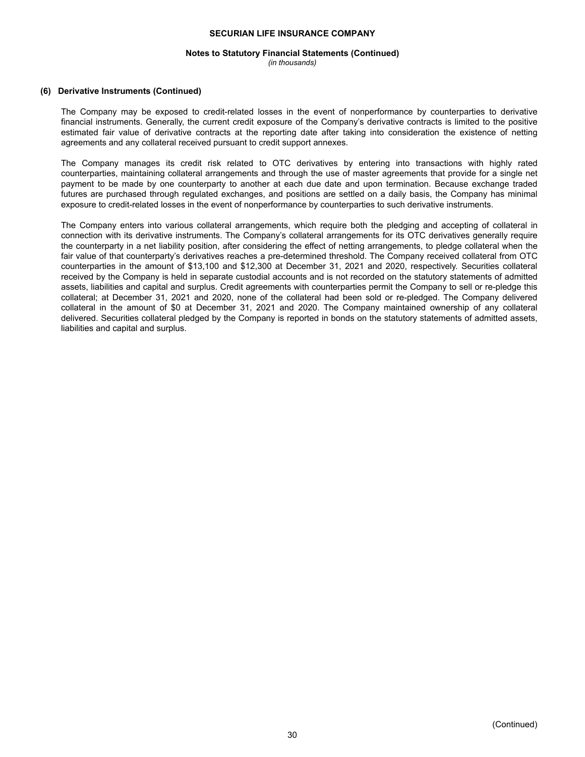### (6) Derivative Instruments (Continued)

The Company may be exposed to credit-related losses in the event of nonperformance by counterparties to derivative financial instruments. Generally, the current credit exposure of the Company's derivative contracts is limited to the positive estimated fair value of derivative contracts at the reporting date after taking into consideration the existence of netting agreements and any collateral received pursuant to credit support annexes.

The Company manages its credit risk related to OTC derivatives by entering into transactions with highly rated counterparties, maintaining collateral arrangements and through the use of master agreements that provide for a single net payment to be made by one counterparty to another at each due date and upon termination. Because exchange traded futures are purchased through regulated exchanges, and positions are settled on a daily basis, the Company has minimal exposure to credit-related losses in the event of nonperformance by counterparties to such derivative instruments.

The Company enters into various collateral arrangements, which require both the pledging and accepting of collateral in connection with its derivative instruments. The Company's collateral arrangements for its OTC derivatives generally require the counterparty in a net liability position, after considering the effect of netting arrangements, to pledge collateral when the fair value of that counterparty's derivatives reaches a pre-determined threshold. The Company received collateral from OTC counterparties in the amount of $13,100 and $12,300 at December 31, 2021 and 2020, respectively. Securities collateral received by the Company is held in separate custodial accounts and is not recorded on the statutory statements of admitted assets, liabilities and capital and surplus. Credit agreements with counterparties permit the Company to sell or re-pledge this collateral; at December 31, 2021 and 2020, none of the collateral had been sold or re-pledged. The Company delivered collateral in the amount of $0 at December 31, 2021 and 2020. The Company maintained ownership of any collateral delivered. Securities collateral pledged by the Company is reported in bonds on the statutory statements of admitted assets, liabilities and capital and surplus.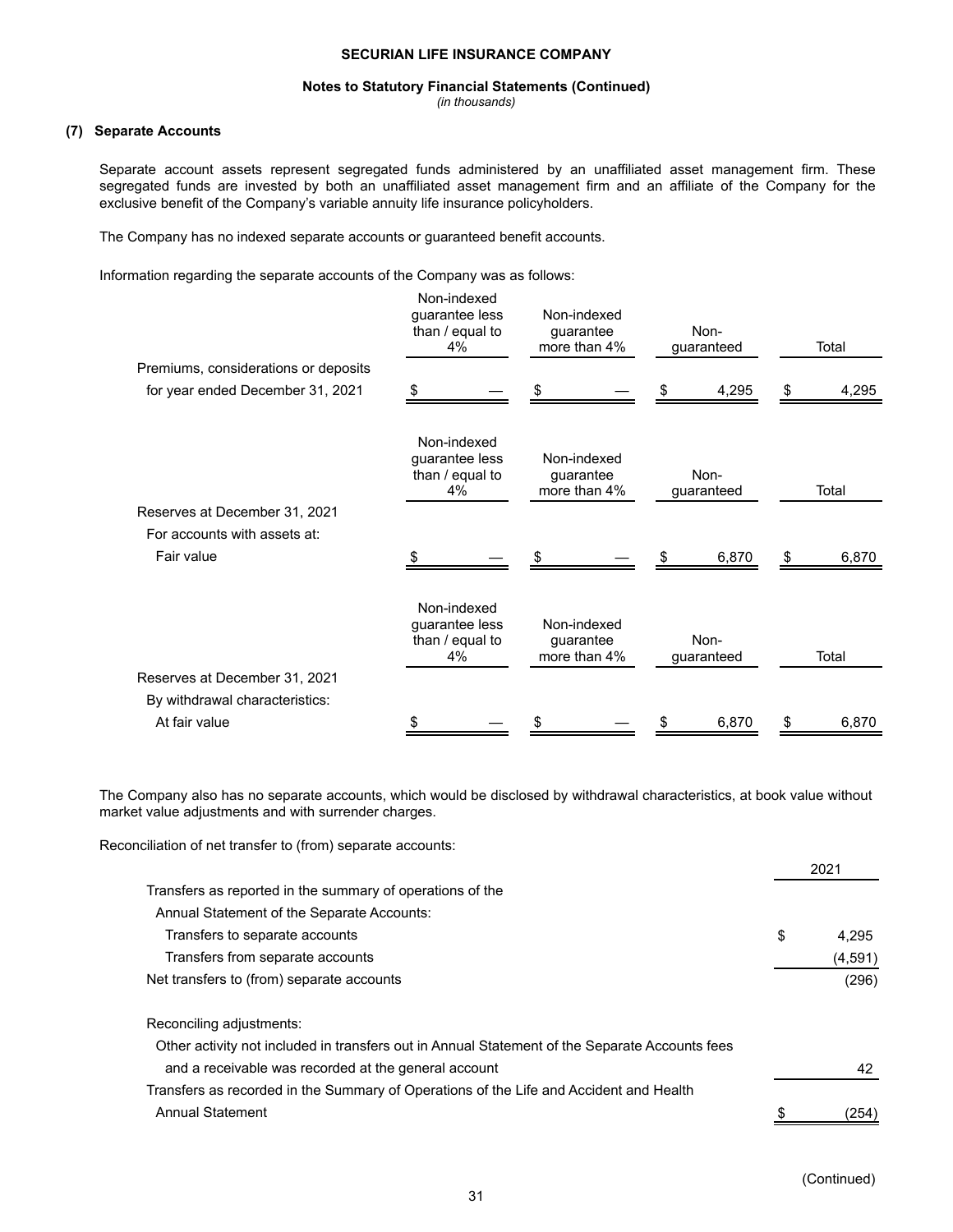### (7) Separate Accounts

Separate account assets represent segregated funds administered by an unaffiliated asset management firm. These segregated funds are invested by both an unaffiliated asset management firm and an affiliate of the Company for the exclusive benefit of the Company's variable annuity life insurance policyholders.

The Company has no indexed separate accounts or guaranteed benefit accounts.

Information regarding the separate accounts of the Company was as follows:

| | Non-indexed guarantee less than / equal to 4% | Non-indexed guarantee more than 4% | Non-guaranteed | Total |
|---|---|---|---|---|
| Premiums, considerations or deposits for year ended December 31, 2021 | $ — | $ — | $ 4,295 | $ 4,295 |

| | Non-indexed guarantee less than / equal to 4% | Non-indexed guarantee more than 4% | Non-guaranteed | Total |
|---|---|---|---|---|
| Reserves at December 31, 2021 | | | | |
| For accounts with assets at: | | | | |
| Fair value | $ — | $ — | $ 6,870 | $ 6,870 |

| | Non-indexed guarantee less than / equal to 4% | Non-indexed guarantee more than 4% | Non-guaranteed | Total |
|---|---|---|---|---|
| Reserves at December 31, 2021 | | | | |
| By withdrawal characteristics: | | | | |
| At fair value | $ — | $ — | $ 6,870 | $ 6,870 |

The Company also has no separate accounts, which would be disclosed by withdrawal characteristics, at book value without market value adjustments and with surrender charges.

Reconciliation of net transfer to (from) separate accounts:

| | 2021 |
|---|---|
| Transfers as reported in the summary of operations of the Annual Statement of the Separate Accounts: | |
| Transfers to separate accounts | $ 4,295 |
| Transfers from separate accounts | (4,591) |
| Net transfers to (from) separate accounts | (296) |
| Reconciling adjustments: | |
| Other activity not included in transfers out in Annual Statement of the Separate Accounts fees and a receivable was recorded at the general account | 42 |
| Transfers as recorded in the Summary of Operations of the Life and Accident and Health Annual Statement | $ (254) |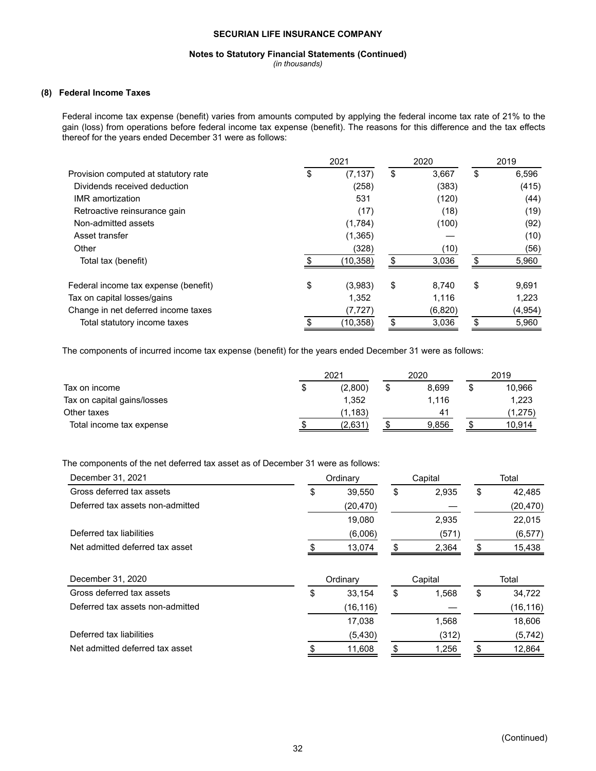**SECURIAN LIFE INSURANCE COMPANY**

**Notes to Statutory Financial Statements (Continued)**

*(in thousands)*

## (8) Federal Income Taxes

Federal income tax expense (benefit) varies from amounts computed by applying the federal income tax rate of 21% to the gain (loss) from operations before federal income tax expense (benefit). The reasons for this difference and the tax effects thereof for the years ended December 31 were as follows:

| | 2021 | 2020 | 2019 |
|---|---|---|---|
| Provision computed at statutory rate | $ (7,137) | $ 3,667 | $ 6,596 |
| Dividends received deduction | (258) | (383) | (415) |
| IMR amortization | 531 | (120) | (44) |
| Retroactive reinsurance gain | (17) | (18) | (19) |
| Non-admitted assets | (1,784) | (100) | (92) |
| Asset transfer | (1,365) | — | (10) |
| Other | (328) | (10) | (56) |
| Total tax (benefit) | $ (10,358) | $ 3,036 | $ 5,960 |
| | | | |
| Federal income tax expense (benefit) | $ (3,983) | $ 8,740 | $ 9,691 |
| Tax on capital losses/gains | 1,352 | 1,116 | 1,223 |
| Change in net deferred income taxes | (7,727) | (6,820) | (4,954) |
| Total statutory income taxes | $ (10,358) | $ 3,036 | $ 5,960 |

The components of incurred income tax expense (benefit) for the years ended December 31 were as follows:

| | 2021 | 2020 | 2019 |
|---|---|---|---|
| Tax on income | $ (2,800) | $ 8,699 | $ 10,966 |
| Tax on capital gains/losses | 1,352 | 1,116 | 1,223 |
| Other taxes | (1,183) | 41 | (1,275) |
| Total income tax expense | $ (2,631) | $ 9,856 | $ 10,914 |

The components of the net deferred tax asset as of December 31 were as follows:

| December 31, 2021 | Ordinary | Capital | Total |
|---|---|---|---|
| Gross deferred tax assets | $ 39,550 | $ 2,935 | $ 42,485 |
| Deferred tax assets non-admitted | (20,470) | — | (20,470) |
| | 19,080 | 2,935 | 22,015 |
| Deferred tax liabilities | (6,006) | (571) | (6,577) |
| Net admitted deferred tax asset | $ 13,074 | $ 2,364 | $ 15,438 |

| December 31, 2020 | Ordinary | Capital | Total |
|---|---|---|---|
| Gross deferred tax assets | $ 33,154 | $ 1,568 | $ 34,722 |
| Deferred tax assets non-admitted | (16,116) | — | (16,116) |
| | 17,038 | 1,568 | 18,606 |
| Deferred tax liabilities | (5,430) | (312) | (5,742) |
| Net admitted deferred tax asset | $ 11,608 | $ 1,256 | $ 12,864 |

(Continued)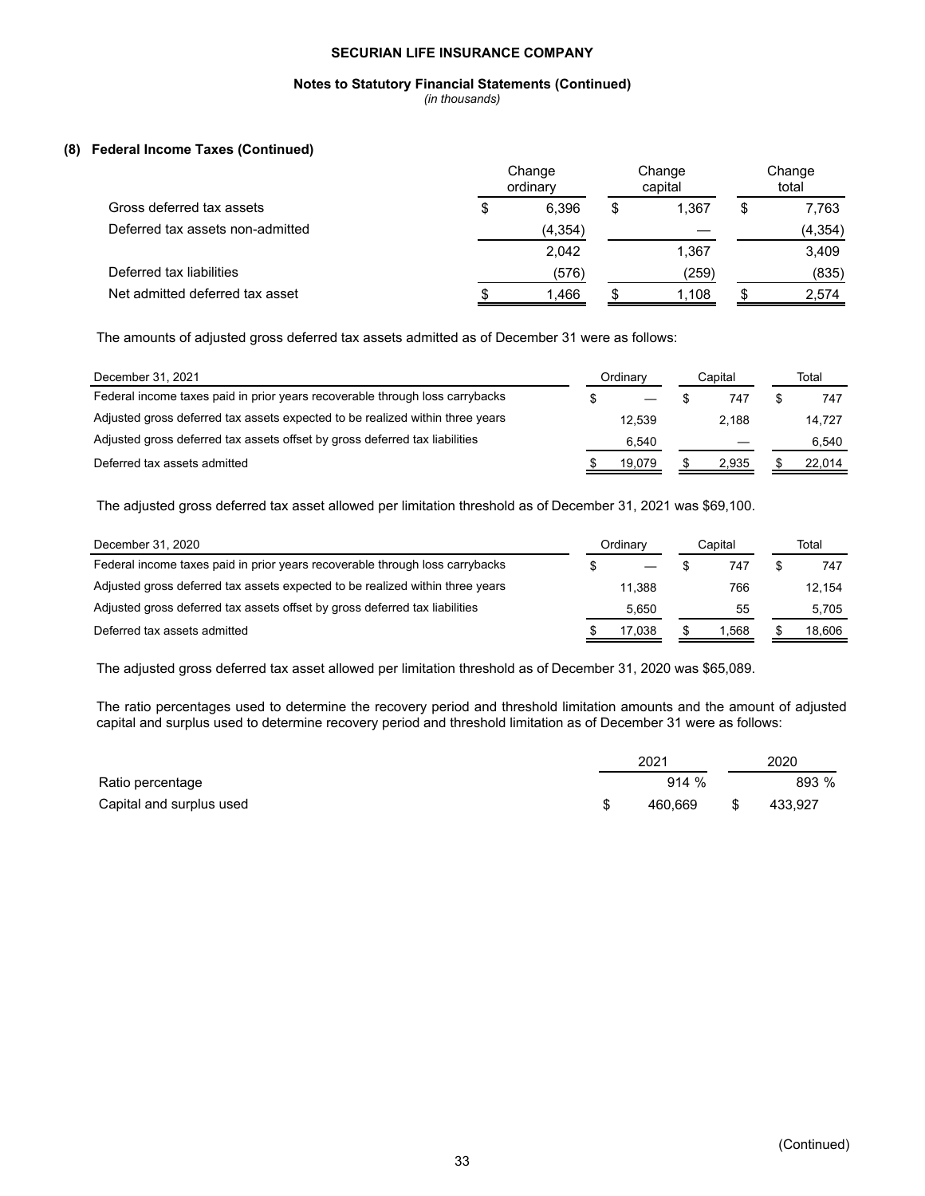### (8) Federal Income Taxes (Continued)

| | Change ordinary | Change capital | Change total |
|---|---|---|---|
| Gross deferred tax assets | $ 6,396 | $ 1,367 | $ 7,763 |
| Deferred tax assets non-admitted | (4,354) | — | (4,354) |
| | 2,042 | 1,367 | 3,409 |
| Deferred tax liabilities | (576) | (259) | (835) |
| Net admitted deferred tax asset | $ 1,466 | $ 1,108 | $ 2,574 |

The amounts of adjusted gross deferred tax assets admitted as of December 31 were as follows:

| December 31, 2021 | Ordinary | Capital | Total |
|---|---|---|---|
| Federal income taxes paid in prior years recoverable through loss carrybacks | $ — | $ 747 | $ 747 |
| Adjusted gross deferred tax assets expected to be realized within three years | 12,539 | 2,188 | 14,727 |
| Adjusted gross deferred tax assets offset by gross deferred tax liabilities | 6,540 | — | 6,540 |
| Deferred tax assets admitted | $ 19,079 | $ 2,935 | $ 22,014 |

The adjusted gross deferred tax asset allowed per limitation threshold as of December 31, 2021 was $69,100.

| December 31, 2020 | Ordinary | Capital | Total |
|---|---|---|---|
| Federal income taxes paid in prior years recoverable through loss carrybacks | $ — | $ 747 | $ 747 |
| Adjusted gross deferred tax assets expected to be realized within three years | 11,388 | 766 | 12,154 |
| Adjusted gross deferred tax assets offset by gross deferred tax liabilities | 5,650 | 55 | 5,705 |
| Deferred tax assets admitted | $ 17,038 | $ 1,568 | $ 18,606 |

The adjusted gross deferred tax asset allowed per limitation threshold as of December 31, 2020 was $65,089.

The ratio percentages used to determine the recovery period and threshold limitation amounts and the amount of adjusted capital and surplus used to determine recovery period and threshold limitation as of December 31 were as follows:

| | 2021 | 2020 |
|---|---|---|
| Ratio percentage | 914 % | 893 % |
| Capital and surplus used | $ 460,669 | $ 433,927 |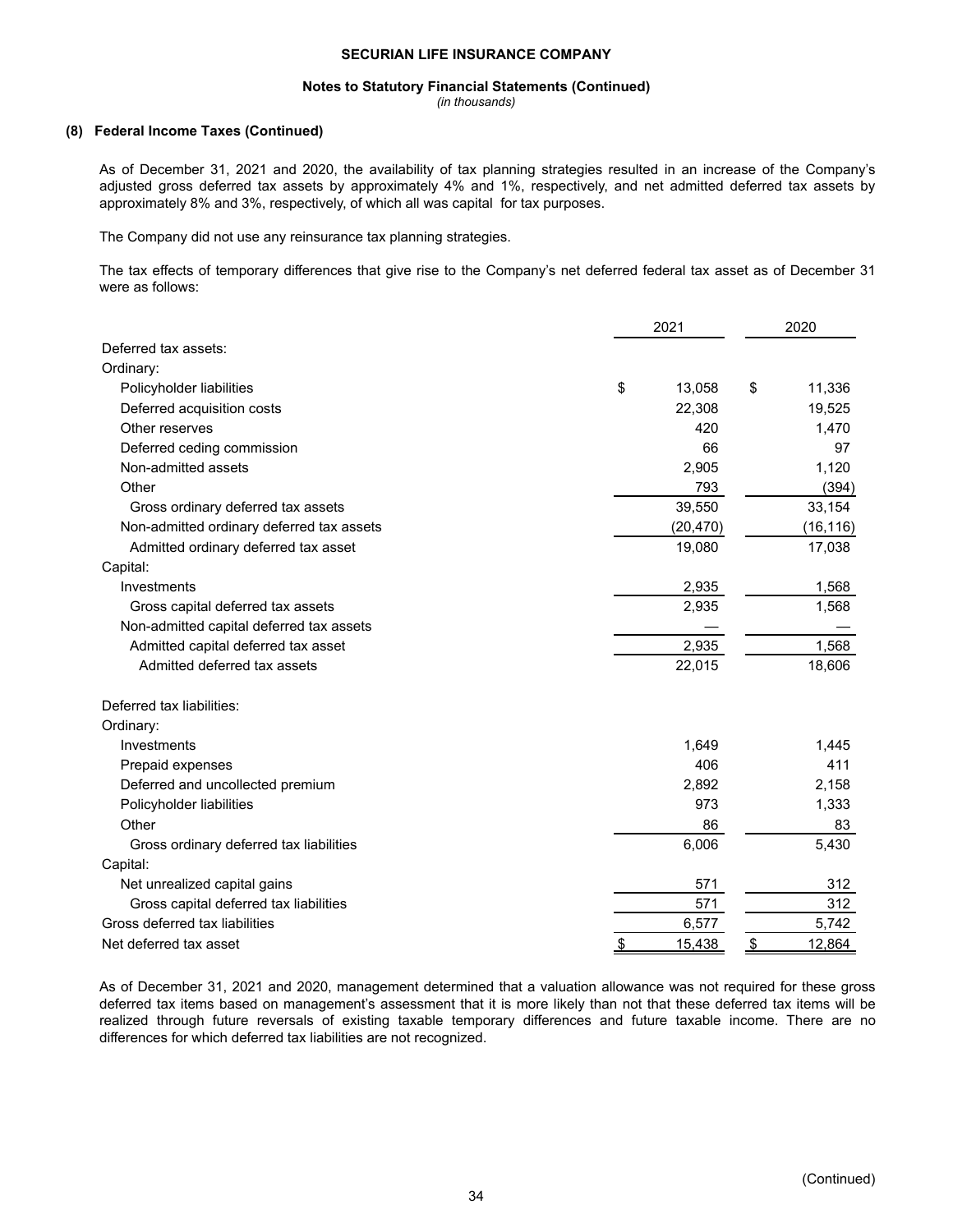### (8) Federal Income Taxes (Continued)

As of December 31, 2021 and 2020, the availability of tax planning strategies resulted in an increase of the Company's adjusted gross deferred tax assets by approximately 4% and 1%, respectively, and net admitted deferred tax assets by approximately 8% and 3%, respectively, of which all was capital for tax purposes.

The Company did not use any reinsurance tax planning strategies.

The tax effects of temporary differences that give rise to the Company's net deferred federal tax asset as of December 31 were as follows:

| | 2021 | 2020 |
|---|---|---|
| Deferred tax assets: | | |
| Ordinary: | | |
| Policyholder liabilities | $ 13,058 | $ 11,336 |
| Deferred acquisition costs | 22,308 | 19,525 |
| Other reserves | 420 | 1,470 |
| Deferred ceding commission | 66 | 97 |
| Non-admitted assets | 2,905 | 1,120 |
| Other | 793 | (394) |
| Gross ordinary deferred tax assets | 39,550 | 33,154 |
| Non-admitted ordinary deferred tax assets | (20,470) | (16,116) |
| Admitted ordinary deferred tax asset | 19,080 | 17,038 |
| Capital: | | |
| Investments | 2,935 | 1,568 |
| Gross capital deferred tax assets | 2,935 | 1,568 |
| Non-admitted capital deferred tax assets | — | — |
| Admitted capital deferred tax asset | 2,935 | 1,568 |
| Admitted deferred tax assets | 22,015 | 18,606 |
| | | |
| Deferred tax liabilities: | | |
| Ordinary: | | |
| Investments | 1,649 | 1,445 |
| Prepaid expenses | 406 | 411 |
| Deferred and uncollected premium | 2,892 | 2,158 |
| Policyholder liabilities | 973 | 1,333 |
| Other | 86 | 83 |
| Gross ordinary deferred tax liabilities | 6,006 | 5,430 |
| Capital: | | |
| Net unrealized capital gains | 571 | 312 |
| Gross capital deferred tax liabilities | 571 | 312 |
| Gross deferred tax liabilities | 6,577 | 5,742 |
| Net deferred tax asset | $ 15,438 | $ 12,864 |

As of December 31, 2021 and 2020, management determined that a valuation allowance was not required for these gross deferred tax items based on management's assessment that it is more likely than not that these deferred tax items will be realized through future reversals of existing taxable temporary differences and future taxable income. There are no differences for which deferred tax liabilities are not recognized.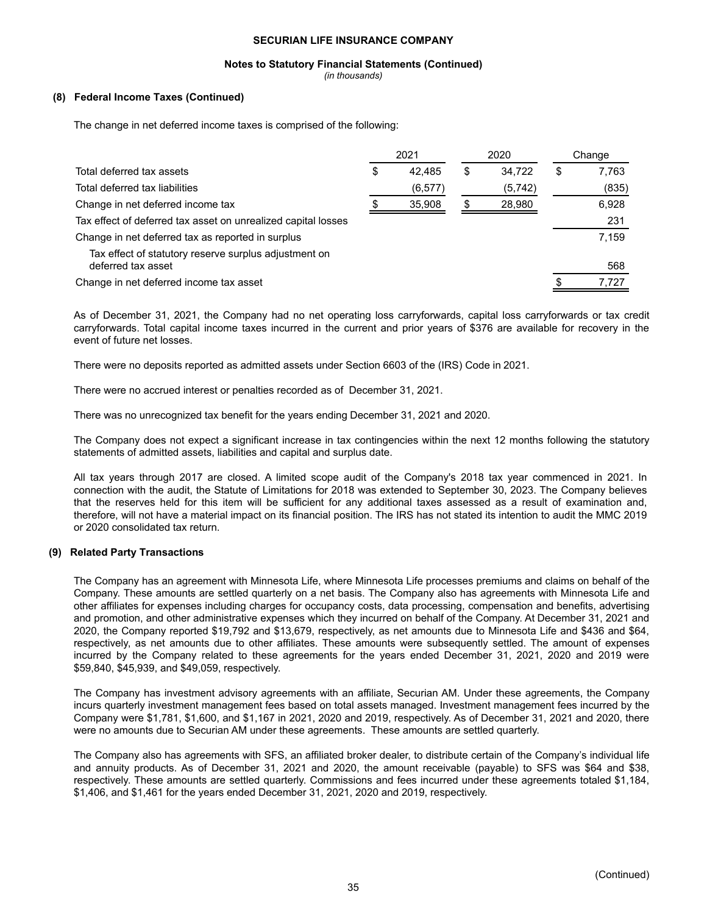**SECURIAN LIFE INSURANCE COMPANY**

**Notes to Statutory Financial Statements (Continued)**

*(in thousands)*

### (8) Federal Income Taxes (Continued)

The change in net deferred income taxes is comprised of the following:

| | 2021 | 2020 | Change |
|---|---|---|---|
| Total deferred tax assets | $ 42,485 | $ 34,722 | $ 7,763 |
| Total deferred tax liabilities | (6,577) | (5,742) | (835) |
| Change in net deferred income tax | $ 35,908 | $ 28,980 | 6,928 |
| Tax effect of deferred tax asset on unrealized capital losses | | | 231 |
| Change in net deferred tax as reported in surplus | | | 7,159 |
| Tax effect of statutory reserve surplus adjustment on deferred tax asset | | | 568 |
| Change in net deferred income tax asset | | | $ 7,727 |

As of December 31, 2021, the Company had no net operating loss carryforwards, capital loss carryforwards or tax credit carryforwards. Total capital income taxes incurred in the current and prior years of $376 are available for recovery in the event of future net losses.

There were no deposits reported as admitted assets under Section 6603 of the (IRS) Code in 2021.

There were no accrued interest or penalties recorded as of December 31, 2021.

There was no unrecognized tax benefit for the years ending December 31, 2021 and 2020.

The Company does not expect a significant increase in tax contingencies within the next 12 months following the statutory statements of admitted assets, liabilities and capital and surplus date.

All tax years through 2017 are closed. A limited scope audit of the Company's 2018 tax year commenced in 2021. In connection with the audit, the Statute of Limitations for 2018 was extended to September 30, 2023. The Company believes that the reserves held for this item will be sufficient for any additional taxes assessed as a result of examination and, therefore, will not have a material impact on its financial position. The IRS has not stated its intention to audit the MMC 2019 or 2020 consolidated tax return.

### (9) Related Party Transactions

The Company has an agreement with Minnesota Life, where Minnesota Life processes premiums and claims on behalf of the Company. These amounts are settled quarterly on a net basis. The Company also has agreements with Minnesota Life and other affiliates for expenses including charges for occupancy costs, data processing, compensation and benefits, advertising and promotion, and other administrative expenses which they incurred on behalf of the Company. At December 31, 2021 and 2020, the Company reported $19,792 and $13,679, respectively, as net amounts due to Minnesota Life and $436 and $64, respectively, as net amounts due to other affiliates. These amounts were subsequently settled. The amount of expenses incurred by the Company related to these agreements for the years ended December 31, 2021, 2020 and 2019 were $59,840, $45,939, and $49,059, respectively.

The Company has investment advisory agreements with an affiliate, Securian AM. Under these agreements, the Company incurs quarterly investment management fees based on total assets managed. Investment management fees incurred by the Company were $1,781, $1,600, and $1,167 in 2021, 2020 and 2019, respectively. As of December 31, 2021 and 2020, there were no amounts due to Securian AM under these agreements. These amounts are settled quarterly.

The Company also has agreements with SFS, an affiliated broker dealer, to distribute certain of the Company's individual life and annuity products. As of December 31, 2021 and 2020, the amount receivable (payable) to SFS was $64 and $38, respectively. These amounts are settled quarterly. Commissions and fees incurred under these agreements totaled $1,184, $1,406, and $1,461 for the years ended December 31, 2021, 2020 and 2019, respectively.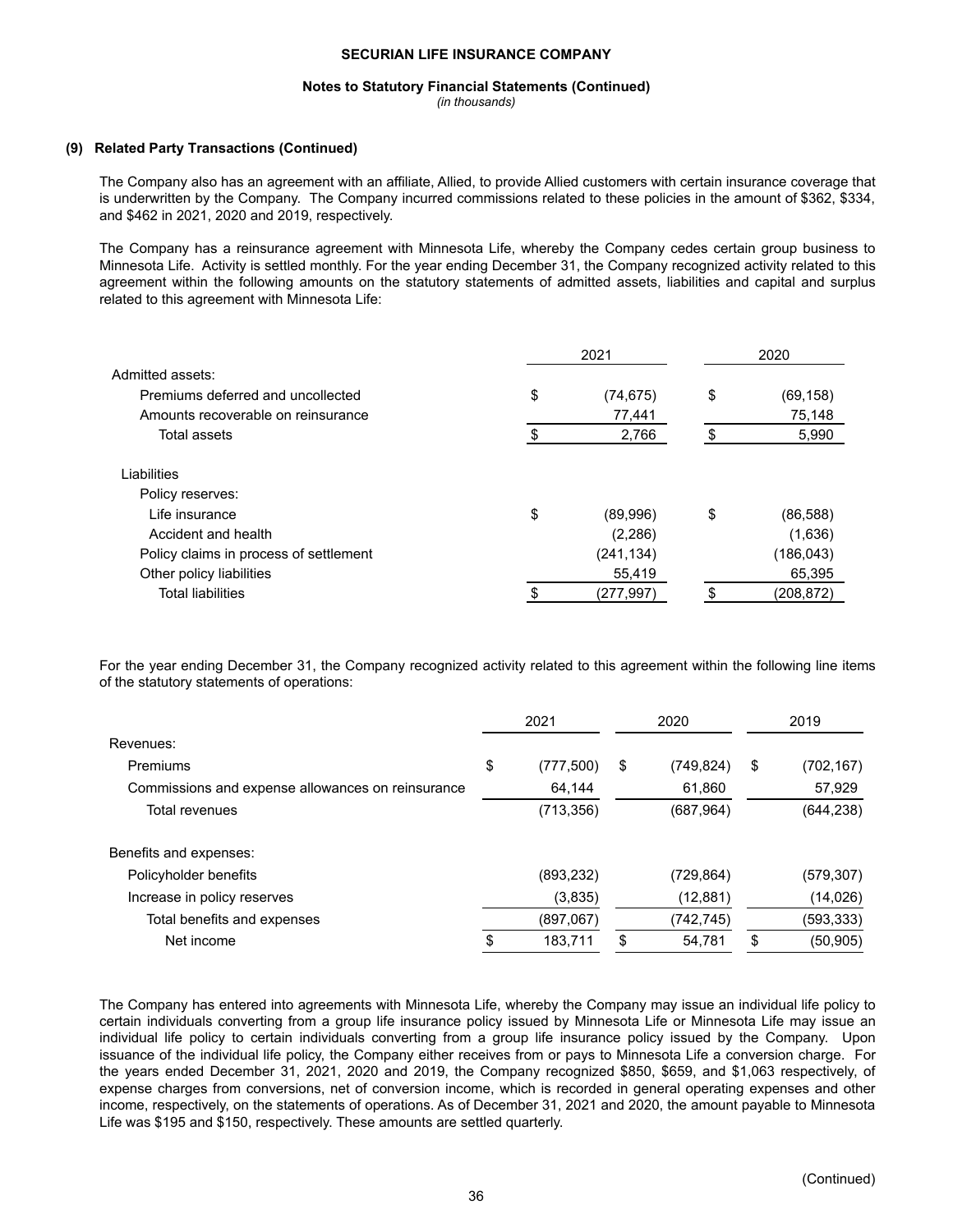**SECURIAN LIFE INSURANCE COMPANY**

**Notes to Statutory Financial Statements (Continued)**

*(in thousands)*

**(9) Related Party Transactions (Continued)**

The Company also has an agreement with an affiliate, Allied, to provide Allied customers with certain insurance coverage that is underwritten by the Company. The Company incurred commissions related to these policies in the amount of $362, $334, and $462 in 2021, 2020 and 2019, respectively.

The Company has a reinsurance agreement with Minnesota Life, whereby the Company cedes certain group business to Minnesota Life. Activity is settled monthly. For the year ending December 31, the Company recognized activity related to this agreement within the following amounts on the statutory statements of admitted assets, liabilities and capital and surplus related to this agreement with Minnesota Life:

| | 2021 | 2020 |
|---|---|---|
| Admitted assets: | | |
| Premiums deferred and uncollected | $ (74,675) | $ (69,158) |
| Amounts recoverable on reinsurance | 77,441 | 75,148 |
| Total assets | $ 2,766 | $ 5,990 |
| | | |
| Liabilities | | |
| Policy reserves: | | |
| Life insurance | $ (89,996) | $ (86,588) |
| Accident and health | (2,286) | (1,636) |
| Policy claims in process of settlement | (241,134) | (186,043) |
| Other policy liabilities | 55,419 | 65,395 |
| Total liabilities | $ (277,997) | $ (208,872) |

For the year ending December 31, the Company recognized activity related to this agreement within the following line items of the statutory statements of operations:

| | 2021 | 2020 | 2019 |
|---|---|---|---|
| Revenues: | | | |
| Premiums | $ (777,500) | $ (749,824) | $ (702,167) |
| Commissions and expense allowances on reinsurance | 64,144 | 61,860 | 57,929 |
| Total revenues | (713,356) | (687,964) | (644,238) |
| | | | |
| Benefits and expenses: | | | |
| Policyholder benefits | (893,232) | (729,864) | (579,307) |
| Increase in policy reserves | (3,835) | (12,881) | (14,026) |
| Total benefits and expenses | (897,067) | (742,745) | (593,333) |
| Net income | $ 183,711 | $ 54,781 | $ (50,905) |

The Company has entered into agreements with Minnesota Life, whereby the Company may issue an individual life policy to certain individuals converting from a group life insurance policy issued by Minnesota Life or Minnesota Life may issue an individual life policy to certain individuals converting from a group life insurance policy issued by the Company. Upon issuance of the individual life policy, the Company either receives from or pays to Minnesota Life a conversion charge. For the years ended December 31, 2021, 2020 and 2019, the Company recognized $850, $659, and $1,063 respectively, of expense charges from conversions, net of conversion income, which is recorded in general operating expenses and other income, respectively, on the statements of operations. As of December 31, 2021 and 2020, the amount payable to Minnesota Life was $195 and $150, respectively. These amounts are settled quarterly.

(Continued)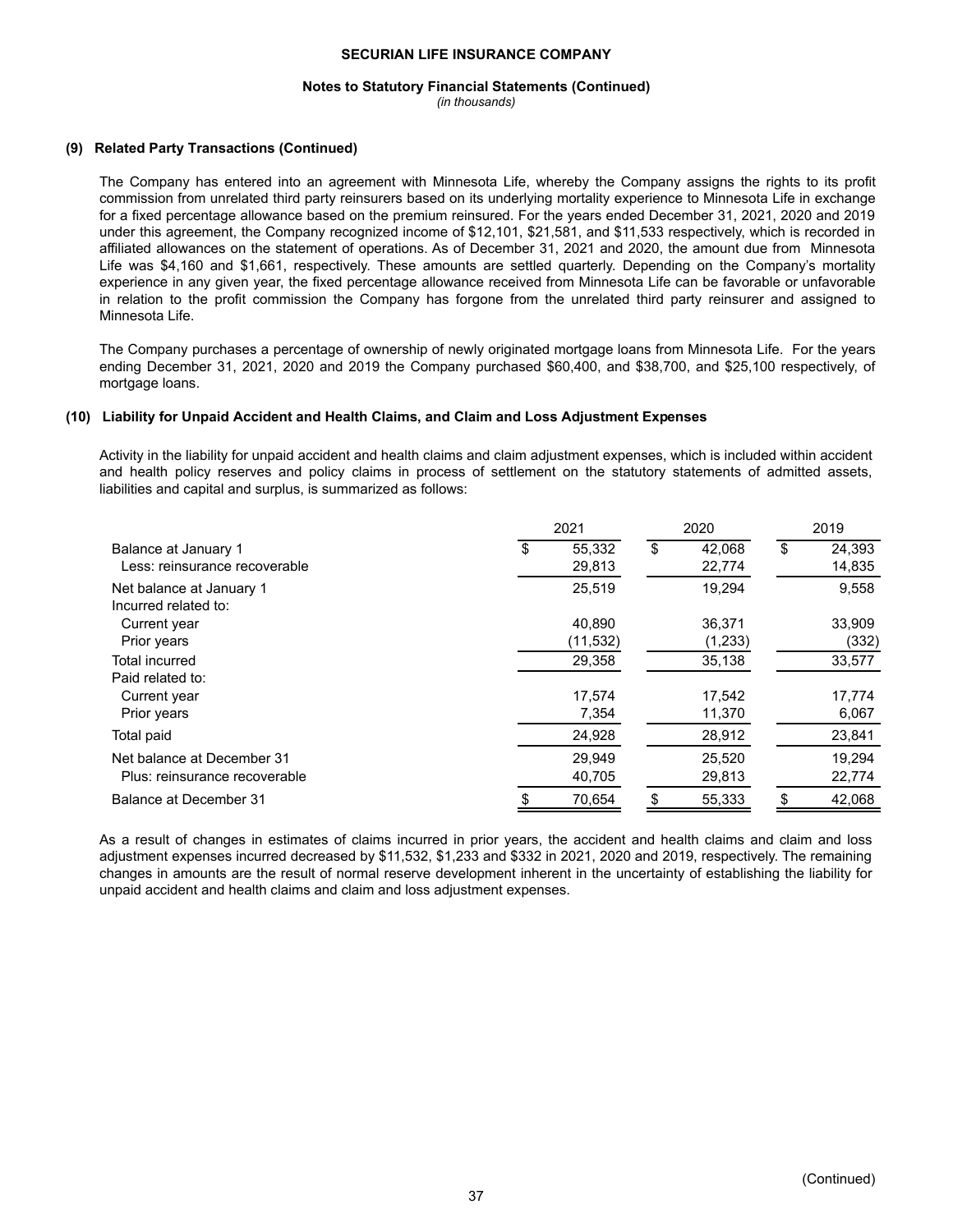**(9) Related Party Transactions (Continued)**

The Company has entered into an agreement with Minnesota Life, whereby the Company assigns the rights to its profit commission from unrelated third party reinsurers based on its underlying mortality experience to Minnesota Life in exchange for a fixed percentage allowance based on the premium reinsured. For the years ended December 31, 2021, 2020 and 2019 under this agreement, the Company recognized income of $12,101, $21,581, and $11,533 respectively, which is recorded in affiliated allowances on the statement of operations. As of December 31, 2021 and 2020, the amount due from Minnesota Life was $4,160 and $1,661, respectively. These amounts are settled quarterly. Depending on the Company's mortality experience in any given year, the fixed percentage allowance received from Minnesota Life can be favorable or unfavorable in relation to the profit commission the Company has forgone from the unrelated third party reinsurer and assigned to Minnesota Life.

The Company purchases a percentage of ownership of newly originated mortgage loans from Minnesota Life. For the years ending December 31, 2021, 2020 and 2019 the Company purchased $60,400, and $38,700, and $25,100 respectively, of mortgage loans.

**(10) Liability for Unpaid Accident and Health Claims, and Claim and Loss Adjustment Expenses**

Activity in the liability for unpaid accident and health claims and claim adjustment expenses, which is included within accident and health policy reserves and policy claims in process of settlement on the statutory statements of admitted assets, liabilities and capital and surplus, is summarized as follows:

| | 2021 | 2020 | 2019 |
|---|---|---|---|
| Balance at January 1 | $ 55,332 | $ 42,068 | $ 24,393 |
| Less: reinsurance recoverable | 29,813 | 22,774 | 14,835 |
| Net balance at January 1 | 25,519 | 19,294 | 9,558 |
| Incurred related to: | | | |
| Current year | 40,890 | 36,371 | 33,909 |
| Prior years | (11,532) | (1,233) | (332) |
| Total incurred | 29,358 | 35,138 | 33,577 |
| Paid related to: | | | |
| Current year | 17,574 | 17,542 | 17,774 |
| Prior years | 7,354 | 11,370 | 6,067 |
| Total paid | 24,928 | 28,912 | 23,841 |
| Net balance at December 31 | 29,949 | 25,520 | 19,294 |
| Plus: reinsurance recoverable | 40,705 | 29,813 | 22,774 |
| Balance at December 31 | $ 70,654 | $ 55,333 | $ 42,068 |

As a result of changes in estimates of claims incurred in prior years, the accident and health claims and claim and loss adjustment expenses incurred decreased by $11,532, $1,233 and $332 in 2021, 2020 and 2019, respectively. The remaining changes in amounts are the result of normal reserve development inherent in the uncertainty of establishing the liability for unpaid accident and health claims and claim and loss adjustment expenses.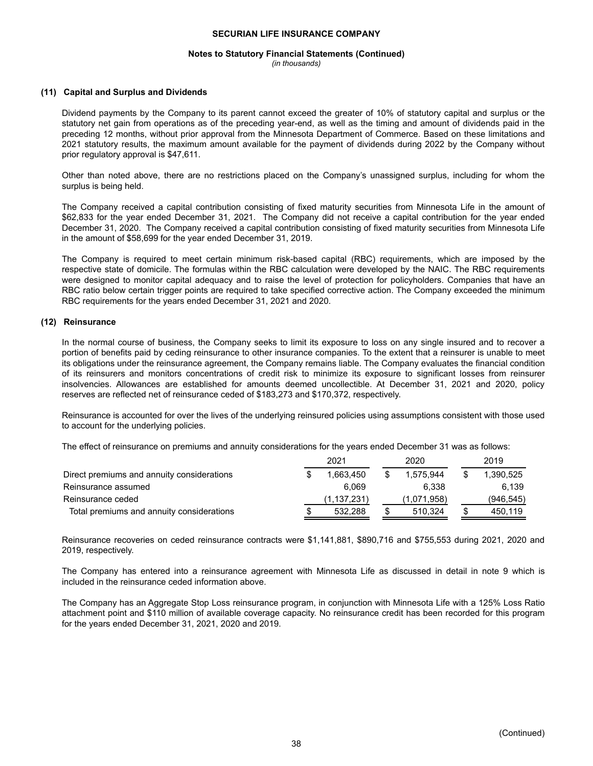## (11) Capital and Surplus and Dividends

Dividend payments by the Company to its parent cannot exceed the greater of 10% of statutory capital and surplus or the statutory net gain from operations as of the preceding year-end, as well as the timing and amount of dividends paid in the preceding 12 months, without prior approval from the Minnesota Department of Commerce. Based on these limitations and 2021 statutory results, the maximum amount available for the payment of dividends during 2022 by the Company without prior regulatory approval is $47,611.

Other than noted above, there are no restrictions placed on the Company's unassigned surplus, including for whom the surplus is being held.

The Company received a capital contribution consisting of fixed maturity securities from Minnesota Life in the amount of $62,833 for the year ended December 31, 2021. The Company did not receive a capital contribution for the year ended December 31, 2020. The Company received a capital contribution consisting of fixed maturity securities from Minnesota Life in the amount of $58,699 for the year ended December 31, 2019.

The Company is required to meet certain minimum risk-based capital (RBC) requirements, which are imposed by the respective state of domicile. The formulas within the RBC calculation were developed by the NAIC. The RBC requirements were designed to monitor capital adequacy and to raise the level of protection for policyholders. Companies that have an RBC ratio below certain trigger points are required to take specified corrective action. The Company exceeded the minimum RBC requirements for the years ended December 31, 2021 and 2020.

## (12) Reinsurance

In the normal course of business, the Company seeks to limit its exposure to loss on any single insured and to recover a portion of benefits paid by ceding reinsurance to other insurance companies. To the extent that a reinsurer is unable to meet its obligations under the reinsurance agreement, the Company remains liable. The Company evaluates the financial condition of its reinsurers and monitors concentrations of credit risk to minimize its exposure to significant losses from reinsurer insolvencies. Allowances are established for amounts deemed uncollectible. At December 31, 2021 and 2020, policy reserves are reflected net of reinsurance ceded of $183,273 and $170,372, respectively.

Reinsurance is accounted for over the lives of the underlying reinsured policies using assumptions consistent with those used to account for the underlying policies.

The effect of reinsurance on premiums and annuity considerations for the years ended December 31 was as follows:

| | 2021 | 2020 | 2019 |
|---|---|---|---|
| Direct premiums and annuity considerations | $ 1,663,450 | $ 1,575,944 | $ 1,390,525 |
| Reinsurance assumed | 6,069 | 6,338 | 6,139 |
| Reinsurance ceded | (1,137,231) | (1,071,958) | (946,545) |
| Total premiums and annuity considerations | $ 532,288 | $ 510,324 | $ 450,119 |

Reinsurance recoveries on ceded reinsurance contracts were $1,141,881, $890,716 and $755,553 during 2021, 2020 and 2019, respectively.

The Company has entered into a reinsurance agreement with Minnesota Life as discussed in detail in note 9 which is included in the reinsurance ceded information above.

The Company has an Aggregate Stop Loss reinsurance program, in conjunction with Minnesota Life with a 125% Loss Ratio attachment point and $110 million of available coverage capacity. No reinsurance credit has been recorded for this program for the years ended December 31, 2021, 2020 and 2019.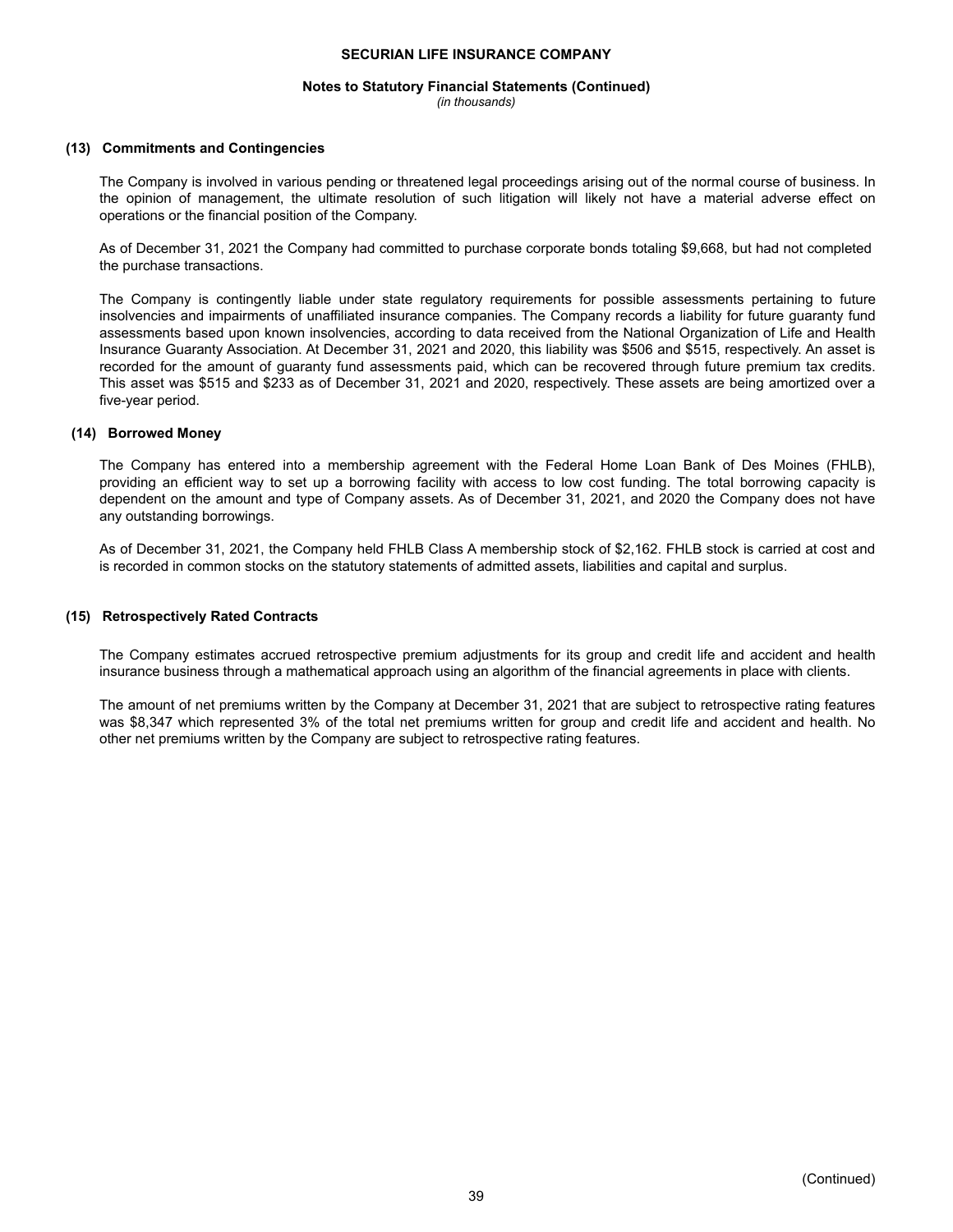## (13) Commitments and Contingencies

The Company is involved in various pending or threatened legal proceedings arising out of the normal course of business. In the opinion of management, the ultimate resolution of such litigation will likely not have a material adverse effect on operations or the financial position of the Company.

As of December 31, 2021 the Company had committed to purchase corporate bonds totaling $9,668, but had not completed the purchase transactions.

The Company is contingently liable under state regulatory requirements for possible assessments pertaining to future insolvencies and impairments of unaffiliated insurance companies. The Company records a liability for future guaranty fund assessments based upon known insolvencies, according to data received from the National Organization of Life and Health Insurance Guaranty Association. At December 31, 2021 and 2020, this liability was $506 and $515, respectively. An asset is recorded for the amount of guaranty fund assessments paid, which can be recovered through future premium tax credits. This asset was $515 and $233 as of December 31, 2021 and 2020, respectively. These assets are being amortized over a five-year period.

## (14) Borrowed Money

The Company has entered into a membership agreement with the Federal Home Loan Bank of Des Moines (FHLB), providing an efficient way to set up a borrowing facility with access to low cost funding. The total borrowing capacity is dependent on the amount and type of Company assets. As of December 31, 2021, and 2020 the Company does not have any outstanding borrowings.

As of December 31, 2021, the Company held FHLB Class A membership stock of $2,162. FHLB stock is carried at cost and is recorded in common stocks on the statutory statements of admitted assets, liabilities and capital and surplus.

## (15) Retrospectively Rated Contracts

The Company estimates accrued retrospective premium adjustments for its group and credit life and accident and health insurance business through a mathematical approach using an algorithm of the financial agreements in place with clients.

The amount of net premiums written by the Company at December 31, 2021 that are subject to retrospective rating features was $8,347 which represented 3% of the total net premiums written for group and credit life and accident and health. No other net premiums written by the Company are subject to retrospective rating features.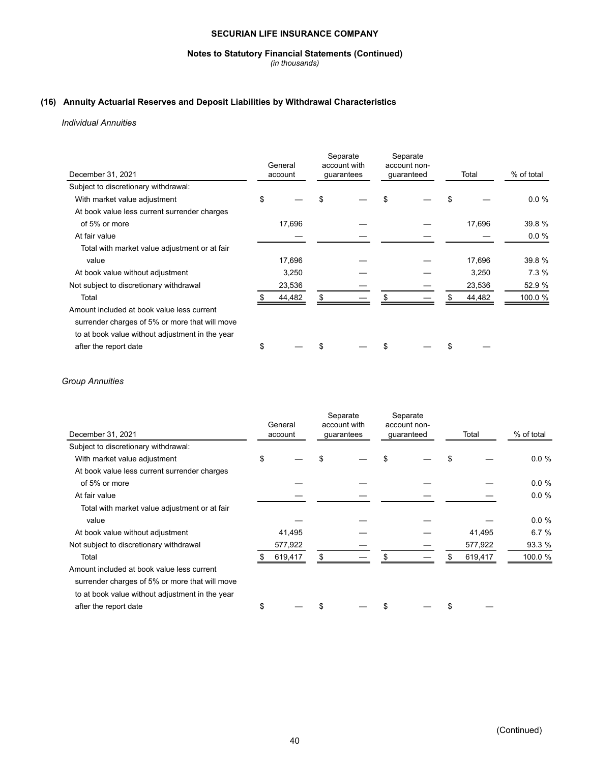**SECURIAN LIFE INSURANCE COMPANY**

**Notes to Statutory Financial Statements (Continued)**

*(in thousands)*

## (16) Annuity Actuarial Reserves and Deposit Liabilities by Withdrawal Characteristics

*Individual Annuities*

| December 31, 2021 | General account | Separate account with guarantees | Separate account non-guaranteed | Total | % of total |
|---|---|---|---|---|---|
| Subject to discretionary withdrawal: | | | | | |
| With market value adjustment | $ — | $ — | $ — | $ — | 0.0 % |
| At book value less current surrender charges of 5% or more | 17,696 | — | — | 17,696 | 39.8 % |
| At fair value | — | — | — | — | 0.0 % |
| Total with market value adjustment or at fair value | 17,696 | — | — | 17,696 | 39.8 % |
| At book value without adjustment | 3,250 | — | — | 3,250 | 7.3 % |
| Not subject to discretionary withdrawal | 23,536 | — | — | 23,536 | 52.9 % |
| Total | $ 44,482 | $ — | $ — | $ 44,482 | 100.0 % |
| Amount included at book value less current surrender charges of 5% or more that will move to at book value without adjustment in the year after the report date | $ — | $ — | $ — | $ — | |

*Group Annuities*

| December 31, 2021 | General account | Separate account with guarantees | Separate account non-guaranteed | Total | % of total |
|---|---|---|---|---|---|
| Subject to discretionary withdrawal: | | | | | |
| With market value adjustment | $ — | $ — | $ — | $ — | 0.0 % |
| At book value less current surrender charges of 5% or more | — | — | — | — | 0.0 % |
| At fair value | — | — | — | — | 0.0 % |
| Total with market value adjustment or at fair value | — | — | — | — | 0.0 % |
| At book value without adjustment | 41,495 | — | — | 41,495 | 6.7 % |
| Not subject to discretionary withdrawal | 577,922 | — | — | 577,922 | 93.3 % |
| Total | $ 619,417 | $ — | $ — | $ 619,417 | 100.0 % |
| Amount included at book value less current surrender charges of 5% or more that will move to at book value without adjustment in the year after the report date | $ — | $ — | $ — | $ — | |

(Continued)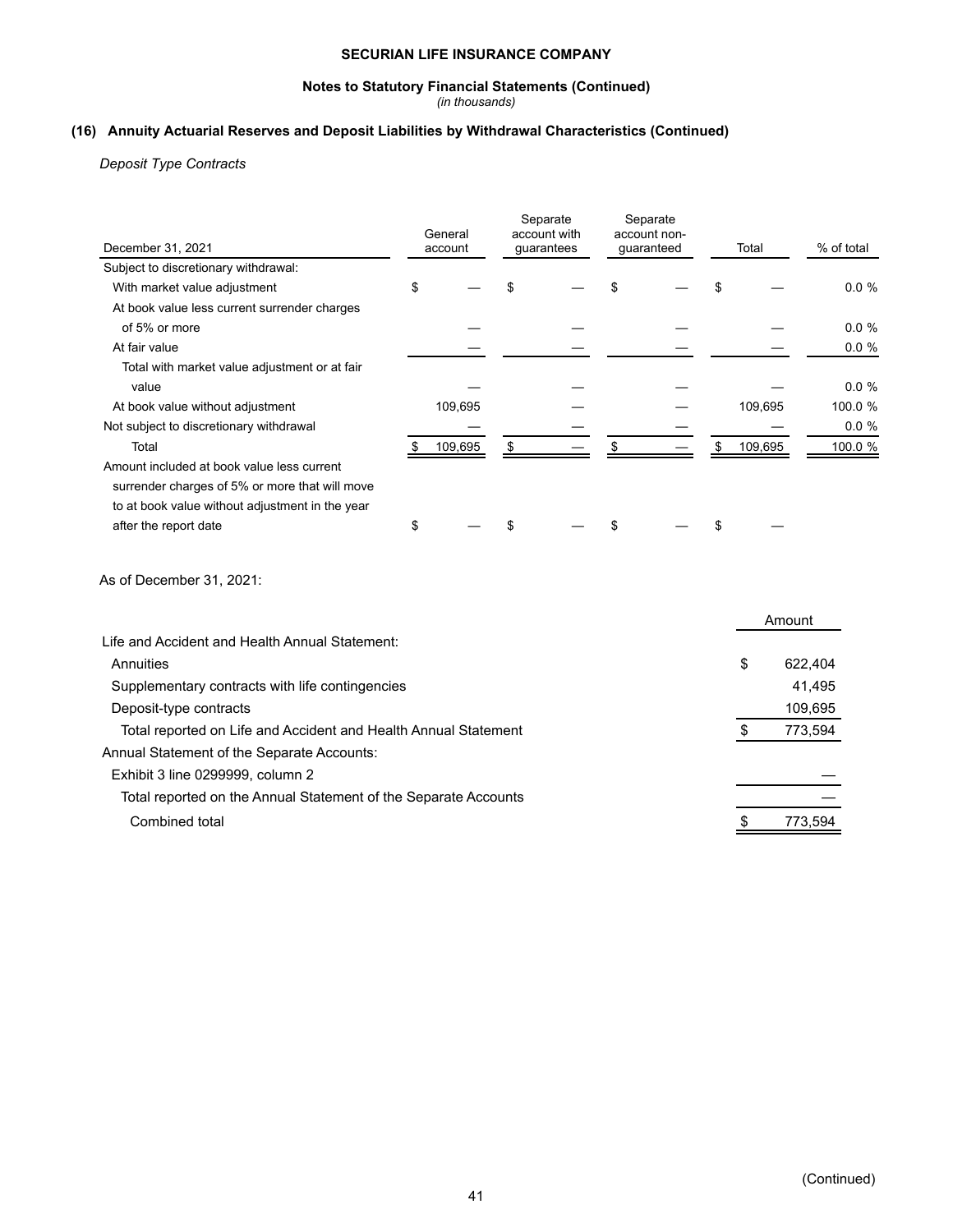## (16) Annuity Actuarial Reserves and Deposit Liabilities by Withdrawal Characteristics (Continued)

*Deposit Type Contracts*

| December 31, 2021 | General account | Separate account with guarantees | Separate account non-guaranteed | Total | % of total |
|---|---|---|---|---|---|
| Subject to discretionary withdrawal: | | | | | |
| With market value adjustment | $ — | $ — | $ — | $ — | 0.0 % |
| At book value less current surrender charges of 5% or more | — | — | — | — | 0.0 % |
| At fair value | — | — | — | — | 0.0 % |
| Total with market value adjustment or at fair value | — | — | — | — | 0.0 % |
| At book value without adjustment | 109,695 | — | — | 109,695 | 100.0 % |
| Not subject to discretionary withdrawal | — | — | — | — | 0.0 % |
| Total | $ 109,695 | $ — | $ — | $ 109,695 | 100.0 % |
| Amount included at book value less current surrender charges of 5% or more that will move to at book value without adjustment in the year after the report date | $ — | $ — | $ — | $ — | |

As of December 31, 2021:

| | Amount |
|---|---|
| Life and Accident and Health Annual Statement: | |
| Annuities | $ 622,404 |
| Supplementary contracts with life contingencies | 41,495 |
| Deposit-type contracts | 109,695 |
| Total reported on Life and Accident and Health Annual Statement | $ 773,594 |
| Annual Statement of the Separate Accounts: | |
| Exhibit 3 line 0299999, column 2 | — |
| Total reported on the Annual Statement of the Separate Accounts | — |
| Combined total | $ 773,594 |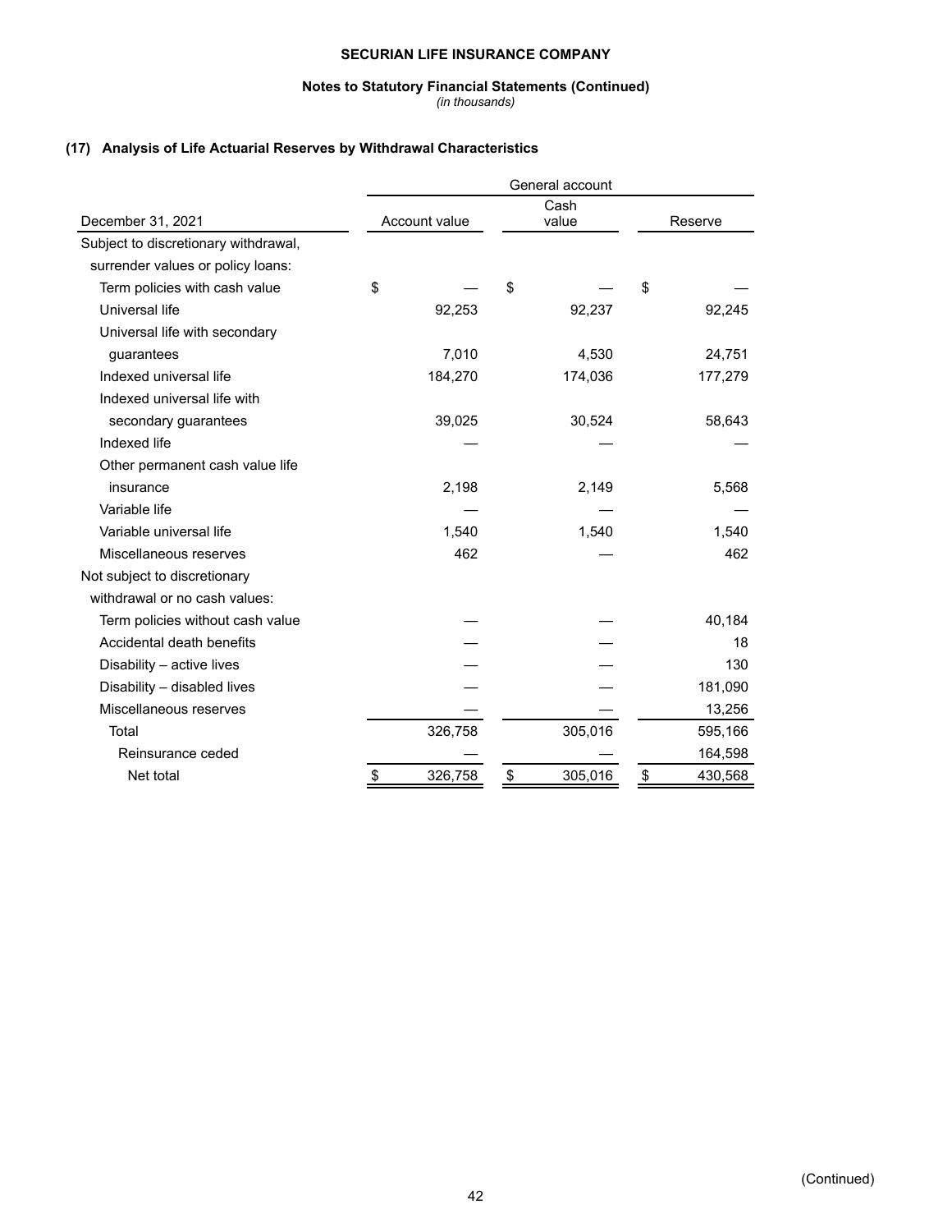**SECURIAN LIFE INSURANCE COMPANY**

**Notes to Statutory Financial Statements (Continued)**

*(in thousands)*

## (17) Analysis of Life Actuarial Reserves by Withdrawal Characteristics

| | General account | | |
|---|---|---|---|
| December 31, 2021 | Account value | Cash value | Reserve |
| Subject to discretionary withdrawal, surrender values or policy loans: | | | |
| Term policies with cash value | $ — | $ — | $ — |
| Universal life | 92,253 | 92,237 | 92,245 |
| Universal life with secondary guarantees | 7,010 | 4,530 | 24,751 |
| Indexed universal life | 184,270 | 174,036 | 177,279 |
| Indexed universal life with secondary guarantees | 39,025 | 30,524 | 58,643 |
| Indexed life | — | — | — |
| Other permanent cash value life insurance | 2,198 | 2,149 | 5,568 |
| Variable life | — | — | — |
| Variable universal life | 1,540 | 1,540 | 1,540 |
| Miscellaneous reserves | 462 | — | 462 |
| Not subject to discretionary withdrawal or no cash values: | | | |
| Term policies without cash value | — | — | 40,184 |
| Accidental death benefits | — | — | 18 |
| Disability – active lives | — | — | 130 |
| Disability – disabled lives | — | — | 181,090 |
| Miscellaneous reserves | — | — | 13,256 |
| Total | 326,758 | 305,016 | 595,166 |
| Reinsurance ceded | — | — | 164,598 |
| Net total | $ 326,758 | $ 305,016 | $ 430,568 |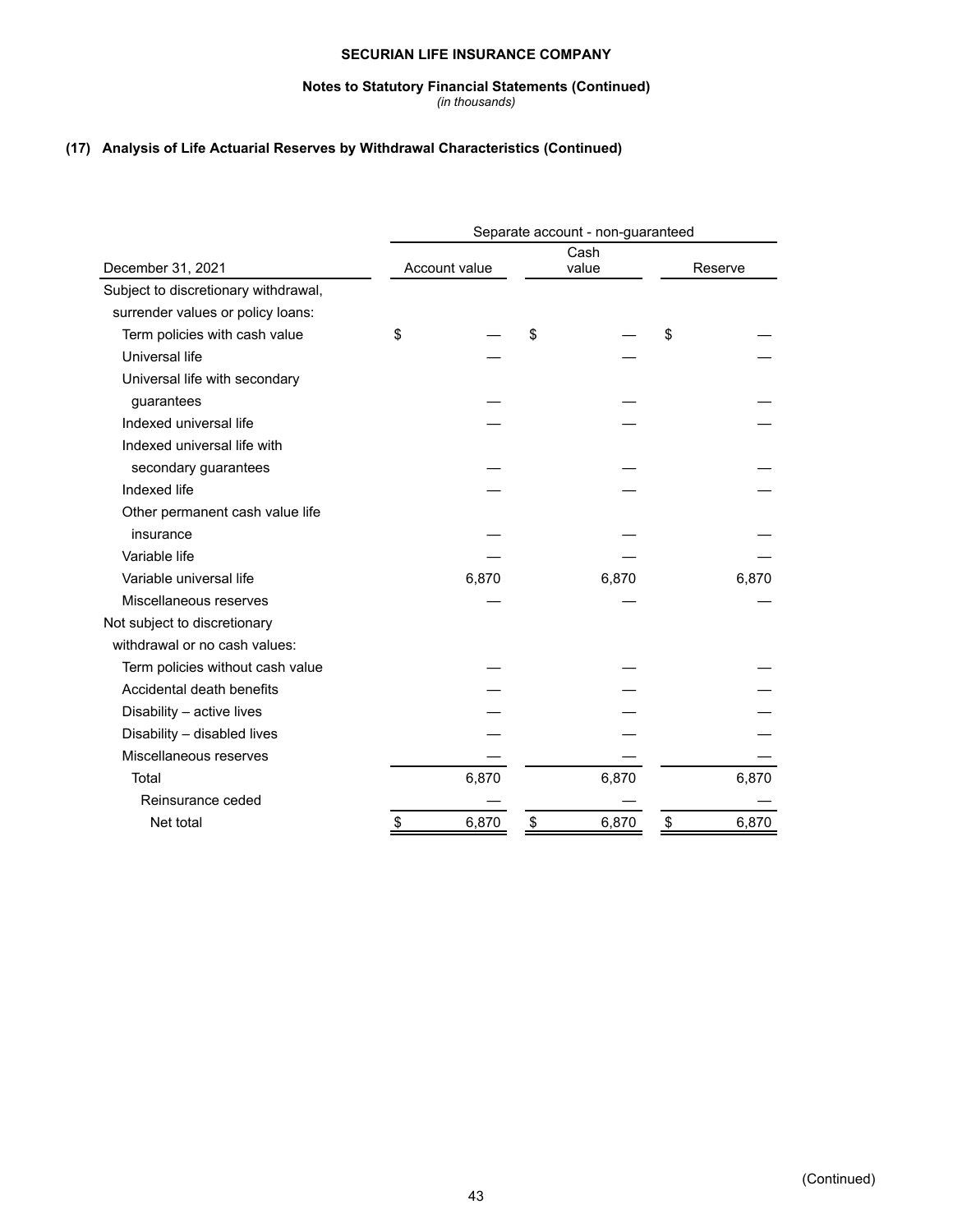**SECURIAN LIFE INSURANCE COMPANY**

**Notes to Statutory Financial Statements (Continued)**
*(in thousands)*

### (17) Analysis of Life Actuarial Reserves by Withdrawal Characteristics (Continued)

| | Separate account - non-guaranteed | | |
|---|---|---|---|
| December 31, 2021 | Account value | Cash value | Reserve |
| Subject to discretionary withdrawal, surrender values or policy loans: | | | |
| Term policies with cash value | $ — | $ — | $ — |
| Universal life | — | — | — |
| Universal life with secondary guarantees | — | — | — |
| Indexed universal life | — | — | — |
| Indexed universal life with secondary guarantees | — | — | — |
| Indexed life | — | — | — |
| Other permanent cash value life insurance | — | — | — |
| Variable life | — | — | — |
| Variable universal life | 6,870 | 6,870 | 6,870 |
| Miscellaneous reserves | — | — | — |
| Not subject to discretionary withdrawal or no cash values: | | | |
| Term policies without cash value | — | — | — |
| Accidental death benefits | — | — | — |
| Disability – active lives | — | — | — |
| Disability – disabled lives | — | — | — |
| Miscellaneous reserves | — | — | — |
| Total | 6,870 | 6,870 | 6,870 |
| Reinsurance ceded | — | — | — |
| Net total | $ 6,870 | $ 6,870 | $ 6,870 |

(Continued)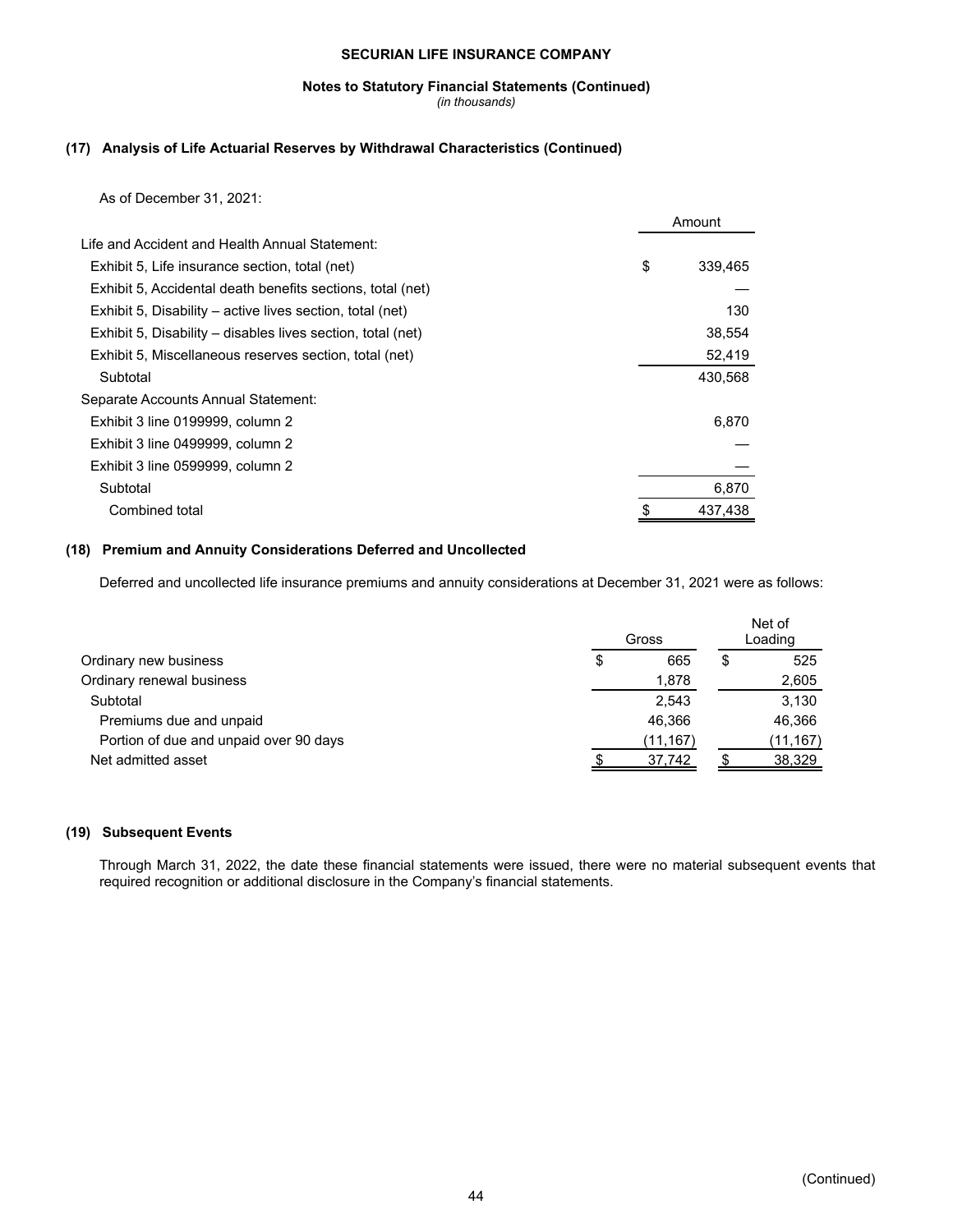**SECURIAN LIFE INSURANCE COMPANY**

**Notes to Statutory Financial Statements (Continued)**

*(in thousands)*

## (17) Analysis of Life Actuarial Reserves by Withdrawal Characteristics (Continued)

As of December 31, 2021:

| | Amount |
|---|---|
| Life and Accident and Health Annual Statement: | |
| Exhibit 5, Life insurance section, total (net) | $ 339,465 |
| Exhibit 5, Accidental death benefits sections, total (net) | — |
| Exhibit 5, Disability – active lives section, total (net) | 130 |
| Exhibit 5, Disability – disables lives section, total (net) | 38,554 |
| Exhibit 5, Miscellaneous reserves section, total (net) | 52,419 |
| Subtotal | 430,568 |
| Separate Accounts Annual Statement: | |
| Exhibit 3 line 0199999, column 2 | 6,870 |
| Exhibit 3 line 0499999, column 2 | — |
| Exhibit 3 line 0599999, column 2 | — |
| Subtotal | 6,870 |
| Combined total | $ 437,438 |

## (18) Premium and Annuity Considerations Deferred and Uncollected

Deferred and uncollected life insurance premiums and annuity considerations at December 31, 2021 were as follows:

| | Gross | Net of Loading |
|---|---|---|
| Ordinary new business | $ 665 | $ 525 |
| Ordinary renewal business | 1,878 | 2,605 |
| Subtotal | 2,543 | 3,130 |
| Premiums due and unpaid | 46,366 | 46,366 |
| Portion of due and unpaid over 90 days | (11,167) | (11,167) |
| Net admitted asset | $ 37,742 | $ 38,329 |

## (19) Subsequent Events

Through March 31, 2022, the date these financial statements were issued, there were no material subsequent events that required recognition or additional disclosure in the Company's financial statements.

(Continued)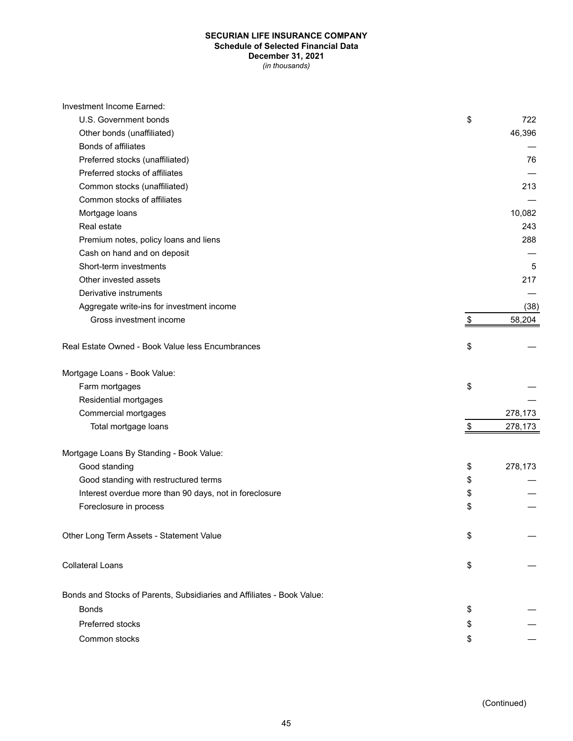**SECURIAN LIFE INSURANCE COMPANY**
**Schedule of Selected Financial Data**
**December 31, 2021**
*(in thousands)*

| | |
|---|---|
| Investment Income Earned: | |
| U.S. Government bonds | $ 722 |
| Other bonds (unaffiliated) | 46,396 |
| Bonds of affiliates | — |
| Preferred stocks (unaffiliated) | 76 |
| Preferred stocks of affiliates | — |
| Common stocks (unaffiliated) | 213 |
| Common stocks of affiliates | — |
| Mortgage loans | 10,082 |
| Real estate | 243 |
| Premium notes, policy loans and liens | 288 |
| Cash on hand and on deposit | — |
| Short-term investments | 5 |
| Other invested assets | 217 |
| Derivative instruments | — |
| Aggregate write-ins for investment income | (38) |
| Gross investment income | $ 58,204 |
| | |
| Real Estate Owned - Book Value less Encumbrances | $ — |
| | |
| Mortgage Loans - Book Value: | |
| Farm mortgages | $ — |
| Residential mortgages | — |
| Commercial mortgages | 278,173 |
| Total mortgage loans | $ 278,173 |
| | |
| Mortgage Loans By Standing - Book Value: | |
| Good standing | $ 278,173 |
| Good standing with restructured terms | $ — |
| Interest overdue more than 90 days, not in foreclosure | $ — |
| Foreclosure in process | $ — |
| | |
| Other Long Term Assets - Statement Value | $ — |
| | |
| Collateral Loans | $ — |
| | |
| Bonds and Stocks of Parents, Subsidiaries and Affiliates - Book Value: | |
| Bonds | $ — |
| Preferred stocks | $ — |
| Common stocks | $ — |

(Continued)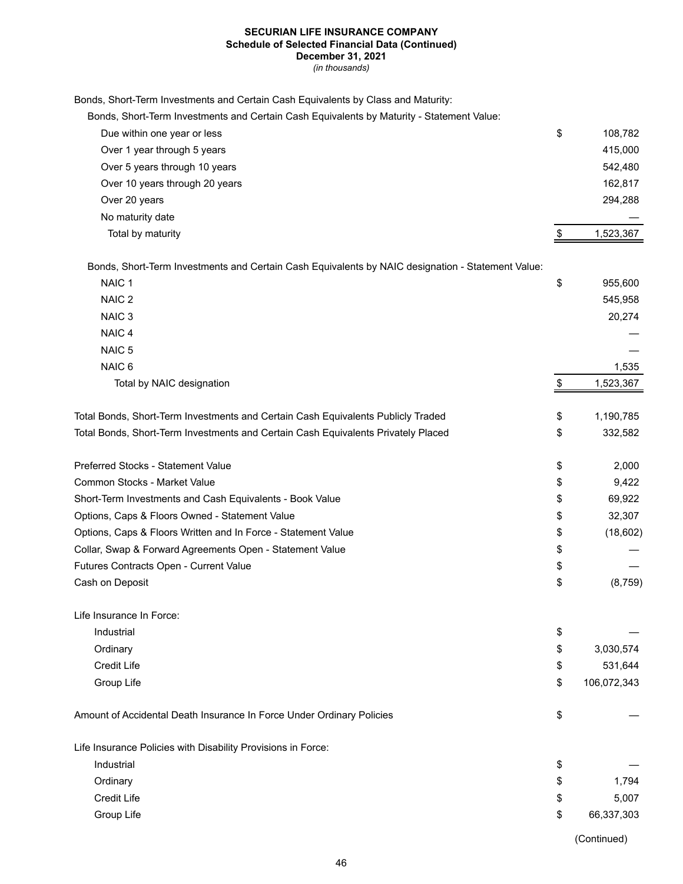**SECURIAN LIFE INSURANCE COMPANY**
**Schedule of Selected Financial Data (Continued)**
**December 31, 2021**
*(in thousands)*

| | | |
|---|---|---|
| Bonds, Short-Term Investments and Certain Cash Equivalents by Class and Maturity: | | |
| Bonds, Short-Term Investments and Certain Cash Equivalents by Maturity - Statement Value: | | |
| Due within one year or less | $ | 108,782 |
| Over 1 year through 5 years | | 415,000 |
| Over 5 years through 10 years | | 542,480 |
| Over 10 years through 20 years | | 162,817 |
| Over 20 years | | 294,288 |
| No maturity date | | — |
| Total by maturity | $ | 1,523,367 |
| | | |
| Bonds, Short-Term Investments and Certain Cash Equivalents by NAIC designation - Statement Value: | | |
| NAIC 1 | $ | 955,600 |
| NAIC 2 | | 545,958 |
| NAIC 3 | | 20,274 |
| NAIC 4 | | — |
| NAIC 5 | | — |
| NAIC 6 | | 1,535 |
| Total by NAIC designation | $ | 1,523,367 |
| | | |
| Total Bonds, Short-Term Investments and Certain Cash Equivalents Publicly Traded | $ | 1,190,785 |
| Total Bonds, Short-Term Investments and Certain Cash Equivalents Privately Placed | $ | 332,582 |
| | | |
| Preferred Stocks - Statement Value | $ | 2,000 |
| Common Stocks - Market Value | $ | 9,422 |
| Short-Term Investments and Cash Equivalents - Book Value | $ | 69,922 |
| Options, Caps & Floors Owned - Statement Value | $ | 32,307 |
| Options, Caps & Floors Written and In Force - Statement Value | $ | (18,602) |
| Collar, Swap & Forward Agreements Open - Statement Value | $ | — |
| Futures Contracts Open - Current Value | $ | — |
| Cash on Deposit | $ | (8,759) |
| | | |
| Life Insurance In Force: | | |
| Industrial | $ | — |
| Ordinary | $ | 3,030,574 |
| Credit Life | $ | 531,644 |
| Group Life | $ | 106,072,343 |
| | | |
| Amount of Accidental Death Insurance In Force Under Ordinary Policies | $ | — |
| | | |
| Life Insurance Policies with Disability Provisions in Force: | | |
| Industrial | $ | — |
| Ordinary | $ | 1,794 |
| Credit Life | $ | 5,007 |
| Group Life | $ | 66,337,303 |

(Continued)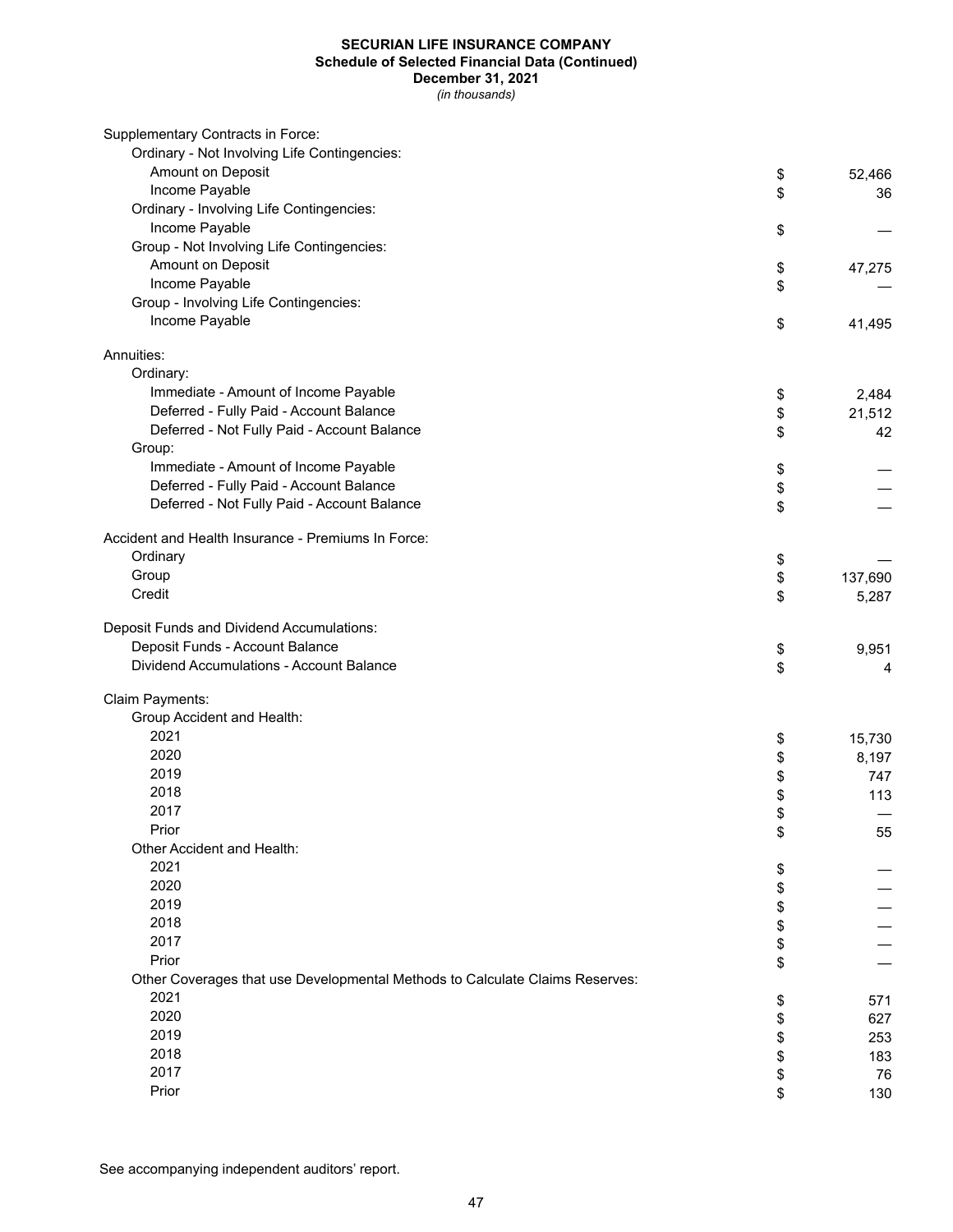**SECURIAN LIFE INSURANCE COMPANY**
**Schedule of Selected Financial Data (Continued)**
**December 31, 2021**
*(in thousands)*

| | | |
|---|---|---|
| Supplementary Contracts in Force: | | |
| Ordinary - Not Involving Life Contingencies: | | |
| Amount on Deposit | $ | 52,466 |
| Income Payable | $ | 36 |
| Ordinary - Involving Life Contingencies: | | |
| Income Payable | $ | — |
| Group - Not Involving Life Contingencies: | | |
| Amount on Deposit | $ | 47,275 |
| Income Payable | $ | — |
| Group - Involving Life Contingencies: | | |
| Income Payable | $ | 41,495 |
| | | |
| Annuities: | | |
| Ordinary: | | |
| Immediate - Amount of Income Payable | $ | 2,484 |
| Deferred - Fully Paid - Account Balance | $ | 21,512 |
| Deferred - Not Fully Paid - Account Balance | $ | 42 |
| Group: | | |
| Immediate - Amount of Income Payable | $ | — |
| Deferred - Fully Paid - Account Balance | $ | — |
| Deferred - Not Fully Paid - Account Balance | $ | — |
| | | |
| Accident and Health Insurance - Premiums In Force: | | |
| Ordinary | $ | — |
| Group | $ | 137,690 |
| Credit | $ | 5,287 |
| | | |
| Deposit Funds and Dividend Accumulations: | | |
| Deposit Funds - Account Balance | $ | 9,951 |
| Dividend Accumulations - Account Balance | $ | 4 |
| | | |
| Claim Payments: | | |
| Group Accident and Health: | | |
| 2021 | $ | 15,730 |
| 2020 | $ | 8,197 |
| 2019 | $ | 747 |
| 2018 | $ | 113 |
| 2017 | $ | — |
| Prior | $ | 55 |
| Other Accident and Health: | | |
| 2021 | $ | — |
| 2020 | $ | — |
| 2019 | $ | — |
| 2018 | $ | — |
| 2017 | $ | — |
| Prior | $ | — |
| Other Coverages that use Developmental Methods to Calculate Claims Reserves: | | |
| 2021 | $ | 571 |
| 2020 | $ | 627 |
| 2019 | $ | 253 |
| 2018 | $ | 183 |
| 2017 | $ | 76 |
| Prior | $ | 130 |

See accompanying independent auditors' report.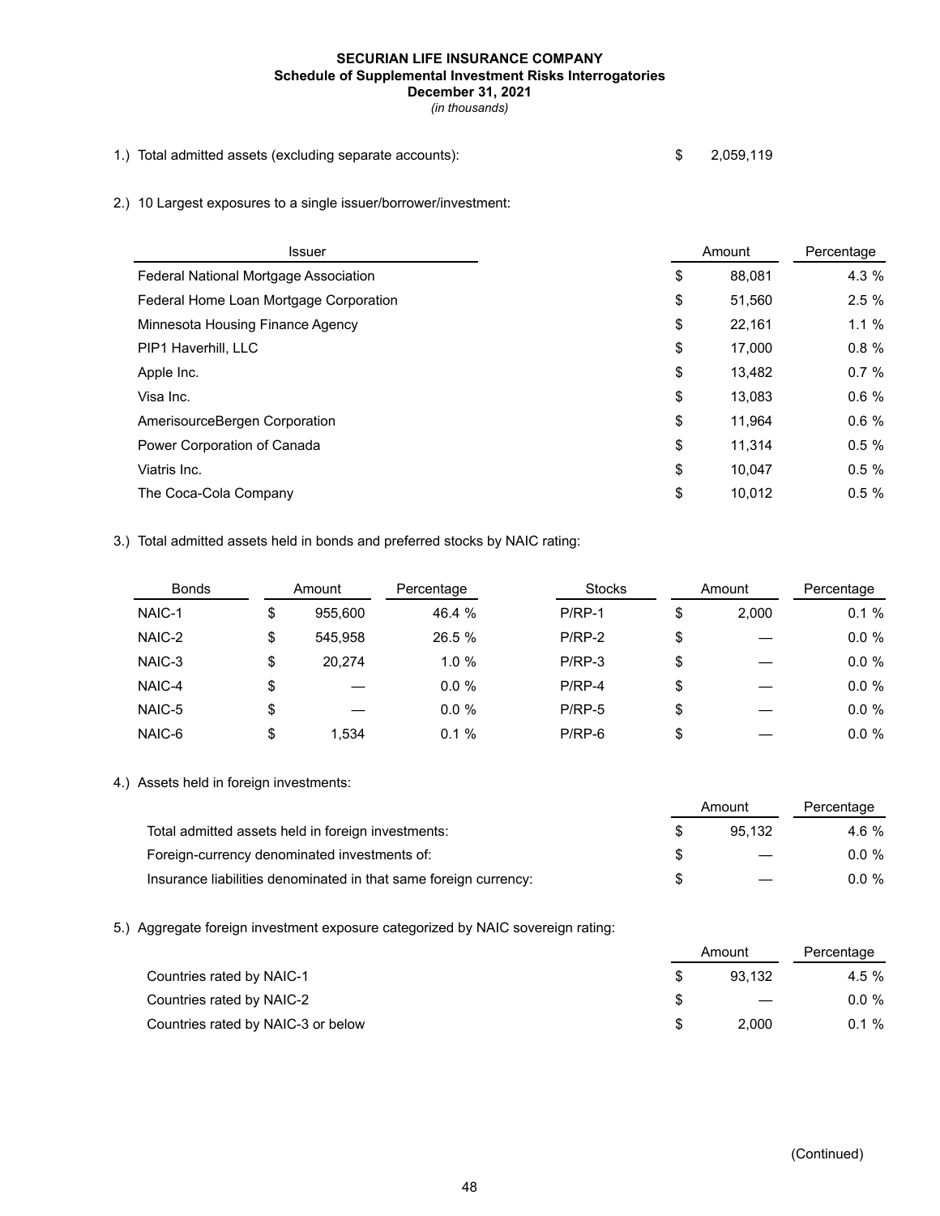**SECURIAN LIFE INSURANCE COMPANY**
**Schedule of Supplemental Investment Risks Interrogatories**
**December 31, 2021**
*(in thousands)*

1.) Total admitted assets (excluding separate accounts): $ 2,059,119

2.) 10 Largest exposures to a single issuer/borrower/investment:

| Issuer | Amount | Percentage |
|---|---|---|
| Federal National Mortgage Association | $ 88,081 | 4.3 % |
| Federal Home Loan Mortgage Corporation | $ 51,560 | 2.5 % |
| Minnesota Housing Finance Agency | $ 22,161 | 1.1 % |
| PIP1 Haverhill, LLC | $ 17,000 | 0.8 % |
| Apple Inc. | $ 13,482 | 0.7 % |
| Visa Inc. | $ 13,083 | 0.6 % |
| AmerisourceBergen Corporation | $ 11,964 | 0.6 % |
| Power Corporation of Canada | $ 11,314 | 0.5 % |
| Viatris Inc. | $ 10,047 | 0.5 % |
| The Coca-Cola Company | $ 10,012 | 0.5 % |

3.) Total admitted assets held in bonds and preferred stocks by NAIC rating:

| Bonds | Amount | Percentage | Stocks | Amount | Percentage |
|---|---|---|---|---|---|
| NAIC-1 | $ 955,600 | 46.4 % | P/RP-1 | $ 2,000 | 0.1 % |
| NAIC-2 | $ 545,958 | 26.5 % | P/RP-2 | $ — | 0.0 % |
| NAIC-3 | $ 20,274 | 1.0 % | P/RP-3 | $ — | 0.0 % |
| NAIC-4 | $ — | 0.0 % | P/RP-4 | $ — | 0.0 % |
| NAIC-5 | $ — | 0.0 % | P/RP-5 | $ — | 0.0 % |
| NAIC-6 | $ 1,534 | 0.1 % | P/RP-6 | $ — | 0.0 % |

4.) Assets held in foreign investments:

| | Amount | Percentage |
|---|---|---|
| Total admitted assets held in foreign investments: | $ 95,132 | 4.6 % |
| Foreign-currency denominated investments of: | $ — | 0.0 % |
| Insurance liabilities denominated in that same foreign currency: | $ — | 0.0 % |

5.) Aggregate foreign investment exposure categorized by NAIC sovereign rating:

| | Amount | Percentage |
|---|---|---|
| Countries rated by NAIC-1 | $ 93,132 | 4.5 % |
| Countries rated by NAIC-2 | $ — | 0.0 % |
| Countries rated by NAIC-3 or below | $ 2,000 | 0.1 % |

(Continued)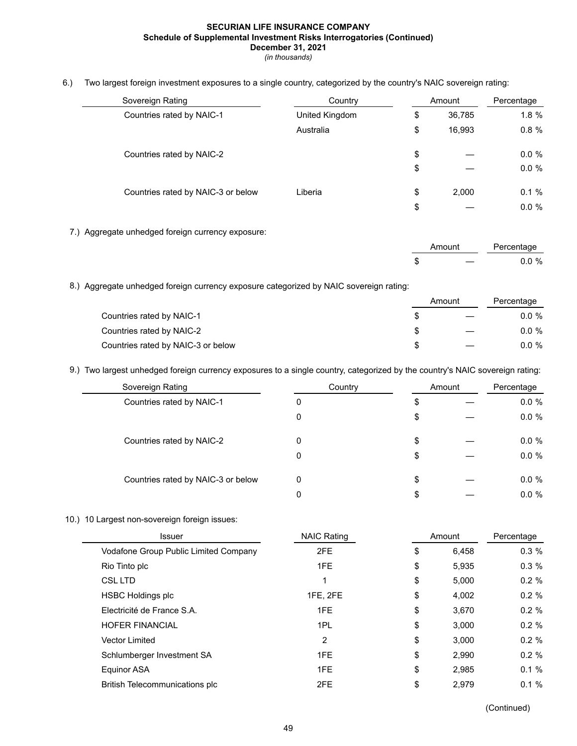**SECURIAN LIFE INSURANCE COMPANY**
**Schedule of Supplemental Investment Risks Interrogatories (Continued)**
**December 31, 2021**
*(in thousands)*

6.) Two largest foreign investment exposures to a single country, categorized by the country's NAIC sovereign rating:

| Sovereign Rating | Country | Amount | Percentage |
|---|---|---|---|
| Countries rated by NAIC-1 | United Kingdom | $ 36,785 | 1.8 % |
| | Australia | $ 16,993 | 0.8 % |
| Countries rated by NAIC-2 | | $ — | 0.0 % |
| | | $ — | 0.0 % |
| Countries rated by NAIC-3 or below | Liberia | $ 2,000 | 0.1 % |
| | | $ — | 0.0 % |

7.) Aggregate unhedged foreign currency exposure:

| Amount | Percentage |
|---|---|
| $ — | 0.0 % |

8.) Aggregate unhedged foreign currency exposure categorized by NAIC sovereign rating:

| | Amount | Percentage |
|---|---|---|
| Countries rated by NAIC-1 | $ — | 0.0 % |
| Countries rated by NAIC-2 | $ — | 0.0 % |
| Countries rated by NAIC-3 or below | $ — | 0.0 % |

9.) Two largest unhedged foreign currency exposures to a single country, categorized by the country's NAIC sovereign rating:

| Sovereign Rating | Country | Amount | Percentage |
|---|---|---|---|
| Countries rated by NAIC-1 | 0 | $ — | 0.0 % |
| | 0 | $ — | 0.0 % |
| Countries rated by NAIC-2 | 0 | $ — | 0.0 % |
| | 0 | $ — | 0.0 % |
| Countries rated by NAIC-3 or below | 0 | $ — | 0.0 % |
| | 0 | $ — | 0.0 % |

10.) 10 Largest non-sovereign foreign issues:

| Issuer | NAIC Rating | Amount | Percentage |
|---|---|---|---|
| Vodafone Group Public Limited Company | 2FE | $ 6,458 | 0.3 % |
| Rio Tinto plc | 1FE | $ 5,935 | 0.3 % |
| CSL LTD | 1 | $ 5,000 | 0.2 % |
| HSBC Holdings plc | 1FE, 2FE | $ 4,002 | 0.2 % |
| Electricité de France S.A. | 1FE | $ 3,670 | 0.2 % |
| HOFER FINANCIAL | 1PL | $ 3,000 | 0.2 % |
| Vector Limited | 2 | $ 3,000 | 0.2 % |
| Schlumberger Investment SA | 1FE | $ 2,990 | 0.2 % |
| Equinor ASA | 1FE | $ 2,985 | 0.1 % |
| British Telecommunications plc | 2FE | $ 2,979 | 0.1 % |

(Continued)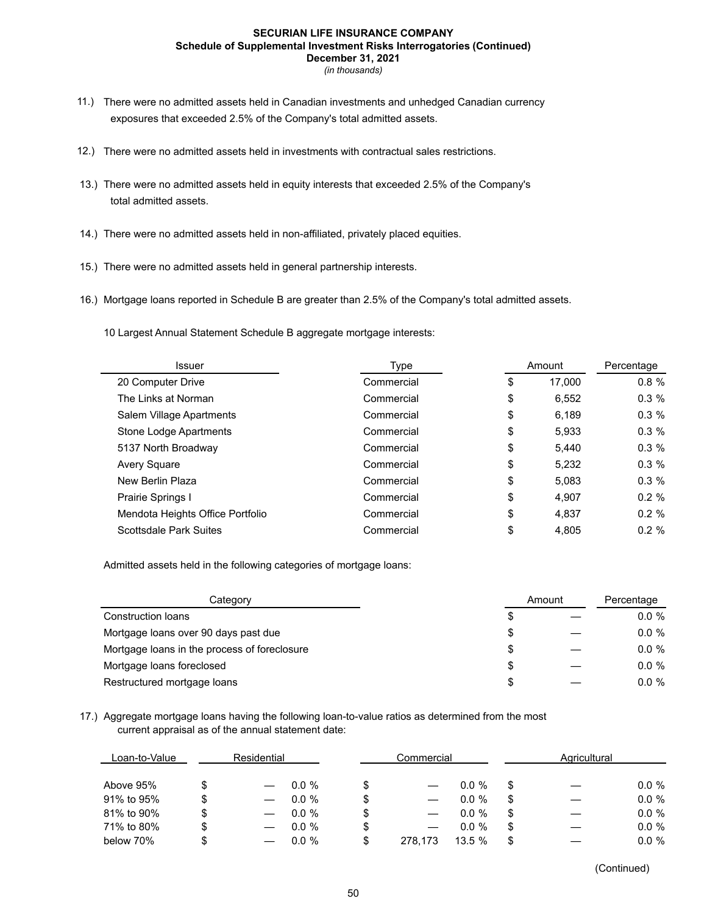**SECURIAN LIFE INSURANCE COMPANY**
**Schedule of Supplemental Investment Risks Interrogatories (Continued)**
**December 31, 2021**
*(in thousands)*

11.) There were no admitted assets held in Canadian investments and unhedged Canadian currency exposures that exceeded 2.5% of the Company's total admitted assets.

12.) There were no admitted assets held in investments with contractual sales restrictions.

13.) There were no admitted assets held in equity interests that exceeded 2.5% of the Company's total admitted assets.

14.) There were no admitted assets held in non-affiliated, privately placed equities.

15.) There were no admitted assets held in general partnership interests.

16.) Mortgage loans reported in Schedule B are greater than 2.5% of the Company's total admitted assets.

10 Largest Annual Statement Schedule B aggregate mortgage interests:

| Issuer | Type | Amount | Percentage |
|---|---|---|---|
| 20 Computer Drive | Commercial | $ 17,000 | 0.8 % |
| The Links at Norman | Commercial | $ 6,552 | 0.3 % |
| Salem Village Apartments | Commercial | $ 6,189 | 0.3 % |
| Stone Lodge Apartments | Commercial | $ 5,933 | 0.3 % |
| 5137 North Broadway | Commercial | $ 5,440 | 0.3 % |
| Avery Square | Commercial | $ 5,232 | 0.3 % |
| New Berlin Plaza | Commercial | $ 5,083 | 0.3 % |
| Prairie Springs I | Commercial | $ 4,907 | 0.2 % |
| Mendota Heights Office Portfolio | Commercial | $ 4,837 | 0.2 % |
| Scottsdale Park Suites | Commercial | $ 4,805 | 0.2 % |

Admitted assets held in the following categories of mortgage loans:

| Category | Amount | Percentage |
|---|---|---|
| Construction loans | $ — | 0.0 % |
| Mortgage loans over 90 days past due | $ — | 0.0 % |
| Mortgage loans in the process of foreclosure | $ — | 0.0 % |
| Mortgage loans foreclosed | $ — | 0.0 % |
| Restructured mortgage loans | $ — | 0.0 % |

17.) Aggregate mortgage loans having the following loan-to-value ratios as determined from the most current appraisal as of the annual statement date:

| Loan-to-Value | Residential | | Commercial | | Agricultural | |
|---|---|---|---|---|---|---|
| Above 95% | $ — | 0.0 % | $ — | 0.0 % | $ — | 0.0 % |
| 91% to 95% | $ — | 0.0 % | $ — | 0.0 % | $ — | 0.0 % |
| 81% to 90% | $ — | 0.0 % | $ — | 0.0 % | $ — | 0.0 % |
| 71% to 80% | $ — | 0.0 % | $ — | 0.0 % | $ — | 0.0 % |
| below 70% | $ — | 0.0 % | $ 278,173 | 13.5 % | $ — | 0.0 % |

(Continued)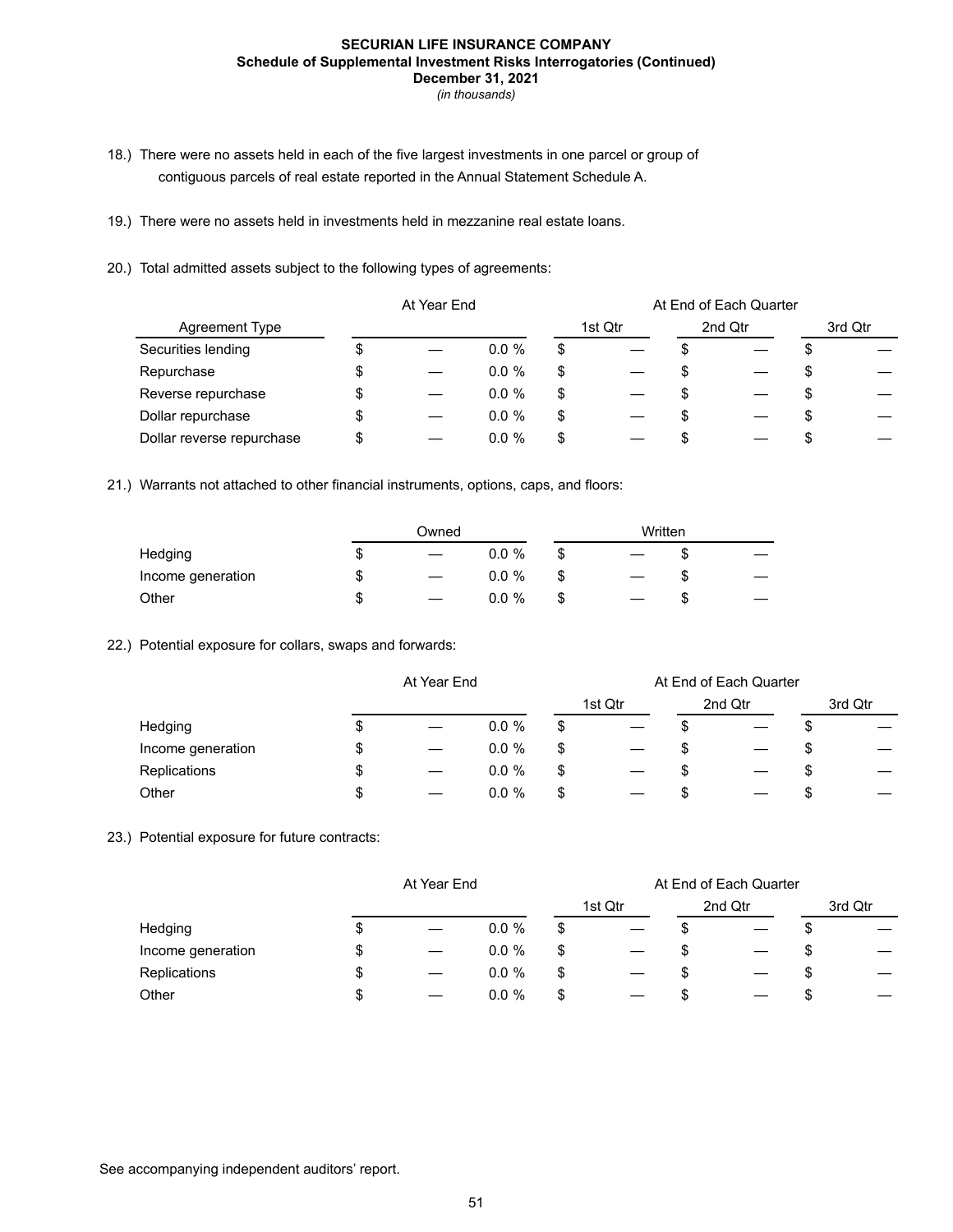**SECURIAN LIFE INSURANCE COMPANY**
**Schedule of Supplemental Investment Risks Interrogatories (Continued)**
**December 31, 2021**
*(in thousands)*

18.) There were no assets held in each of the five largest investments in one parcel or group of contiguous parcels of real estate reported in the Annual Statement Schedule A.

19.) There were no assets held in investments held in mezzanine real estate loans.

20.) Total admitted assets subject to the following types of agreements:

| Agreement Type | At Year End | | At End of Each Quarter | | |
|---|---|---|---|---|---|
| | | | 1st Qtr | 2nd Qtr | 3rd Qtr |
| Securities lending | $ — | 0.0 % | $ — | $ — | $ — |
| Repurchase | $ — | 0.0 % | $ — | $ — | $ — |
| Reverse repurchase | $ — | 0.0 % | $ — | $ — | $ — |
| Dollar repurchase | $ — | 0.0 % | $ — | $ — | $ — |
| Dollar reverse repurchase | $ — | 0.0 % | $ — | $ — | $ — |

21.) Warrants not attached to other financial instruments, options, caps, and floors:

| | Owned | | Written | |
|---|---|---|---|---|
| Hedging | $ — | 0.0 % | $ — | $ — |
| Income generation | $ — | 0.0 % | $ — | $ — |
| Other | $ — | 0.0 % | $ — | $ — |

22.) Potential exposure for collars, swaps and forwards:

| | At Year End | | At End of Each Quarter | | |
|---|---|---|---|---|---|
| | | | 1st Qtr | 2nd Qtr | 3rd Qtr |
| Hedging | $ — | 0.0 % | $ — | $ — | $ — |
| Income generation | $ — | 0.0 % | $ — | $ — | $ — |
| Replications | $ — | 0.0 % | $ — | $ — | $ — |
| Other | $ — | 0.0 % | $ — | $ — | $ — |

23.) Potential exposure for future contracts:

| | At Year End | | At End of Each Quarter | | |
|---|---|---|---|---|---|
| | | | 1st Qtr | 2nd Qtr | 3rd Qtr |
| Hedging | $ — | 0.0 % | $ — | $ — | $ — |
| Income generation | $ — | 0.0 % | $ — | $ — | $ — |
| Replications | $ — | 0.0 % | $ — | $ — | $ — |
| Other | $ — | 0.0 % | $ — | $ — | $ — |

See accompanying independent auditors' report.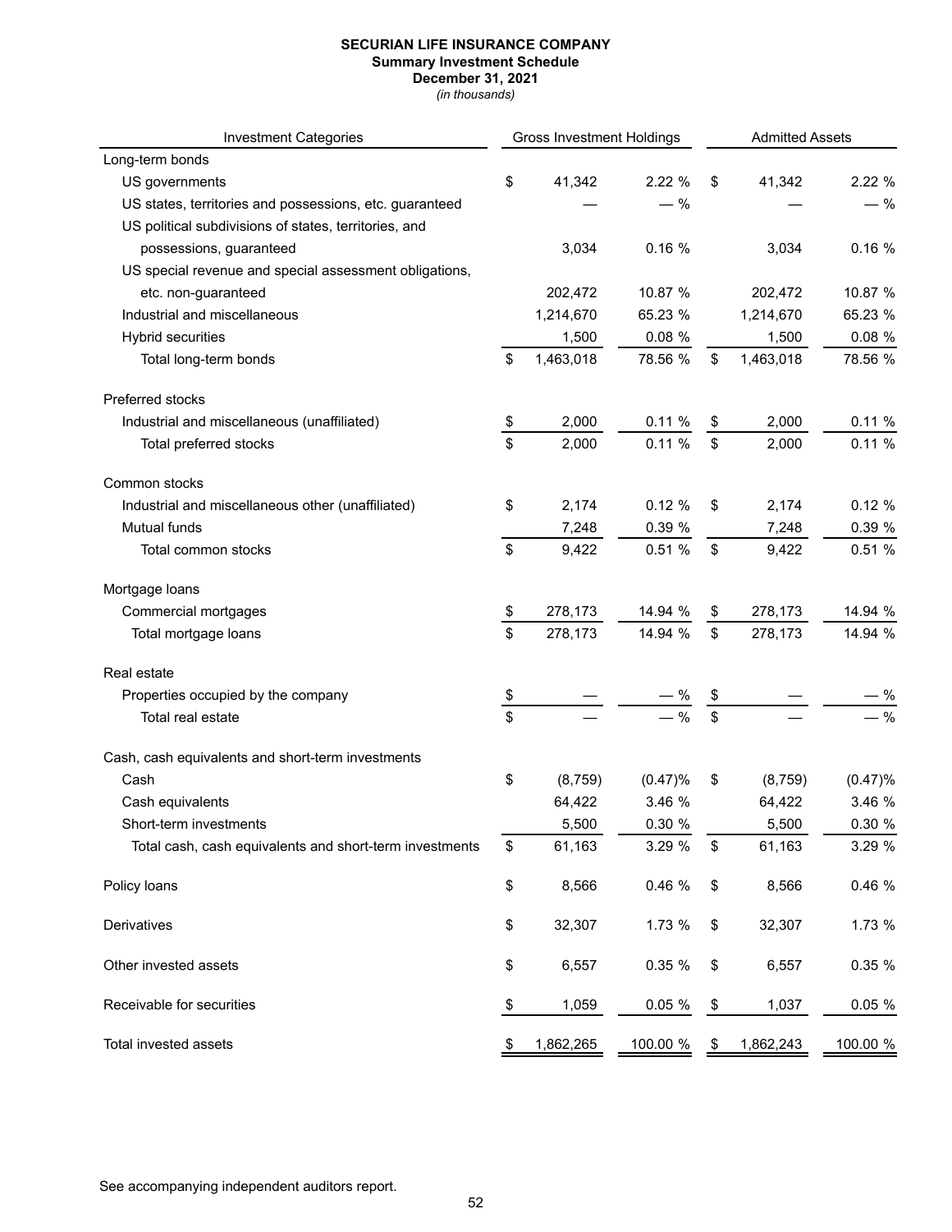**SECURIAN LIFE INSURANCE COMPANY**
**Summary Investment Schedule**
**December 31, 2021**
*(in thousands)*

| Investment Categories | Gross Investment Holdings | | Admitted Assets | |
|---|---|---|---|---|
| Long-term bonds | | | | |
| US governments | $ 41,342 | 2.22 % | $ 41,342 | 2.22 % |
| US states, territories and possessions, etc. guaranteed | — | — % | — | — % |
| US political subdivisions of states, territories, and possessions, guaranteed | 3,034 | 0.16 % | 3,034 | 0.16 % |
| US special revenue and special assessment obligations, etc. non-guaranteed | 202,472 | 10.87 % | 202,472 | 10.87 % |
| Industrial and miscellaneous | 1,214,670 | 65.23 % | 1,214,670 | 65.23 % |
| Hybrid securities | 1,500 | 0.08 % | 1,500 | 0.08 % |
| Total long-term bonds | $ 1,463,018 | 78.56 % | $ 1,463,018 | 78.56 % |
| Preferred stocks | | | | |
| Industrial and miscellaneous (unaffiliated) | $ 2,000 | 0.11 % | $ 2,000 | 0.11 % |
| Total preferred stocks | $ 2,000 | 0.11 % | $ 2,000 | 0.11 % |
| Common stocks | | | | |
| Industrial and miscellaneous other (unaffiliated) | $ 2,174 | 0.12 % | $ 2,174 | 0.12 % |
| Mutual funds | 7,248 | 0.39 % | 7,248 | 0.39 % |
| Total common stocks | $ 9,422 | 0.51 % | $ 9,422 | 0.51 % |
| Mortgage loans | | | | |
| Commercial mortgages | $ 278,173 | 14.94 % | $ 278,173 | 14.94 % |
| Total mortgage loans | $ 278,173 | 14.94 % | $ 278,173 | 14.94 % |
| Real estate | | | | |
| Properties occupied by the company | $ — | — % | $ — | — % |
| Total real estate | $ — | — % | $ — | — % |
| Cash, cash equivalents and short-term investments | | | | |
| Cash | $ (8,759) | (0.47)% | $ (8,759) | (0.47)% |
| Cash equivalents | 64,422 | 3.46 % | 64,422 | 3.46 % |
| Short-term investments | 5,500 | 0.30 % | 5,500 | 0.30 % |
| Total cash, cash equivalents and short-term investments | $ 61,163 | 3.29 % | $ 61,163 | 3.29 % |
| Policy loans | $ 8,566 | 0.46 % | $ 8,566 | 0.46 % |
| Derivatives | $ 32,307 | 1.73 % | $ 32,307 | 1.73 % |
| Other invested assets | $ 6,557 | 0.35 % | $ 6,557 | 0.35 % |
| Receivable for securities | $ 1,059 | 0.05 % | $ 1,037 | 0.05 % |
| Total invested assets | $ 1,862,265 | 100.00 % | $ 1,862,243 | 100.00 % |

See accompanying independent auditors report.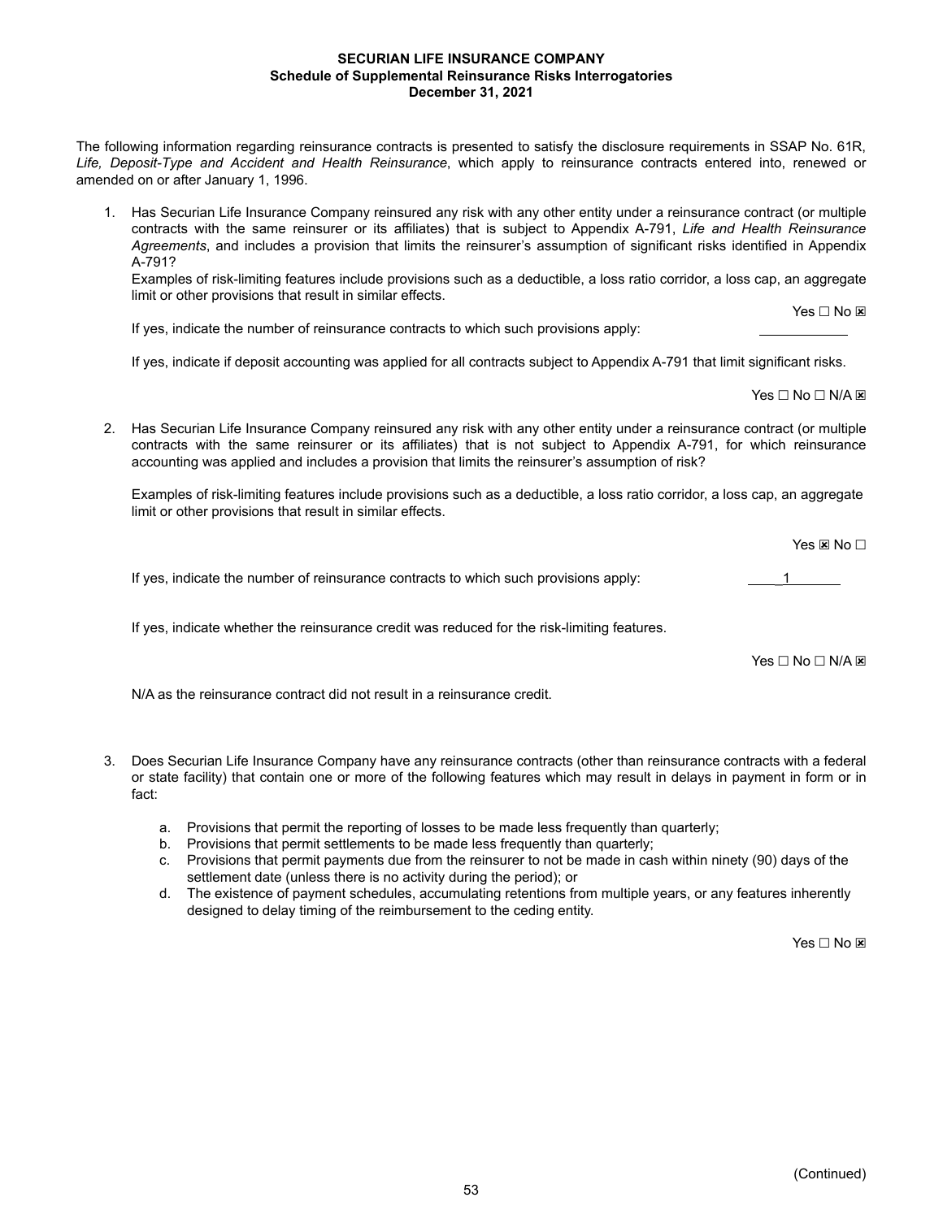**SECURIAN LIFE INSURANCE COMPANY**
**Schedule of Supplemental Reinsurance Risks Interrogatories**
**December 31, 2021**

The following information regarding reinsurance contracts is presented to satisfy the disclosure requirements in SSAP No. 61R, *Life, Deposit-Type and Accident and Health Reinsurance*, which apply to reinsurance contracts entered into, renewed or amended on or after January 1, 1996.

1. Has Securian Life Insurance Company reinsured any risk with any other entity under a reinsurance contract (or multiple contracts with the same reinsurer or its affiliates) that is subject to Appendix A-791, *Life and Health Reinsurance Agreements*, and includes a provision that limits the reinsurer's assumption of significant risks identified in Appendix A-791?

   Examples of risk-limiting features include provisions such as a deductible, a loss ratio corridor, a loss cap, an aggregate limit or other provisions that result in similar effects.

   Yes ☐ No ☒

   If yes, indicate the number of reinsurance contracts to which such provisions apply: ________

   If yes, indicate if deposit accounting was applied for all contracts subject to Appendix A-791 that limit significant risks.

   Yes ☐ No ☐ N/A ☒

2. Has Securian Life Insurance Company reinsured any risk with any other entity under a reinsurance contract (or multiple contracts with the same reinsurer or its affiliates) that is not subject to Appendix A-791, for which reinsurance accounting was applied and includes a provision that limits the reinsurer's assumption of risk?

   Examples of risk-limiting features include provisions such as a deductible, a loss ratio corridor, a loss cap, an aggregate limit or other provisions that result in similar effects.

   Yes ☒ No ☐

   If yes, indicate the number of reinsurance contracts to which such provisions apply: 1

   If yes, indicate whether the reinsurance credit was reduced for the risk-limiting features.

   Yes ☐ No ☐ N/A ☒

   N/A as the reinsurance contract did not result in a reinsurance credit.

3. Does Securian Life Insurance Company have any reinsurance contracts (other than reinsurance contracts with a federal or state facility) that contain one or more of the following features which may result in delays in payment in form or in fact:

   a. Provisions that permit the reporting of losses to be made less frequently than quarterly;
   b. Provisions that permit settlements to be made less frequently than quarterly;
   c. Provisions that permit payments due from the reinsurer to not be made in cash within ninety (90) days of the settlement date (unless there is no activity during the period); or
   d. The existence of payment schedules, accumulating retentions from multiple years, or any features inherently designed to delay timing of the reimbursement to the ceding entity.

   Yes ☐ No ☒

(Continued)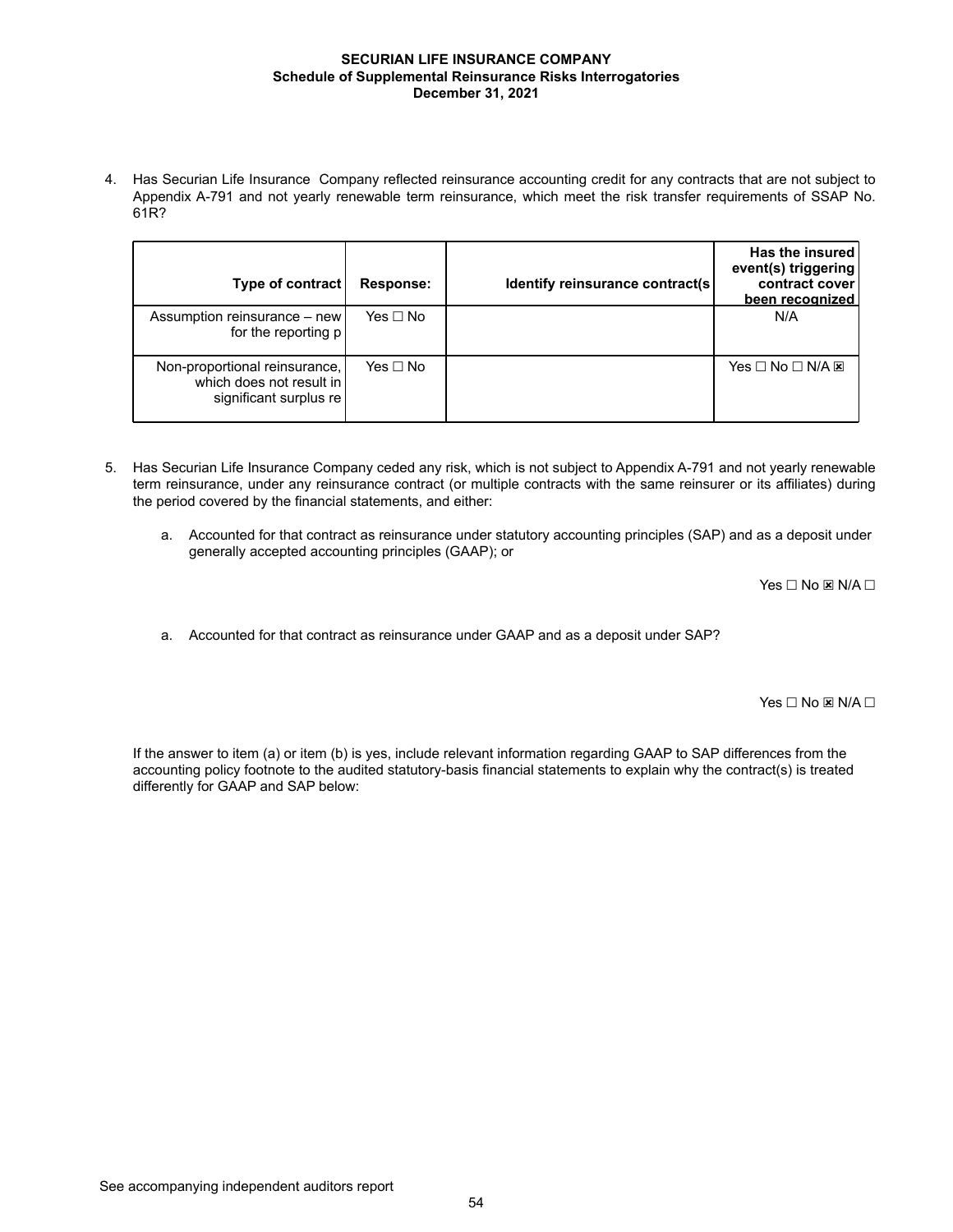**SECURIAN LIFE INSURANCE COMPANY**
**Schedule of Supplemental Reinsurance Risks Interrogatories**
**December 31, 2021**

4. Has Securian Life Insurance Company reflected reinsurance accounting credit for any contracts that are not subject to Appendix A-791 and not yearly renewable term reinsurance, which meet the risk transfer requirements of SSAP No. 61R?

| Type of contract | Response: | Identify reinsurance contract(s | Has the insured event(s) triggering contract cover been recognized |
|---|---|---|---|
| Assumption reinsurance – new for the reporting p | Yes ☐ No | | N/A |
| Non-proportional reinsurance, which does not result in significant surplus re | Yes ☐ No | | Yes ☐ No ☐ N/A ☒ |

5. Has Securian Life Insurance Company ceded any risk, which is not subject to Appendix A-791 and not yearly renewable term reinsurance, under any reinsurance contract (or multiple contracts with the same reinsurer or its affiliates) during the period covered by the financial statements, and either:

   a. Accounted for that contract as reinsurance under statutory accounting principles (SAP) and as a deposit under generally accepted accounting principles (GAAP); or

   Yes ☐ No ☒ N/A ☐

   a. Accounted for that contract as reinsurance under GAAP and as a deposit under SAP?

   Yes ☐ No ☒ N/A ☐

If the answer to item (a) or item (b) is yes, include relevant information regarding GAAP to SAP differences from the accounting policy footnote to the audited statutory-basis financial statements to explain why the contract(s) is treated differently for GAAP and SAP below:

See accompanying independent auditors report